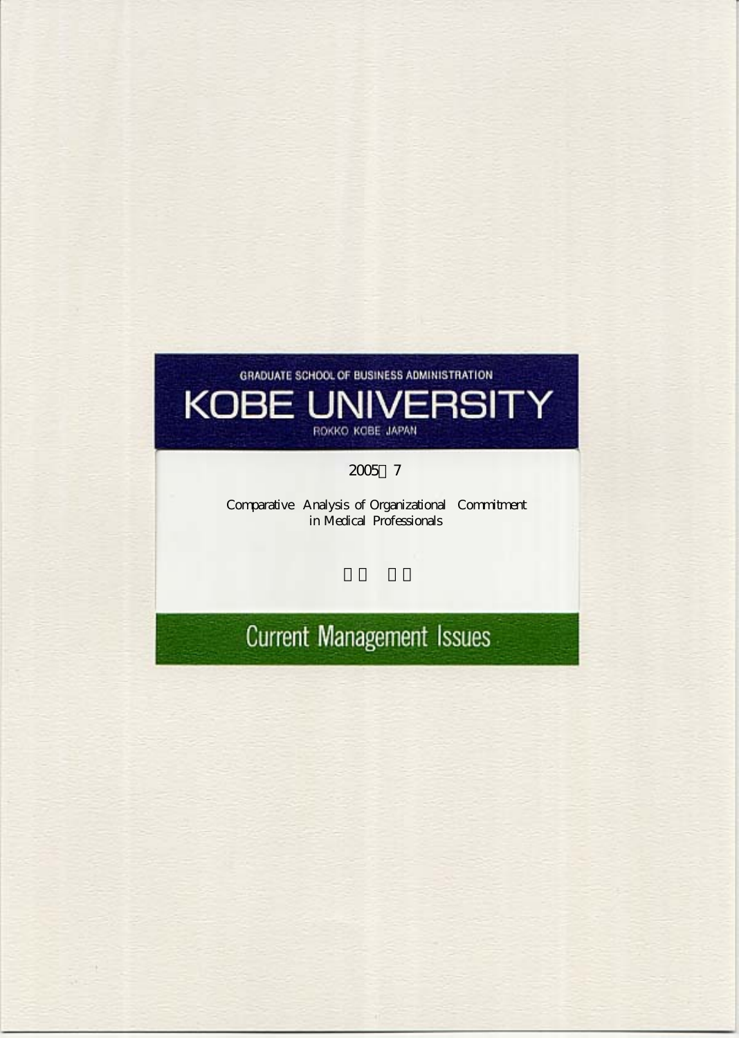GRADUATE SCHOOL OF BUSINESS ADMINISTRATION

# KOBE UNIVERSITY

ROKKO KOBE JAPAN

2005 7

## Comparative Analysis of Organizational Commitment in Medical Professionals

Current Management Issues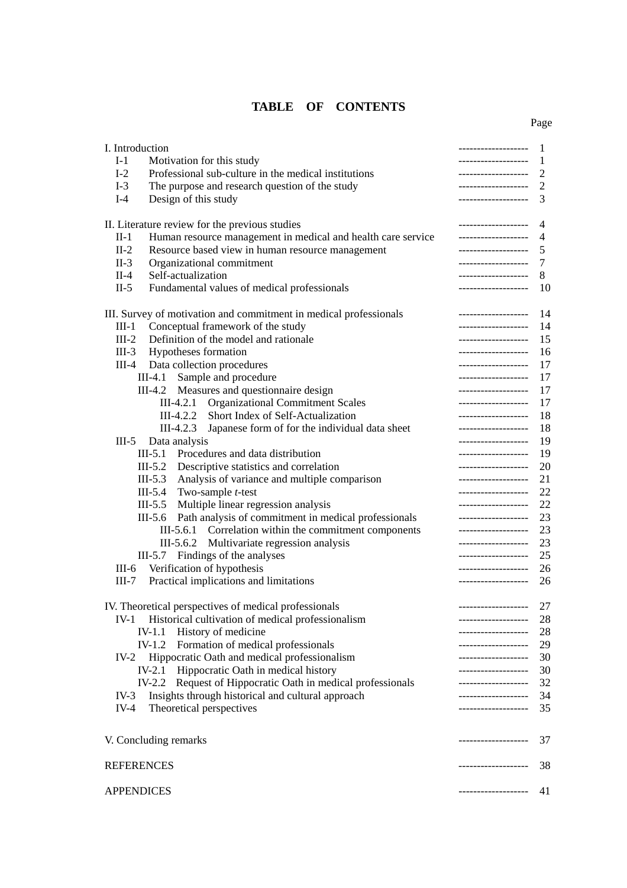# TABLE OF CONTENTS

| | Page |
|---|---|
| I. Introduction | 1 |
| I-1 Motivation for this study | 1 |
| I-2 Professional sub-culture in the medical institutions | 2 |
| I-3 The purpose and research question of the study | 2 |
| I-4 Design of this study | 3 |
| II. Literature review for the previous studies | 4 |
| II-1 Human resource management in medical and health care service | 4 |
| II-2 Resource based view in human resource management | 5 |
| II-3 Organizational commitment | 7 |
| II-4 Self-actualization | 8 |
| II-5 Fundamental values of medical professionals | 10 |
| III. Survey of motivation and commitment in medical professionals | 14 |
| III-1 Conceptual framework of the study | 14 |
| III-2 Definition of the model and rationale | 15 |
| III-3 Hypotheses formation | 16 |
| III-4 Data collection procedures | 17 |
| III-4.1 Sample and procedure | 17 |
| III-4.2 Measures and questionnaire design | 17 |
| III-4.2.1 Organizational Commitment Scales | 17 |
| III-4.2.2 Short Index of Self-Actualization | 18 |
| III-4.2.3 Japanese form of for the individual data sheet | 18 |
| III-5 Data analysis | 19 |
| III-5.1 Procedures and data distribution | 19 |
| III-5.2 Descriptive statistics and correlation | 20 |
| III-5.3 Analysis of variance and multiple comparison | 21 |
| III-5.4 Two-sample *t*-test | 22 |
| III-5.5 Multiple linear regression analysis | 22 |
| III-5.6 Path analysis of commitment in medical professionals | 23 |
| III-5.6.1 Correlation within the commitment components | 23 |
| III-5.6.2 Multivariate regression analysis | 23 |
| III-5.7 Findings of the analyses | 25 |
| III-6 Verification of hypothesis | 26 |
| III-7 Practical implications and limitations | 26 |
| IV. Theoretical perspectives of medical professionals | 27 |
| IV-1 Historical cultivation of medical professionalism | 28 |
| IV-1.1 History of medicine | 28 |
| IV-1.2 Formation of medical professionals | 29 |
| IV-2 Hippocratic Oath and medical professionalism | 30 |
| IV-2.1 Hippocratic Oath in medical history | 30 |
| IV-2.2 Request of Hippocratic Oath in medical professionals | 32 |
| IV-3 Insights through historical and cultural approach | 34 |
| IV-4 Theoretical perspectives | 35 |
| V. Concluding remarks | 37 |
| REFERENCES | 38 |
| APPENDICES | 41 |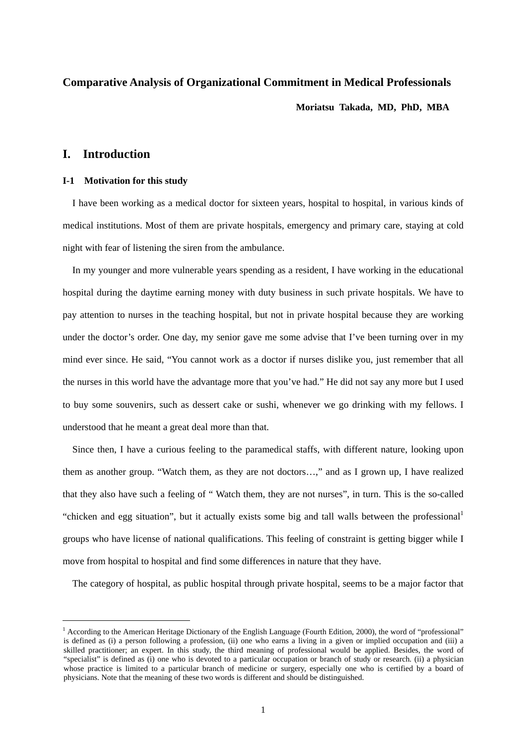**Comparative Analysis of Organizational Commitment in Medical Professionals**

**Moriatsu Takada, MD, PhD, MBA**

# I. Introduction

### I-1 Motivation for this study

I have been working as a medical doctor for sixteen years, hospital to hospital, in various kinds of medical institutions. Most of them are private hospitals, emergency and primary care, staying at cold night with fear of listening the siren from the ambulance.

In my younger and more vulnerable years spending as a resident, I have working in the educational hospital during the daytime earning money with duty business in such private hospitals. We have to pay attention to nurses in the teaching hospital, but not in private hospital because they are working under the doctor's order. One day, my senior gave me some advise that I've been turning over in my mind ever since. He said, "You cannot work as a doctor if nurses dislike you, just remember that all the nurses in this world have the advantage more that you've had." He did not say any more but I used to buy some souvenirs, such as dessert cake or sushi, whenever we go drinking with my fellows. I understood that he meant a great deal more than that.

Since then, I have a curious feeling to the paramedical staffs, with different nature, looking upon them as another group. "Watch them, as they are not doctors…," and as I grown up, I have realized that they also have such a feeling of " Watch them, they are not nurses", in turn. This is the so-called "chicken and egg situation", but it actually exists some big and tall walls between the professional[1] groups who have license of national qualifications. This feeling of constraint is getting bigger while I move from hospital to hospital and find some differences in nature that they have.

The category of hospital, as public hospital through private hospital, seems to be a major factor that

---

[1] According to the American Heritage Dictionary of the English Language (Fourth Edition, 2000), the word of "professional" is defined as (i) a person following a profession, (ii) one who earns a living in a given or implied occupation and (iii) a skilled practitioner; an expert. In this study, the third meaning of professional would be applied. Besides, the word of "specialist" is defined as (i) one who is devoted to a particular occupation or branch of study or research. (ii) a physician whose practice is limited to a particular branch of medicine or surgery, especially one who is certified by a board of physicians. Note that the meaning of these two words is different and should be distinguished.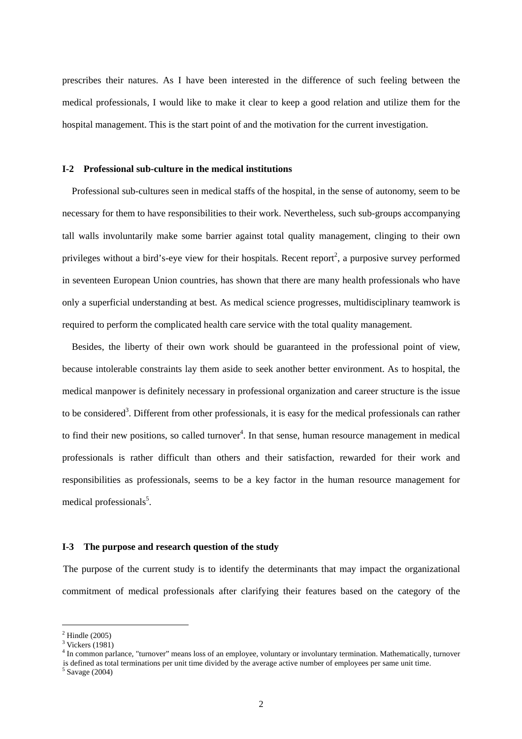prescribes their natures. As I have been interested in the difference of such feeling between the medical professionals, I would like to make it clear to keep a good relation and utilize them for the hospital management. This is the start point of and the motivation for the current investigation.

### I-2 Professional sub-culture in the medical institutions

Professional sub-cultures seen in medical staffs of the hospital, in the sense of autonomy, seem to be necessary for them to have responsibilities to their work. Nevertheless, such sub-groups accompanying tall walls involuntarily make some barrier against total quality management, clinging to their own privileges without a bird's-eye view for their hospitals. Recent report[2], a purposive survey performed in seventeen European Union countries, has shown that there are many health professionals who have only a superficial understanding at best. As medical science progresses, multidisciplinary teamwork is required to perform the complicated health care service with the total quality management.

Besides, the liberty of their own work should be guaranteed in the professional point of view, because intolerable constraints lay them aside to seek another better environment. As to hospital, the medical manpower is definitely necessary in professional organization and career structure is the issue to be considered[3]. Different from other professionals, it is easy for the medical professionals can rather to find their new positions, so called turnover[4]. In that sense, human resource management in medical professionals is rather difficult than others and their satisfaction, rewarded for their work and responsibilities as professionals, seems to be a key factor in the human resource management for medical professionals[5].

### I-3 The purpose and research question of the study

The purpose of the current study is to identify the determinants that may impact the organizational commitment of medical professionals after clarifying their features based on the category of the

---

[2] Hindle (2005)
[3] Vickers (1981)
[4] In common parlance, "turnover" means loss of an employee, voluntary or involuntary termination. Mathematically, turnover is defined as total terminations per unit time divided by the average active number of employees per same unit time.
[5] Savage (2004)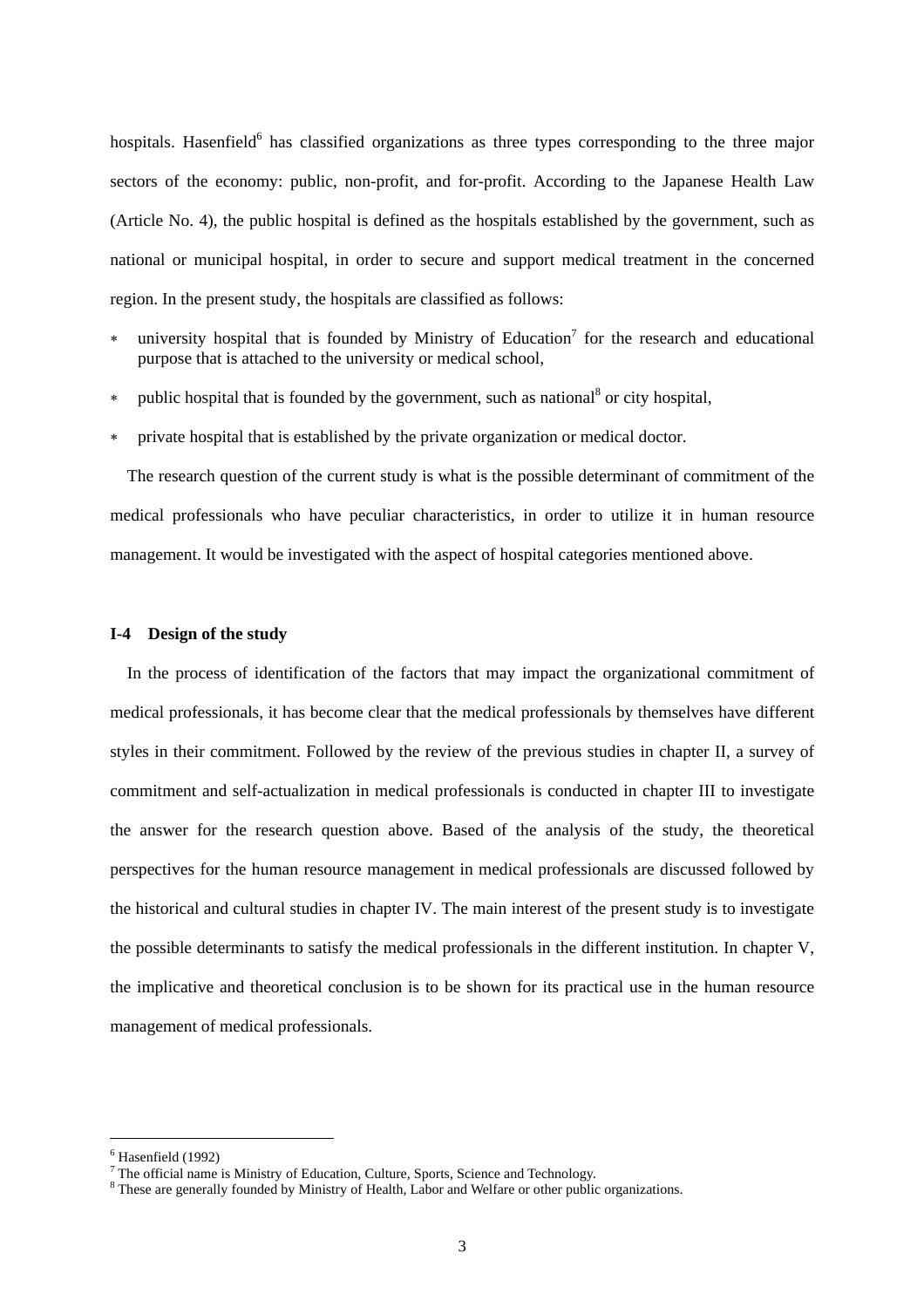hospitals. Hasenfield[6] has classified organizations as three types corresponding to the three major sectors of the economy: public, non-profit, and for-profit. According to the Japanese Health Law (Article No. 4), the public hospital is defined as the hospitals established by the government, such as national or municipal hospital, in order to secure and support medical treatment in the concerned region. In the present study, the hospitals are classified as follows:

* university hospital that is founded by Ministry of Education[7] for the research and educational purpose that is attached to the university or medical school,
* public hospital that is founded by the government, such as national[8] or city hospital,
* private hospital that is established by the private organization or medical doctor.

The research question of the current study is what is the possible determinant of commitment of the medical professionals who have peculiar characteristics, in order to utilize it in human resource management. It would be investigated with the aspect of hospital categories mentioned above.

### I-4 Design of the study

In the process of identification of the factors that may impact the organizational commitment of medical professionals, it has become clear that the medical professionals by themselves have different styles in their commitment. Followed by the review of the previous studies in chapter II, a survey of commitment and self-actualization in medical professionals is conducted in chapter III to investigate the answer for the research question above. Based of the analysis of the study, the theoretical perspectives for the human resource management in medical professionals are discussed followed by the historical and cultural studies in chapter IV. The main interest of the present study is to investigate the possible determinants to satisfy the medical professionals in the different institution. In chapter V, the implicative and theoretical conclusion is to be shown for its practical use in the human resource management of medical professionals.

---

[6] Hasenfield (1992)

[7] The official name is Ministry of Education, Culture, Sports, Science and Technology.

[8] These are generally founded by Ministry of Health, Labor and Welfare or other public organizations.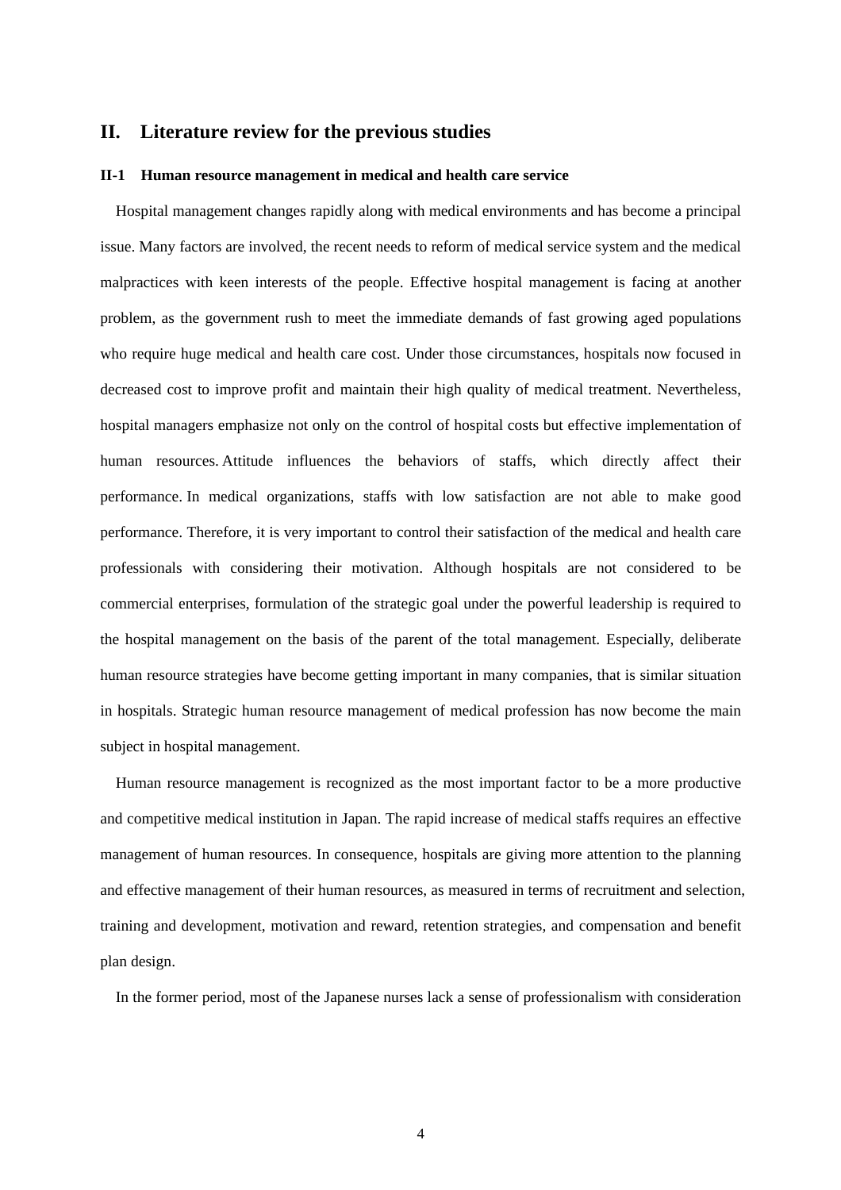## II. Literature review for the previous studies

### II-1 Human resource management in medical and health care service

Hospital management changes rapidly along with medical environments and has become a principal issue. Many factors are involved, the recent needs to reform of medical service system and the medical malpractices with keen interests of the people. Effective hospital management is facing at another problem, as the government rush to meet the immediate demands of fast growing aged populations who require huge medical and health care cost. Under those circumstances, hospitals now focused in decreased cost to improve profit and maintain their high quality of medical treatment. Nevertheless, hospital managers emphasize not only on the control of hospital costs but effective implementation of human resources. Attitude influences the behaviors of staffs, which directly affect their performance. In medical organizations, staffs with low satisfaction are not able to make good performance. Therefore, it is very important to control their satisfaction of the medical and health care professionals with considering their motivation. Although hospitals are not considered to be commercial enterprises, formulation of the strategic goal under the powerful leadership is required to the hospital management on the basis of the parent of the total management. Especially, deliberate human resource strategies have become getting important in many companies, that is similar situation in hospitals. Strategic human resource management of medical profession has now become the main subject in hospital management.

Human resource management is recognized as the most important factor to be a more productive and competitive medical institution in Japan. The rapid increase of medical staffs requires an effective management of human resources. In consequence, hospitals are giving more attention to the planning and effective management of their human resources, as measured in terms of recruitment and selection, training and development, motivation and reward, retention strategies, and compensation and benefit plan design.

In the former period, most of the Japanese nurses lack a sense of professionalism with consideration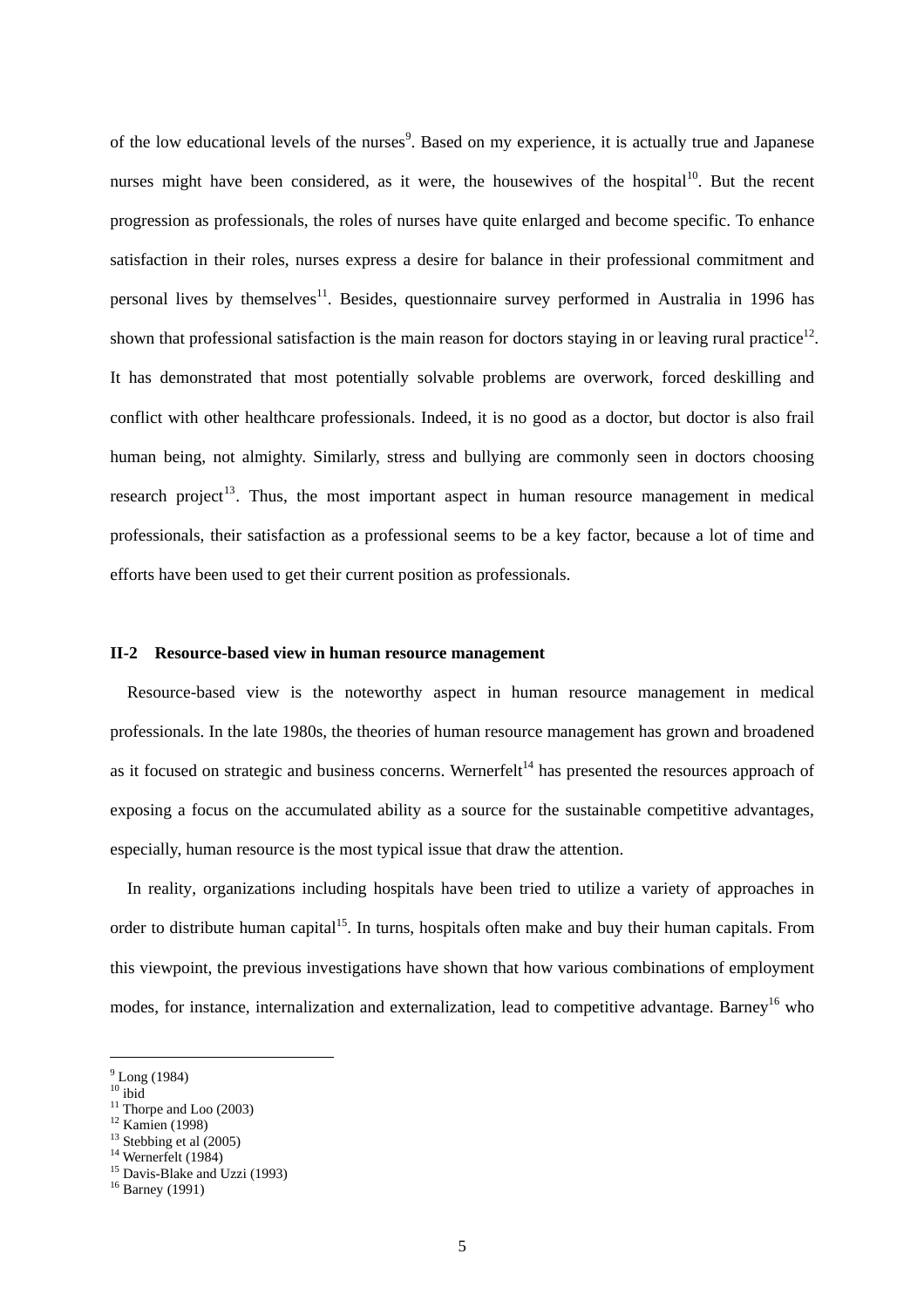of the low educational levels of the nurses[9]. Based on my experience, it is actually true and Japanese nurses might have been considered, as it were, the housewives of the hospital[10]. But the recent progression as professionals, the roles of nurses have quite enlarged and become specific. To enhance satisfaction in their roles, nurses express a desire for balance in their professional commitment and personal lives by themselves[11]. Besides, questionnaire survey performed in Australia in 1996 has shown that professional satisfaction is the main reason for doctors staying in or leaving rural practice[12]. It has demonstrated that most potentially solvable problems are overwork, forced deskilling and conflict with other healthcare professionals. Indeed, it is no good as a doctor, but doctor is also frail human being, not almighty. Similarly, stress and bullying are commonly seen in doctors choosing research project[13]. Thus, the most important aspect in human resource management in medical professionals, their satisfaction as a professional seems to be a key factor, because a lot of time and efforts have been used to get their current position as professionals.

### II-2 Resource-based view in human resource management

Resource-based view is the noteworthy aspect in human resource management in medical professionals. In the late 1980s, the theories of human resource management has grown and broadened as it focused on strategic and business concerns. Wernerfelt[14] has presented the resources approach of exposing a focus on the accumulated ability as a source for the sustainable competitive advantages, especially, human resource is the most typical issue that draw the attention.

In reality, organizations including hospitals have been tried to utilize a variety of approaches in order to distribute human capital[15]. In turns, hospitals often make and buy their human capitals. From this viewpoint, the previous investigations have shown that how various combinations of employment modes, for instance, internalization and externalization, lead to competitive advantage. Barney[16] who

---

[9] Long (1984)
[10] ibid
[11] Thorpe and Loo (2003)
[12] Kamien (1998)
[13] Stebbing et al (2005)
[14] Wernerfelt (1984)
[15] Davis-Blake and Uzzi (1993)
[16] Barney (1991)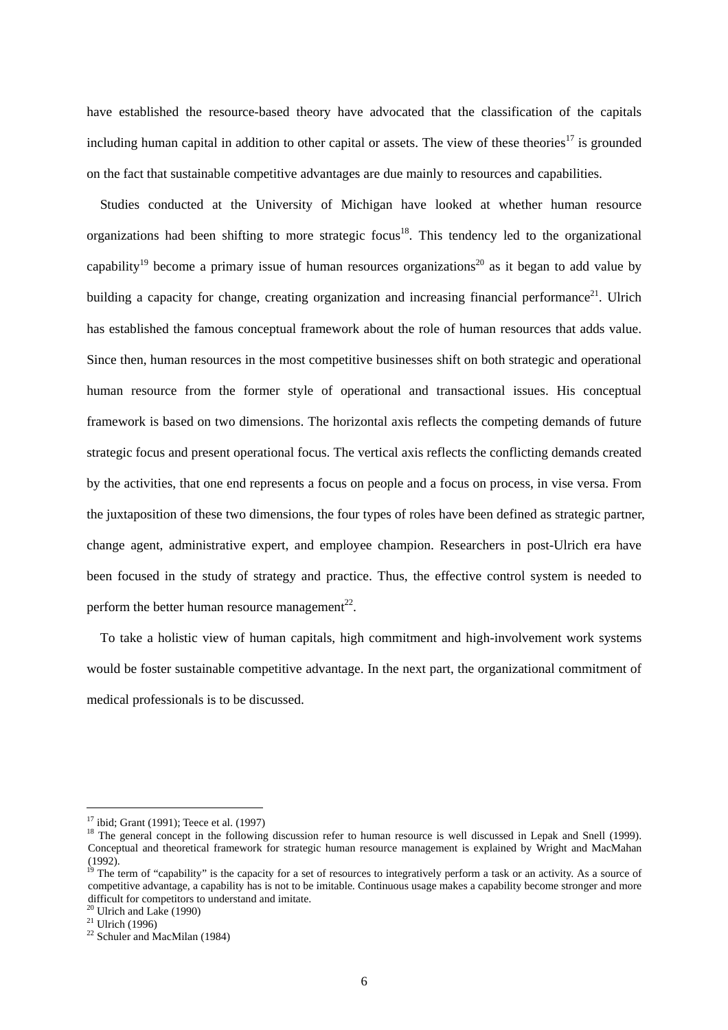have established the resource-based theory have advocated that the classification of the capitals including human capital in addition to other capital or assets. The view of these theories[17] is grounded on the fact that sustainable competitive advantages are due mainly to resources and capabilities.

Studies conducted at the University of Michigan have looked at whether human resource organizations had been shifting to more strategic focus[18]. This tendency led to the organizational capability[19] become a primary issue of human resources organizations[20] as it began to add value by building a capacity for change, creating organization and increasing financial performance[21]. Ulrich has established the famous conceptual framework about the role of human resources that adds value. Since then, human resources in the most competitive businesses shift on both strategic and operational human resource from the former style of operational and transactional issues. His conceptual framework is based on two dimensions. The horizontal axis reflects the competing demands of future strategic focus and present operational focus. The vertical axis reflects the conflicting demands created by the activities, that one end represents a focus on people and a focus on process, in vise versa. From the juxtaposition of these two dimensions, the four types of roles have been defined as strategic partner, change agent, administrative expert, and employee champion. Researchers in post-Ulrich era have been focused in the study of strategy and practice. Thus, the effective control system is needed to perform the better human resource management[22].

To take a holistic view of human capitals, high commitment and high-involvement work systems would be foster sustainable competitive advantage. In the next part, the organizational commitment of medical professionals is to be discussed.

---

[17] ibid; Grant (1991); Teece et al. (1997)

[18] The general concept in the following discussion refer to human resource is well discussed in Lepak and Snell (1999). Conceptual and theoretical framework for strategic human resource management is explained by Wright and MacMahan (1992).

[19] The term of "capability" is the capacity for a set of resources to integratively perform a task or an activity. As a source of competitive advantage, a capability has is not to be imitable. Continuous usage makes a capability become stronger and more difficult for competitors to understand and imitate.

[20] Ulrich and Lake (1990)

[21] Ulrich (1996)

[22] Schuler and MacMilan (1984)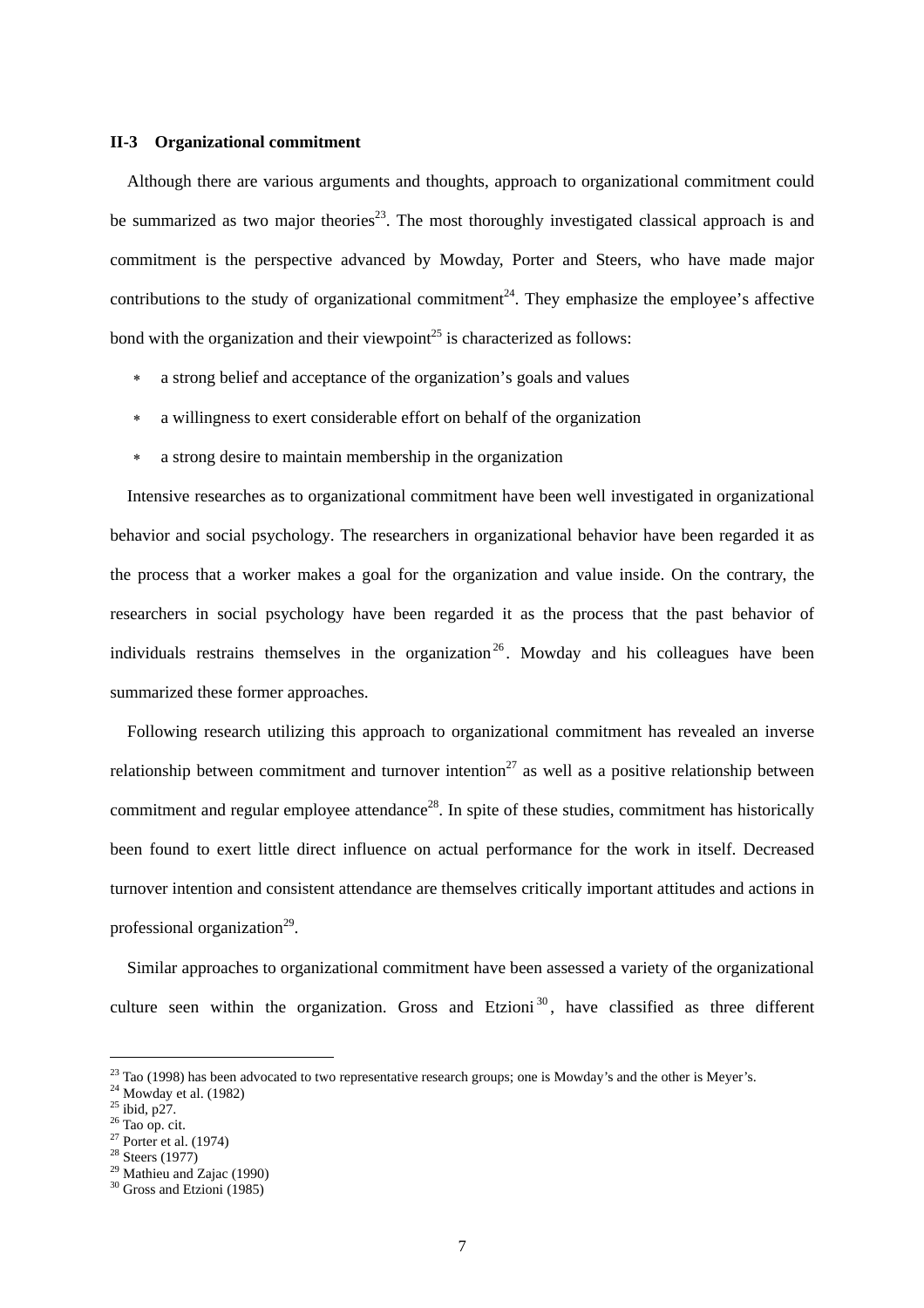### II-3 Organizational commitment

Although there are various arguments and thoughts, approach to organizational commitment could be summarized as two major theories[23]. The most thoroughly investigated classical approach is and commitment is the perspective advanced by Mowday, Porter and Steers, who have made major contributions to the study of organizational commitment[24]. They emphasize the employee's affective bond with the organization and their viewpoint[25] is characterized as follows:

* a strong belief and acceptance of the organization's goals and values
* a willingness to exert considerable effort on behalf of the organization
* a strong desire to maintain membership in the organization

Intensive researches as to organizational commitment have been well investigated in organizational behavior and social psychology. The researchers in organizational behavior have been regarded it as the process that a worker makes a goal for the organization and value inside. On the contrary, the researchers in social psychology have been regarded it as the process that the past behavior of individuals restrains themselves in the organization[26]. Mowday and his colleagues have been summarized these former approaches.

Following research utilizing this approach to organizational commitment has revealed an inverse relationship between commitment and turnover intention[27] as well as a positive relationship between commitment and regular employee attendance[28]. In spite of these studies, commitment has historically been found to exert little direct influence on actual performance for the work in itself. Decreased turnover intention and consistent attendance are themselves critically important attitudes and actions in professional organization[29].

Similar approaches to organizational commitment have been assessed a variety of the organizational culture seen within the organization. Gross and Etzioni[30], have classified as three different

---

[23] Tao (1998) has been advocated to two representative research groups; one is Mowday's and the other is Meyer's.
[24] Mowday et al. (1982)
[25] ibid, p27.
[26] Tao op. cit.
[27] Porter et al. (1974)
[28] Steers (1977)
[29] Mathieu and Zajac (1990)
[30] Gross and Etzioni (1985)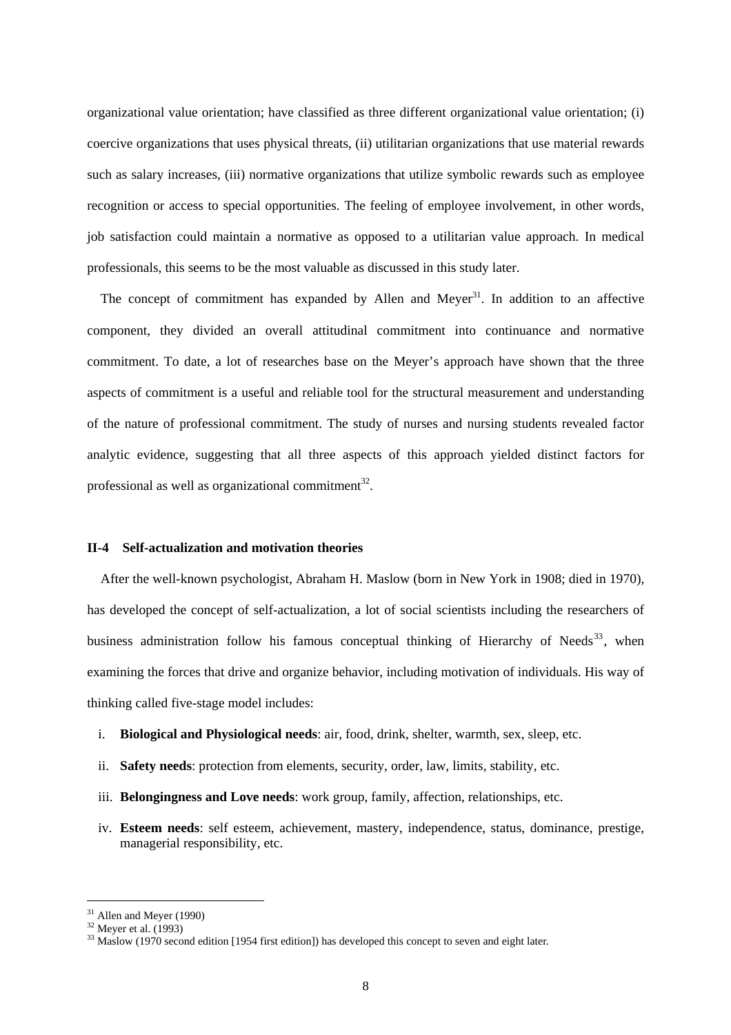organizational value orientation; have classified as three different organizational value orientation; (i) coercive organizations that uses physical threats, (ii) utilitarian organizations that use material rewards such as salary increases, (iii) normative organizations that utilize symbolic rewards such as employee recognition or access to special opportunities. The feeling of employee involvement, in other words, job satisfaction could maintain a normative as opposed to a utilitarian value approach. In medical professionals, this seems to be the most valuable as discussed in this study later.

The concept of commitment has expanded by Allen and Meyer[31]. In addition to an affective component, they divided an overall attitudinal commitment into continuance and normative commitment. To date, a lot of researches base on the Meyer's approach have shown that the three aspects of commitment is a useful and reliable tool for the structural measurement and understanding of the nature of professional commitment. The study of nurses and nursing students revealed factor analytic evidence, suggesting that all three aspects of this approach yielded distinct factors for professional as well as organizational commitment[32].

### II-4 Self-actualization and motivation theories

After the well-known psychologist, Abraham H. Maslow (born in New York in 1908; died in 1970), has developed the concept of self-actualization, a lot of social scientists including the researchers of business administration follow his famous conceptual thinking of Hierarchy of Needs[33], when examining the forces that drive and organize behavior, including motivation of individuals. His way of thinking called five-stage model includes:

i. **Biological and Physiological needs**: air, food, drink, shelter, warmth, sex, sleep, etc.

ii. **Safety needs**: protection from elements, security, order, law, limits, stability, etc.

iii. **Belongingness and Love needs**: work group, family, affection, relationships, etc.

iv. **Esteem needs**: self esteem, achievement, mastery, independence, status, dominance, prestige, managerial responsibility, etc.

---

[31] Allen and Meyer (1990)

[32] Meyer et al. (1993)

[33] Maslow (1970 second edition [1954 first edition]) has developed this concept to seven and eight later.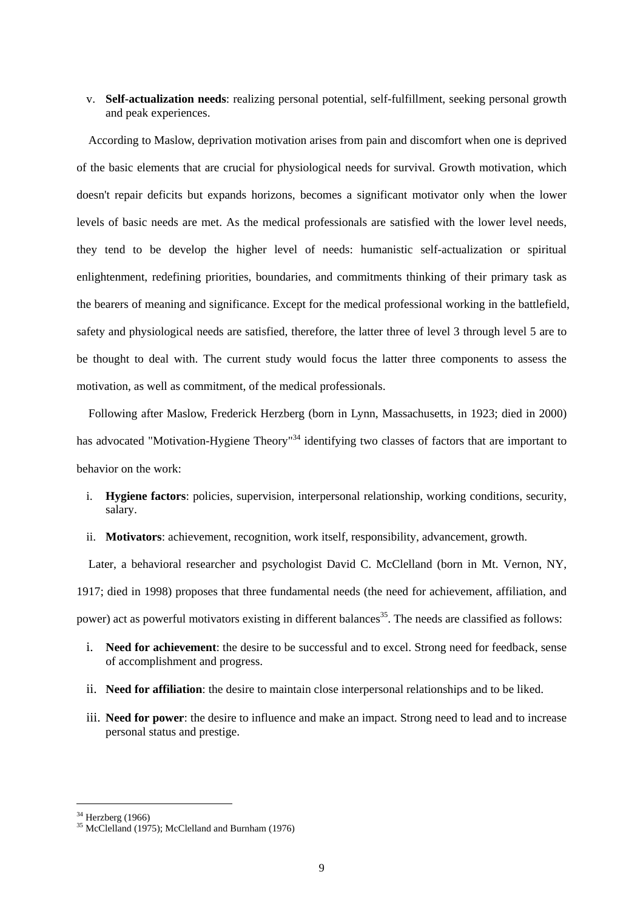v. **Self-actualization needs**: realizing personal potential, self-fulfillment, seeking personal growth and peak experiences.

According to Maslow, deprivation motivation arises from pain and discomfort when one is deprived of the basic elements that are crucial for physiological needs for survival. Growth motivation, which doesn't repair deficits but expands horizons, becomes a significant motivator only when the lower levels of basic needs are met. As the medical professionals are satisfied with the lower level needs, they tend to be develop the higher level of needs: humanistic self-actualization or spiritual enlightenment, redefining priorities, boundaries, and commitments thinking of their primary task as the bearers of meaning and significance. Except for the medical professional working in the battlefield, safety and physiological needs are satisfied, therefore, the latter three of level 3 through level 5 are to be thought to deal with. The current study would focus the latter three components to assess the motivation, as well as commitment, of the medical professionals.

Following after Maslow, Frederick Herzberg (born in Lynn, Massachusetts, in 1923; died in 2000) has advocated "Motivation-Hygiene Theory"[34] identifying two classes of factors that are important to behavior on the work:

i. **Hygiene factors**: policies, supervision, interpersonal relationship, working conditions, security, salary.

ii. **Motivators**: achievement, recognition, work itself, responsibility, advancement, growth.

Later, a behavioral researcher and psychologist David C. McClelland (born in Mt. Vernon, NY, 1917; died in 1998) proposes that three fundamental needs (the need for achievement, affiliation, and power) act as powerful motivators existing in different balances[35]. The needs are classified as follows:

i. **Need for achievement**: the desire to be successful and to excel. Strong need for feedback, sense of accomplishment and progress.

ii. **Need for affiliation**: the desire to maintain close interpersonal relationships and to be liked.

iii. **Need for power**: the desire to influence and make an impact. Strong need to lead and to increase personal status and prestige.

---

[34] Herzberg (1966)

[35] McClelland (1975); McClelland and Burnham (1976)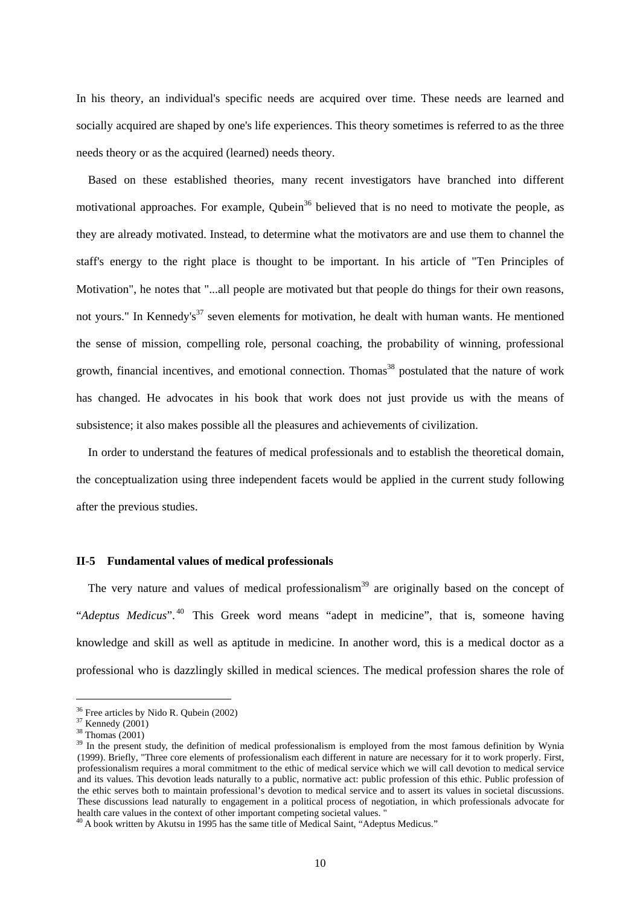In his theory, an individual's specific needs are acquired over time. These needs are learned and socially acquired are shaped by one's life experiences. This theory sometimes is referred to as the three needs theory or as the acquired (learned) needs theory.

Based on these established theories, many recent investigators have branched into different motivational approaches. For example, Qubein[36] believed that is no need to motivate the people, as they are already motivated. Instead, to determine what the motivators are and use them to channel the staff's energy to the right place is thought to be important. In his article of "Ten Principles of Motivation", he notes that "...all people are motivated but that people do things for their own reasons, not yours." In Kennedy's[37] seven elements for motivation, he dealt with human wants. He mentioned the sense of mission, compelling role, personal coaching, the probability of winning, professional growth, financial incentives, and emotional connection. Thomas[38] postulated that the nature of work has changed. He advocates in his book that work does not just provide us with the means of subsistence; it also makes possible all the pleasures and achievements of civilization.

In order to understand the features of medical professionals and to establish the theoretical domain, the conceptualization using three independent facets would be applied in the current study following after the previous studies.

### II-5 Fundamental values of medical professionals

The very nature and values of medical professionalism[39] are originally based on the concept of "*Adeptus Medicus*".[40] This Greek word means "adept in medicine", that is, someone having knowledge and skill as well as aptitude in medicine. In another word, this is a medical doctor as a professional who is dazzlingly skilled in medical sciences. The medical profession shares the role of

---

[36] Free articles by Nido R. Qubein (2002)

[37] Kennedy (2001)

[38] Thomas (2001)

[39] In the present study, the definition of medical professionalism is employed from the most famous definition by Wynia (1999). Briefly, "Three core elements of professionalism each different in nature are necessary for it to work properly. First, professionalism requires a moral commitment to the ethic of medical service which we will call devotion to medical service and its values. This devotion leads naturally to a public, normative act: public profession of this ethic. Public profession of the ethic serves both to maintain professional's devotion to medical service and to assert its values in societal discussions. These discussions lead naturally to engagement in a political process of negotiation, in which professionals advocate for health care values in the context of other important competing societal values. "

[40] A book written by Akutsu in 1995 has the same title of Medical Saint, "Adeptus Medicus."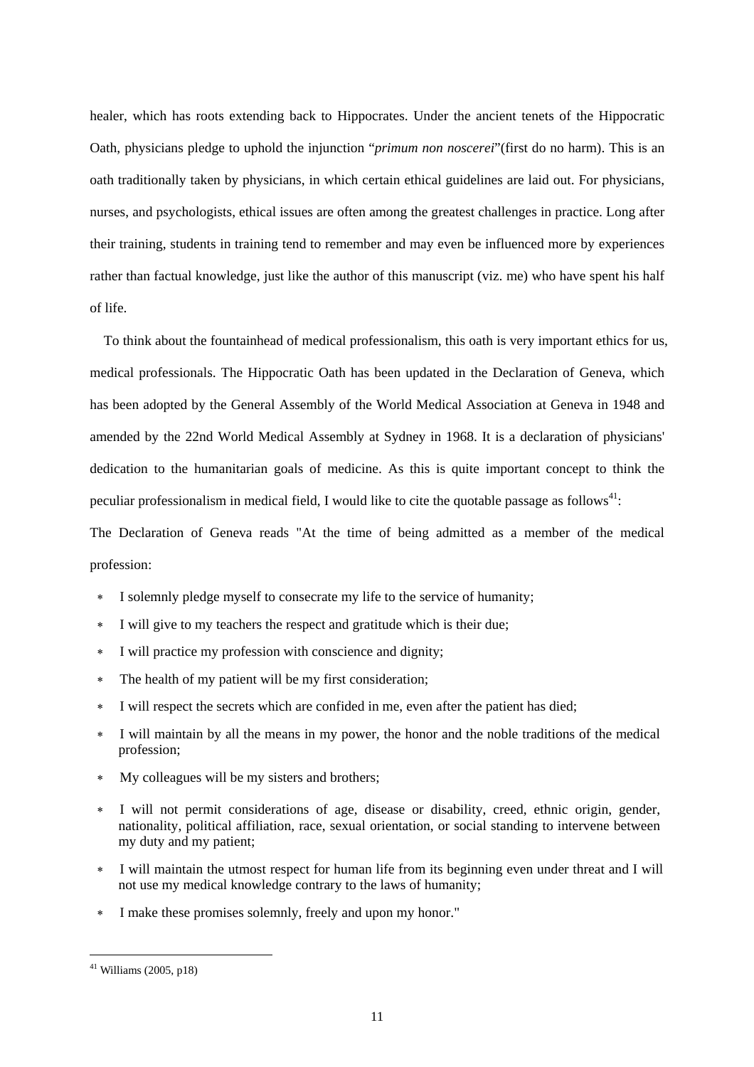healer, which has roots extending back to Hippocrates. Under the ancient tenets of the Hippocratic Oath, physicians pledge to uphold the injunction "*primum non noscerei*"(first do no harm). This is an oath traditionally taken by physicians, in which certain ethical guidelines are laid out. For physicians, nurses, and psychologists, ethical issues are often among the greatest challenges in practice. Long after their training, students in training tend to remember and may even be influenced more by experiences rather than factual knowledge, just like the author of this manuscript (viz. me) who have spent his half of life.

To think about the fountainhead of medical professionalism, this oath is very important ethics for us, medical professionals. The Hippocratic Oath has been updated in the Declaration of Geneva, which has been adopted by the General Assembly of the World Medical Association at Geneva in 1948 and amended by the 22nd World Medical Assembly at Sydney in 1968. It is a declaration of physicians' dedication to the humanitarian goals of medicine. As this is quite important concept to think the peculiar professionalism in medical field, I would like to cite the quotable passage as follows[41]:

The Declaration of Geneva reads "At the time of being admitted as a member of the medical profession:

- I solemnly pledge myself to consecrate my life to the service of humanity;
- I will give to my teachers the respect and gratitude which is their due;
- I will practice my profession with conscience and dignity;
- The health of my patient will be my first consideration;
- I will respect the secrets which are confided in me, even after the patient has died;
- I will maintain by all the means in my power, the honor and the noble traditions of the medical profession;
- My colleagues will be my sisters and brothers;
- I will not permit considerations of age, disease or disability, creed, ethnic origin, gender, nationality, political affiliation, race, sexual orientation, or social standing to intervene between my duty and my patient;
- I will maintain the utmost respect for human life from its beginning even under threat and I will not use my medical knowledge contrary to the laws of humanity;
- I make these promises solemnly, freely and upon my honor."

[41] Williams (2005, p18)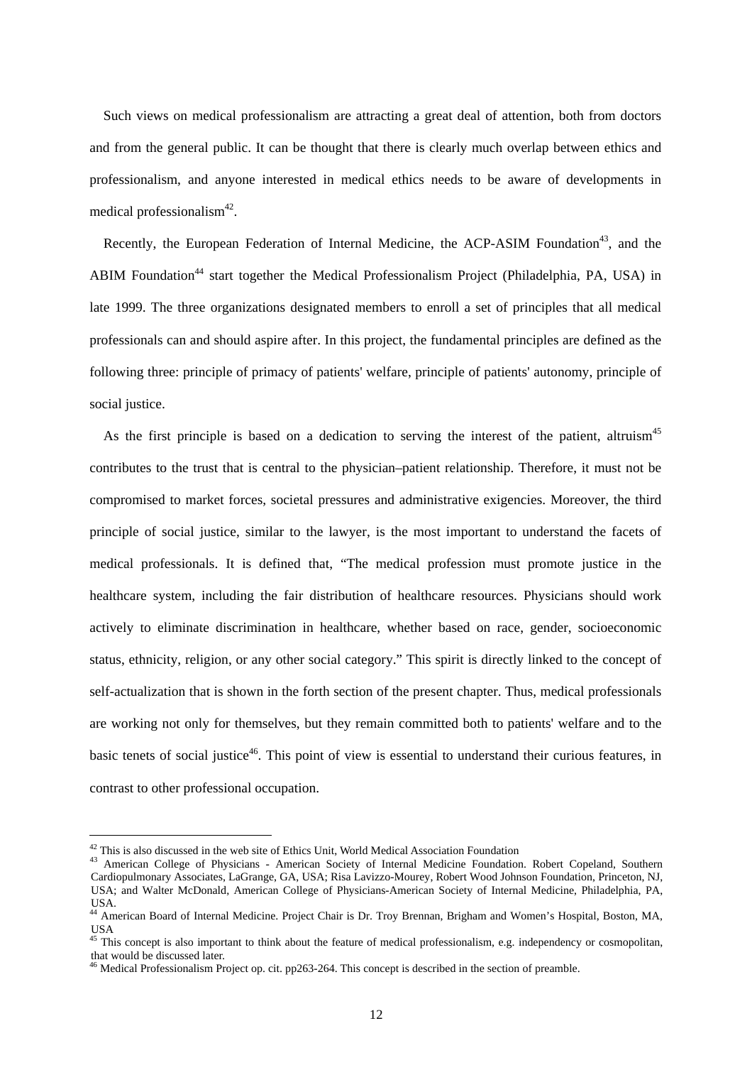Such views on medical professionalism are attracting a great deal of attention, both from doctors and from the general public. It can be thought that there is clearly much overlap between ethics and professionalism, and anyone interested in medical ethics needs to be aware of developments in medical professionalism[42].

Recently, the European Federation of Internal Medicine, the ACP-ASIM Foundation[43], and the ABIM Foundation[44] start together the Medical Professionalism Project (Philadelphia, PA, USA) in late 1999. The three organizations designated members to enroll a set of principles that all medical professionals can and should aspire after. In this project, the fundamental principles are defined as the following three: principle of primacy of patients' welfare, principle of patients' autonomy, principle of social justice.

As the first principle is based on a dedication to serving the interest of the patient, altruism[45] contributes to the trust that is central to the physician–patient relationship. Therefore, it must not be compromised to market forces, societal pressures and administrative exigencies. Moreover, the third principle of social justice, similar to the lawyer, is the most important to understand the facets of medical professionals. It is defined that, "The medical profession must promote justice in the healthcare system, including the fair distribution of healthcare resources. Physicians should work actively to eliminate discrimination in healthcare, whether based on race, gender, socioeconomic status, ethnicity, religion, or any other social category." This spirit is directly linked to the concept of self-actualization that is shown in the forth section of the present chapter. Thus, medical professionals are working not only for themselves, but they remain committed both to patients' welfare and to the basic tenets of social justice[46]. This point of view is essential to understand their curious features, in contrast to other professional occupation.

---

[42] This is also discussed in the web site of Ethics Unit, World Medical Association Foundation

[43] American College of Physicians - American Society of Internal Medicine Foundation. Robert Copeland, Southern Cardiopulmonary Associates, LaGrange, GA, USA; Risa Lavizzo-Mourey, Robert Wood Johnson Foundation, Princeton, NJ, USA; and Walter McDonald, American College of Physicians-American Society of Internal Medicine, Philadelphia, PA, USA.

[44] American Board of Internal Medicine. Project Chair is Dr. Troy Brennan, Brigham and Women's Hospital, Boston, MA, USA

[45] This concept is also important to think about the feature of medical professionalism, e.g. independency or cosmopolitan, that would be discussed later.

[46] Medical Professionalism Project op. cit. pp263-264. This concept is described in the section of preamble.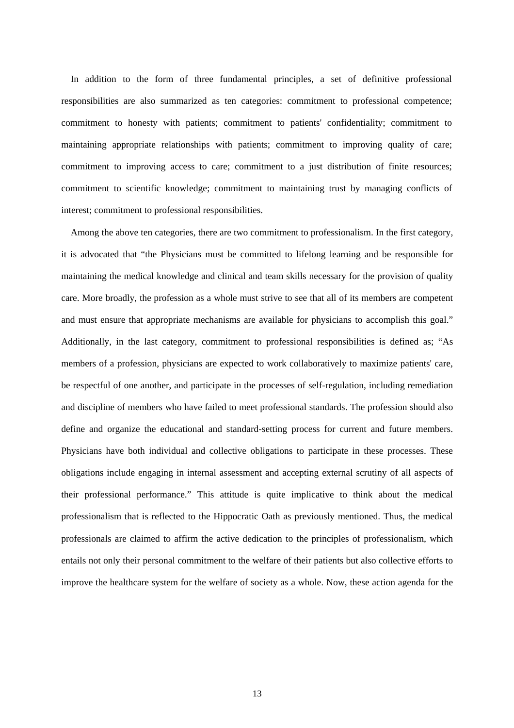In addition to the form of three fundamental principles, a set of definitive professional responsibilities are also summarized as ten categories: commitment to professional competence; commitment to honesty with patients; commitment to patients' confidentiality; commitment to maintaining appropriate relationships with patients; commitment to improving quality of care; commitment to improving access to care; commitment to a just distribution of finite resources; commitment to scientific knowledge; commitment to maintaining trust by managing conflicts of interest; commitment to professional responsibilities.

Among the above ten categories, there are two commitment to professionalism. In the first category, it is advocated that “the Physicians must be committed to lifelong learning and be responsible for maintaining the medical knowledge and clinical and team skills necessary for the provision of quality care. More broadly, the profession as a whole must strive to see that all of its members are competent and must ensure that appropriate mechanisms are available for physicians to accomplish this goal.” Additionally, in the last category, commitment to professional responsibilities is defined as; “As members of a profession, physicians are expected to work collaboratively to maximize patients' care, be respectful of one another, and participate in the processes of self-regulation, including remediation and discipline of members who have failed to meet professional standards. The profession should also define and organize the educational and standard-setting process for current and future members. Physicians have both individual and collective obligations to participate in these processes. These obligations include engaging in internal assessment and accepting external scrutiny of all aspects of their professional performance.” This attitude is quite implicative to think about the medical professionalism that is reflected to the Hippocratic Oath as previously mentioned. Thus, the medical professionals are claimed to affirm the active dedication to the principles of professionalism, which entails not only their personal commitment to the welfare of their patients but also collective efforts to improve the healthcare system for the welfare of society as a whole. Now, these action agenda for the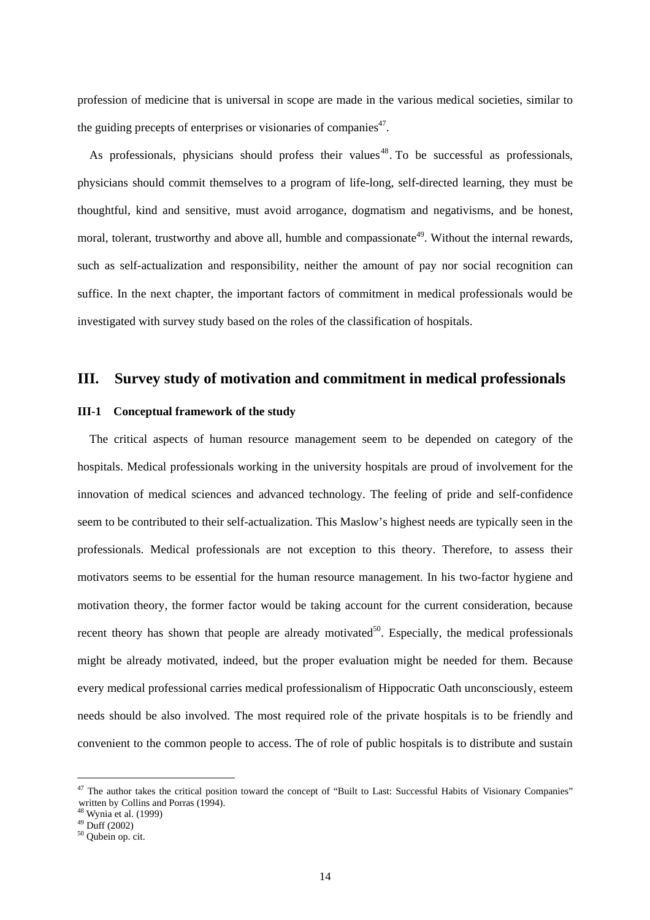profession of medicine that is universal in scope are made in the various medical societies, similar to the guiding precepts of enterprises or visionaries of companies[47].

As professionals, physicians should profess their values[48]. To be successful as professionals, physicians should commit themselves to a program of life-long, self-directed learning, they must be thoughtful, kind and sensitive, must avoid arrogance, dogmatism and negativisms, and be honest, moral, tolerant, trustworthy and above all, humble and compassionate[49]. Without the internal rewards, such as self-actualization and responsibility, neither the amount of pay nor social recognition can suffice. In the next chapter, the important factors of commitment in medical professionals would be investigated with survey study based on the roles of the classification of hospitals.

## III. Survey study of motivation and commitment in medical professionals

### III-1 Conceptual framework of the study

The critical aspects of human resource management seem to be depended on category of the hospitals. Medical professionals working in the university hospitals are proud of involvement for the innovation of medical sciences and advanced technology. The feeling of pride and self-confidence seem to be contributed to their self-actualization. This Maslow's highest needs are typically seen in the professionals. Medical professionals are not exception to this theory. Therefore, to assess their motivators seems to be essential for the human resource management. In his two-factor hygiene and motivation theory, the former factor would be taking account for the current consideration, because recent theory has shown that people are already motivated[50]. Especially, the medical professionals might be already motivated, indeed, but the proper evaluation might be needed for them. Because every medical professional carries medical professionalism of Hippocratic Oath unconsciously, esteem needs should be also involved. The most required role of the private hospitals is to be friendly and convenient to the common people to access. The of role of public hospitals is to distribute and sustain

---

[47] The author takes the critical position toward the concept of "Built to Last: Successful Habits of Visionary Companies" written by Collins and Porras (1994).

[48] Wynia et al. (1999)

[49] Duff (2002)

[50] Qubein op. cit.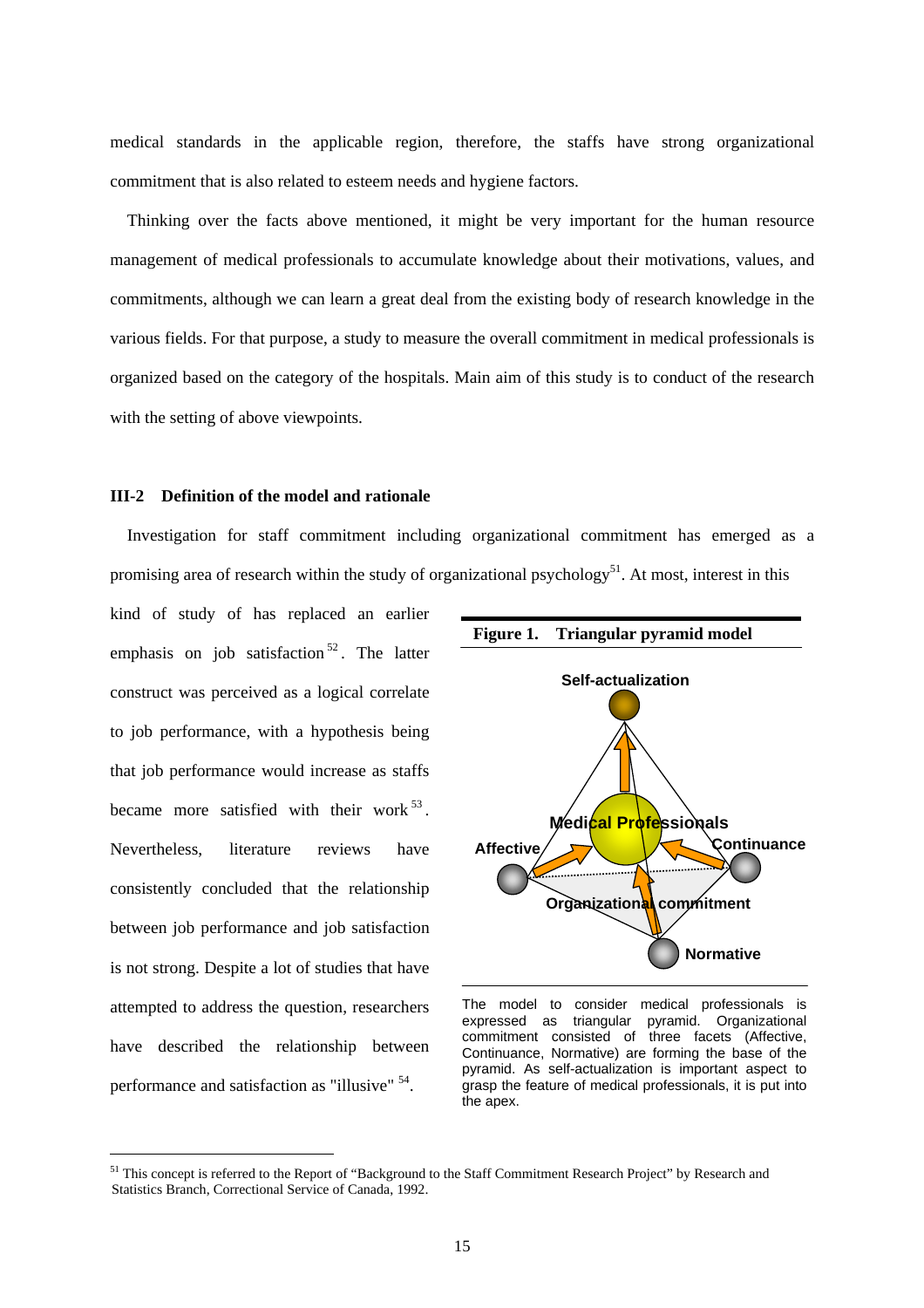medical standards in the applicable region, therefore, the staffs have strong organizational commitment that is also related to esteem needs and hygiene factors.

Thinking over the facts above mentioned, it might be very important for the human resource management of medical professionals to accumulate knowledge about their motivations, values, and commitments, although we can learn a great deal from the existing body of research knowledge in the various fields. For that purpose, a study to measure the overall commitment in medical professionals is organized based on the category of the hospitals. Main aim of this study is to conduct of the research with the setting of above viewpoints.

### III-2 Definition of the model and rationale

Investigation for staff commitment including organizational commitment has emerged as a promising area of research within the study of organizational psychology[51]. At most, interest in this kind of study of has replaced an earlier emphasis on job satisfaction[52]. The latter construct was perceived as a logical correlate to job performance, with a hypothesis being that job performance would increase as staffs became more satisfied with their work[53]. Nevertheless, literature reviews have consistently concluded that the relationship between job performance and job satisfaction is not strong. Despite a lot of studies that have attempted to address the question, researchers have described the relationship between performance and satisfaction as "illusive"[54].

**Figure 1. Triangular pyramid model**

Self-actualization

Medical Professionals

Affective

Continuance

Organizational commitment

Normative

The model to consider medical professionals is expressed as triangular pyramid. Organizational commitment consisted of three facets (Affective, Continuance, Normative) are forming the base of the pyramid. As self-actualization is important aspect to grasp the feature of medical professionals, it is put into the apex.

---

[51] This concept is referred to the Report of "Background to the Staff Commitment Research Project" by Research and Statistics Branch, Correctional Service of Canada, 1992.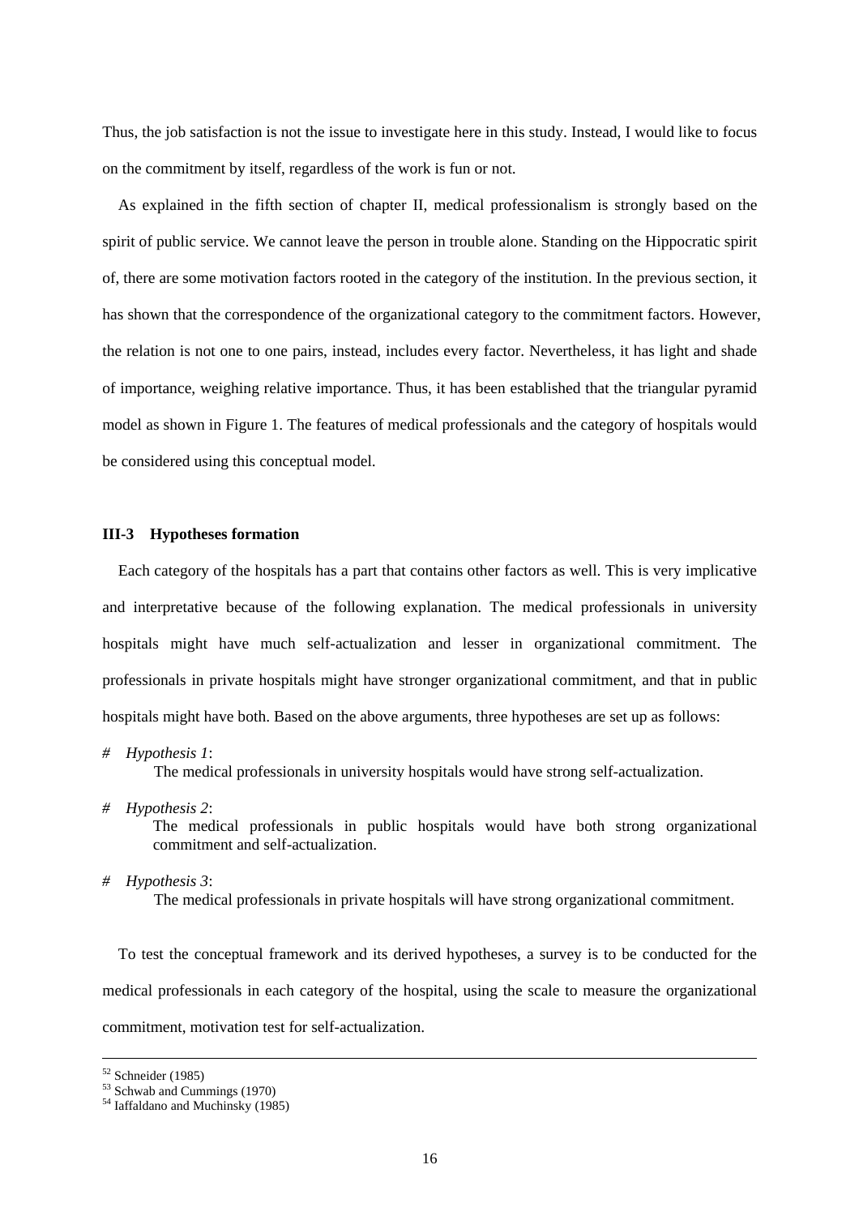Thus, the job satisfaction is not the issue to investigate here in this study. Instead, I would like to focus on the commitment by itself, regardless of the work is fun or not.

As explained in the fifth section of chapter II, medical professionalism is strongly based on the spirit of public service. We cannot leave the person in trouble alone. Standing on the Hippocratic spirit of, there are some motivation factors rooted in the category of the institution. In the previous section, it has shown that the correspondence of the organizational category to the commitment factors. However, the relation is not one to one pairs, instead, includes every factor. Nevertheless, it has light and shade of importance, weighing relative importance. Thus, it has been established that the triangular pyramid model as shown in Figure 1. The features of medical professionals and the category of hospitals would be considered using this conceptual model.

### III-3 Hypotheses formation

Each category of the hospitals has a part that contains other factors as well. This is very implicative and interpretative because of the following explanation. The medical professionals in university hospitals might have much self-actualization and lesser in organizational commitment. The professionals in private hospitals might have stronger organizational commitment, and that in public hospitals might have both. Based on the above arguments, three hypotheses are set up as follows:

# *Hypothesis 1*:
The medical professionals in university hospitals would have strong self-actualization.

# *Hypothesis 2*:
The medical professionals in public hospitals would have both strong organizational commitment and self-actualization.

# *Hypothesis 3*:
The medical professionals in private hospitals will have strong organizational commitment.

To test the conceptual framework and its derived hypotheses, a survey is to be conducted for the medical professionals in each category of the hospital, using the scale to measure the organizational commitment, motivation test for self-actualization.

---

[52] Schneider (1985)
[53] Schwab and Cummings (1970)
[54] Iaffaldano and Muchinsky (1985)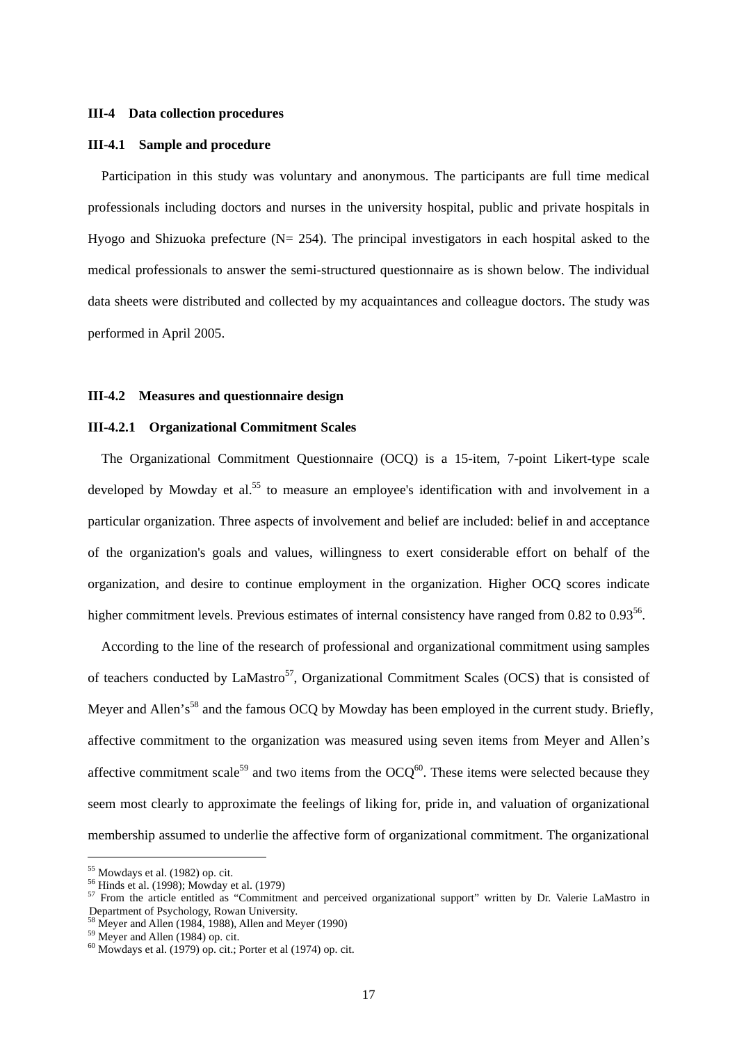### III-4 Data collection procedures

#### III-4.1 Sample and procedure

Participation in this study was voluntary and anonymous. The participants are full time medical professionals including doctors and nurses in the university hospital, public and private hospitals in Hyogo and Shizuoka prefecture (N= 254). The principal investigators in each hospital asked to the medical professionals to answer the semi-structured questionnaire as is shown below. The individual data sheets were distributed and collected by my acquaintances and colleague doctors. The study was performed in April 2005.

### III-4.2 Measures and questionnaire design

#### III-4.2.1 Organizational Commitment Scales

The Organizational Commitment Questionnaire (OCQ) is a 15-item, 7-point Likert-type scale developed by Mowday et al.[55] to measure an employee's identification with and involvement in a particular organization. Three aspects of involvement and belief are included: belief in and acceptance of the organization's goals and values, willingness to exert considerable effort on behalf of the organization, and desire to continue employment in the organization. Higher OCQ scores indicate higher commitment levels. Previous estimates of internal consistency have ranged from 0.82 to 0.93[56].

According to the line of the research of professional and organizational commitment using samples of teachers conducted by LaMastro[57], Organizational Commitment Scales (OCS) that is consisted of Meyer and Allen's[58] and the famous OCQ by Mowday has been employed in the current study. Briefly, affective commitment to the organization was measured using seven items from Meyer and Allen's affective commitment scale[59] and two items from the OCQ[60]. These items were selected because they seem most clearly to approximate the feelings of liking for, pride in, and valuation of organizational membership assumed to underlie the affective form of organizational commitment. The organizational

---

[55] Mowdays et al. (1982) op. cit.
[56] Hinds et al. (1998); Mowday et al. (1979)
[57] From the article entitled as "Commitment and perceived organizational support" written by Dr. Valerie LaMastro in Department of Psychology, Rowan University.
[58] Meyer and Allen (1984, 1988), Allen and Meyer (1990)
[59] Meyer and Allen (1984) op. cit.
[60] Mowdays et al. (1979) op. cit.; Porter et al (1974) op. cit.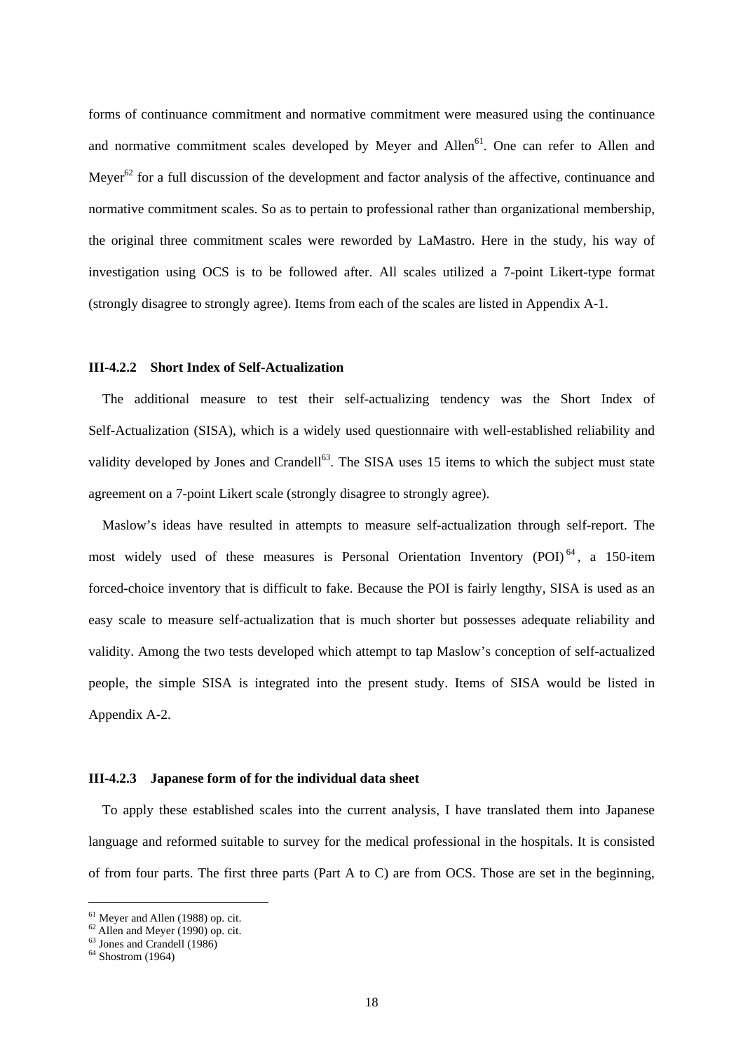forms of continuance commitment and normative commitment were measured using the continuance and normative commitment scales developed by Meyer and Allen[61]. One can refer to Allen and Meyer[62] for a full discussion of the development and factor analysis of the affective, continuance and normative commitment scales. So as to pertain to professional rather than organizational membership, the original three commitment scales were reworded by LaMastro. Here in the study, his way of investigation using OCS is to be followed after. All scales utilized a 7-point Likert-type format (strongly disagree to strongly agree). Items from each of the scales are listed in Appendix A-1.

### III-4.2.2 Short Index of Self-Actualization

The additional measure to test their self-actualizing tendency was the Short Index of Self-Actualization (SISA), which is a widely used questionnaire with well-established reliability and validity developed by Jones and Crandell[63]. The SISA uses 15 items to which the subject must state agreement on a 7-point Likert scale (strongly disagree to strongly agree).

Maslow's ideas have resulted in attempts to measure self-actualization through self-report. The most widely used of these measures is Personal Orientation Inventory (POI)[64], a 150-item forced-choice inventory that is difficult to fake. Because the POI is fairly lengthy, SISA is used as an easy scale to measure self-actualization that is much shorter but possesses adequate reliability and validity. Among the two tests developed which attempt to tap Maslow's conception of self-actualized people, the simple SISA is integrated into the present study. Items of SISA would be listed in Appendix A-2.

### III-4.2.3 Japanese form of for the individual data sheet

To apply these established scales into the current analysis, I have translated them into Japanese language and reformed suitable to survey for the medical professional in the hospitals. It is consisted of from four parts. The first three parts (Part A to C) are from OCS. Those are set in the beginning,

[61] Meyer and Allen (1988) op. cit.
[62] Allen and Meyer (1990) op. cit.
[63] Jones and Crandell (1986)
[64] Shostrom (1964)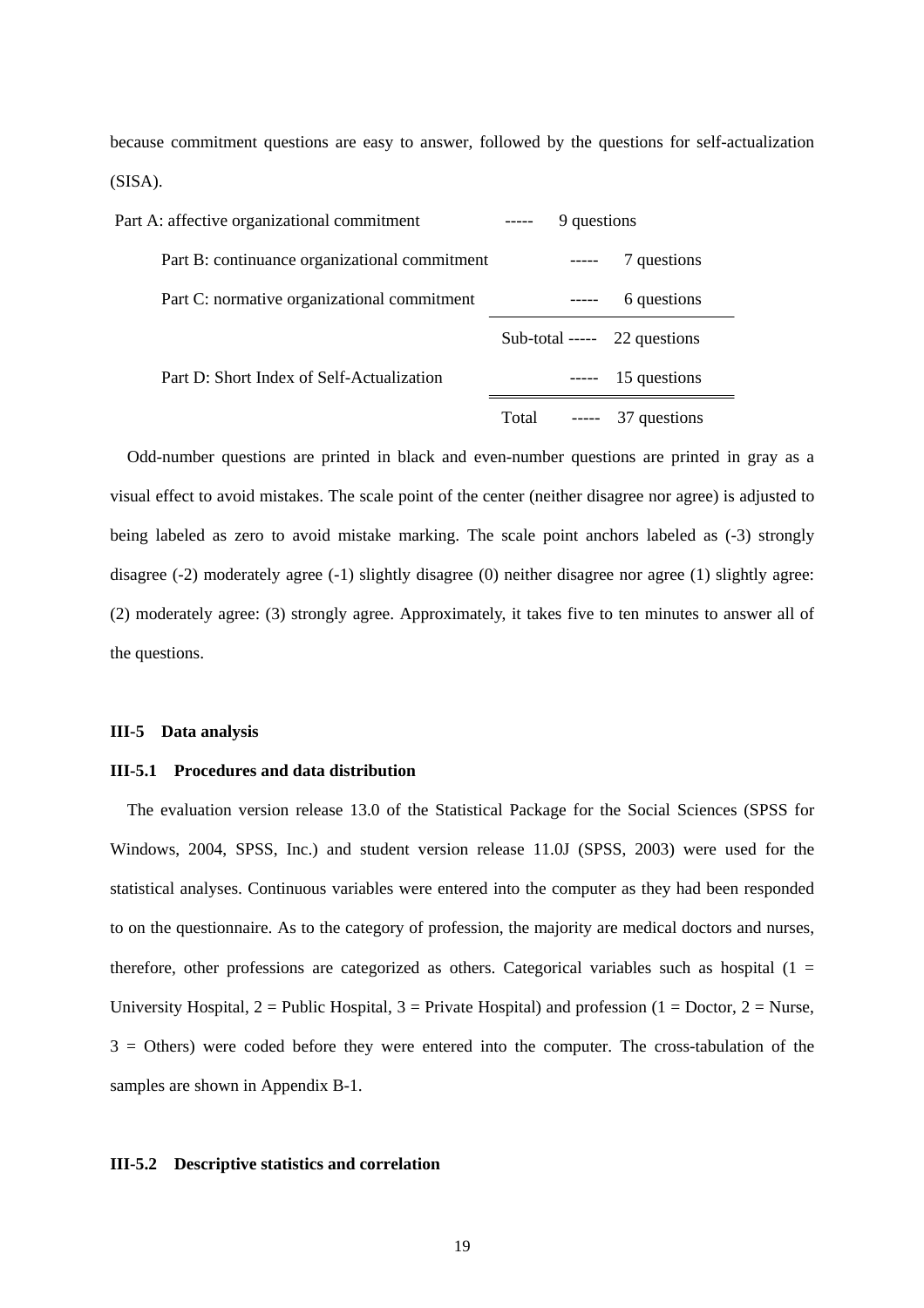because commitment questions are easy to answer, followed by the questions for self-actualization (SISA).

| | | |
|---|---|---|
| Part A: affective organizational commitment | ----- | 9 questions |
| Part B: continuance organizational commitment | ----- | 7 questions |
| Part C: normative organizational commitment | ----- | 6 questions |
| | Sub-total ----- | 22 questions |
| Part D: Short Index of Self-Actualization | ----- | 15 questions |
| | Total ----- | 37 questions |

Odd-number questions are printed in black and even-number questions are printed in gray as a visual effect to avoid mistakes. The scale point of the center (neither disagree nor agree) is adjusted to being labeled as zero to avoid mistake marking. The scale point anchors labeled as (-3) strongly disagree (-2) moderately agree (-1) slightly disagree (0) neither disagree nor agree (1) slightly agree: (2) moderately agree: (3) strongly agree. Approximately, it takes five to ten minutes to answer all of the questions.

### III-5 Data analysis

#### III-5.1 Procedures and data distribution

The evaluation version release 13.0 of the Statistical Package for the Social Sciences (SPSS for Windows, 2004, SPSS, Inc.) and student version release 11.0J (SPSS, 2003) were used for the statistical analyses. Continuous variables were entered into the computer as they had been responded to on the questionnaire. As to the category of profession, the majority are medical doctors and nurses, therefore, other professions are categorized as others. Categorical variables such as hospital (1 = University Hospital, 2 = Public Hospital, 3 = Private Hospital) and profession (1 = Doctor, 2 = Nurse, 3 = Others) were coded before they were entered into the computer. The cross-tabulation of the samples are shown in Appendix B-1.

#### III-5.2 Descriptive statistics and correlation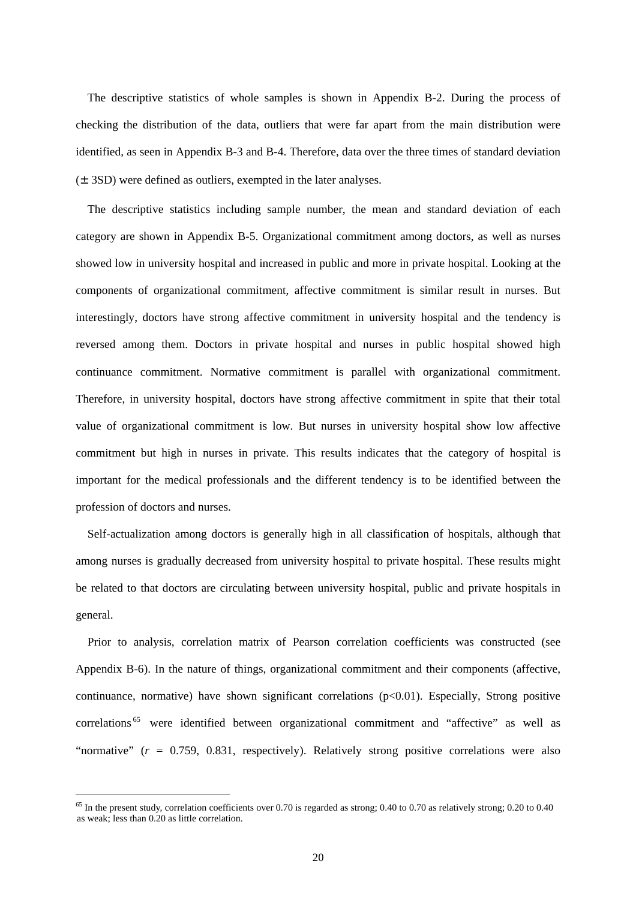The descriptive statistics of whole samples is shown in Appendix B-2. During the process of checking the distribution of the data, outliers that were far apart from the main distribution were identified, as seen in Appendix B-3 and B-4. Therefore, data over the three times of standard deviation (± 3SD) were defined as outliers, exempted in the later analyses.

The descriptive statistics including sample number, the mean and standard deviation of each category are shown in Appendix B-5. Organizational commitment among doctors, as well as nurses showed low in university hospital and increased in public and more in private hospital. Looking at the components of organizational commitment, affective commitment is similar result in nurses. But interestingly, doctors have strong affective commitment in university hospital and the tendency is reversed among them. Doctors in private hospital and nurses in public hospital showed high continuance commitment. Normative commitment is parallel with organizational commitment. Therefore, in university hospital, doctors have strong affective commitment in spite that their total value of organizational commitment is low. But nurses in university hospital show low affective commitment but high in nurses in private. This results indicates that the category of hospital is important for the medical professionals and the different tendency is to be identified between the profession of doctors and nurses.

Self-actualization among doctors is generally high in all classification of hospitals, although that among nurses is gradually decreased from university hospital to private hospital. These results might be related to that doctors are circulating between university hospital, public and private hospitals in general.

Prior to analysis, correlation matrix of Pearson correlation coefficients was constructed (see Appendix B-6). In the nature of things, organizational commitment and their components (affective, continuance, normative) have shown significant correlations ($p<0.01$). Especially, Strong positive correlations[65] were identified between organizational commitment and "affective" as well as "normative" ($r$ = 0.759, 0.831, respectively). Relatively strong positive correlations were also

[65] In the present study, correlation coefficients over 0.70 is regarded as strong; 0.40 to 0.70 as relatively strong; 0.20 to 0.40 as weak; less than 0.20 as little correlation.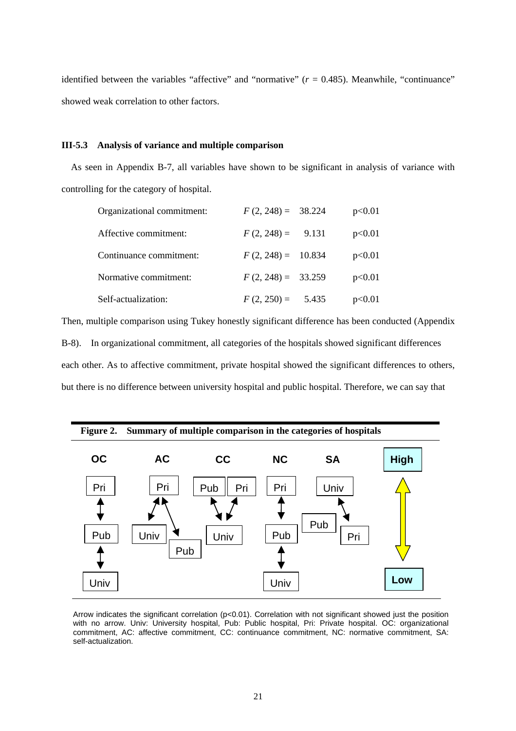identified between the variables "affective" and "normative" ($r$ = 0.485). Meanwhile, "continuance" showed weak correlation to other factors.

### III-5.3 Analysis of variance and multiple comparison

As seen in Appendix B-7, all variables have shown to be significant in analysis of variance with controlling for the category of hospital.

| | | |
|---|---|---|
| Organizational commitment: | $F$ (2, 248) = 38.224 | p<0.01 |
| Affective commitment: | $F$ (2, 248) = 9.131 | p<0.01 |
| Continuance commitment: | $F$ (2, 248) = 10.834 | p<0.01 |
| Normative commitment: | $F$ (2, 248) = 33.259 | p<0.01 |
| Self-actualization: | $F$ (2, 250) = 5.435 | p<0.01 |

Then, multiple comparison using Tukey honestly significant difference has been conducted (Appendix B-8). In organizational commitment, all categories of the hospitals showed significant differences each other. As to affective commitment, private hospital showed the significant differences to others, but there is no difference between university hospital and public hospital. Therefore, we can say that

**Figure 2. Summary of multiple comparison in the categories of hospitals**

| OC | AC | CC | NC | SA | |
|---|---|---|---|---|---|
| Pri | Pri | Pub, Pri | Pri | Univ | High |
| Pub | Univ, Pub | Univ | Pub | Pub, Pri | |
| Univ | | | Univ | | Low |

Arrow indicates the significant correlation (p<0.01). Correlation with not significant showed just the position with no arrow. Univ: University hospital, Pub: Public hospital, Pri: Private hospital. OC: organizational commitment, AC: affective commitment, CC: continuance commitment, NC: normative commitment, SA: self-actualization.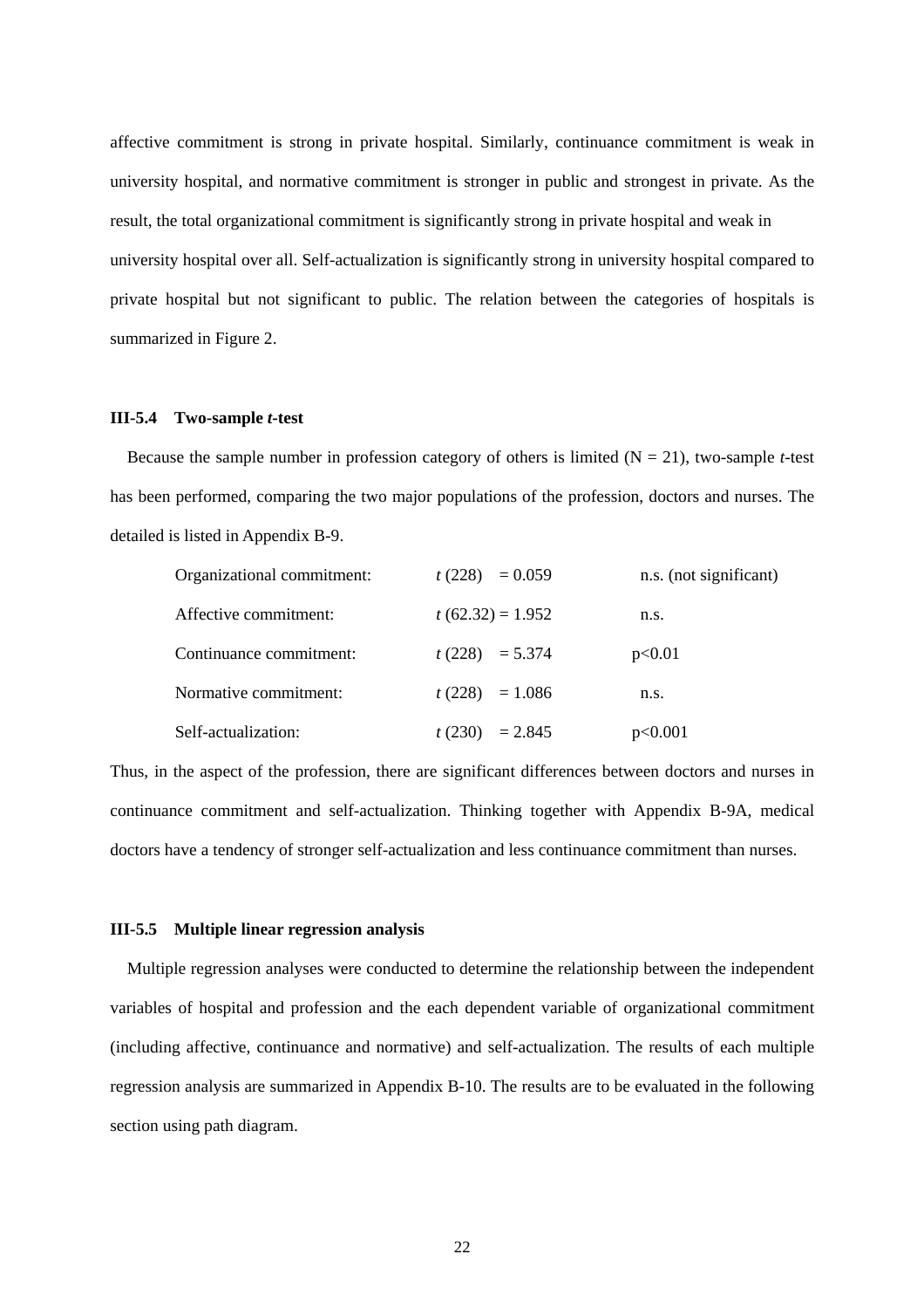affective commitment is strong in private hospital. Similarly, continuance commitment is weak in university hospital, and normative commitment is stronger in public and strongest in private. As the result, the total organizational commitment is significantly strong in private hospital and weak in university hospital over all. Self-actualization is significantly strong in university hospital compared to private hospital but not significant to public. The relation between the categories of hospitals is summarized in Figure 2.

### III-5.4 Two-sample *t*-test

Because the sample number in profession category of others is limited (N = 21), two-sample *t*-test has been performed, comparing the two major populations of the profession, doctors and nurses. The detailed is listed in Appendix B-9.

| | | |
|---|---|---|
| Organizational commitment: | $t\,(228) = 0.059$ | n.s. (not significant) |
| Affective commitment: | $t\,(62.32) = 1.952$ | n.s. |
| Continuance commitment: | $t\,(228) = 5.374$ | $p<0.01$ |
| Normative commitment: | $t\,(228) = 1.086$ | n.s. |
| Self-actualization: | $t\,(230) = 2.845$ | $p<0.001$ |

Thus, in the aspect of the profession, there are significant differences between doctors and nurses in continuance commitment and self-actualization. Thinking together with Appendix B-9A, medical doctors have a tendency of stronger self-actualization and less continuance commitment than nurses.

### III-5.5 Multiple linear regression analysis

Multiple regression analyses were conducted to determine the relationship between the independent variables of hospital and profession and the each dependent variable of organizational commitment (including affective, continuance and normative) and self-actualization. The results of each multiple regression analysis are summarized in Appendix B-10. The results are to be evaluated in the following section using path diagram.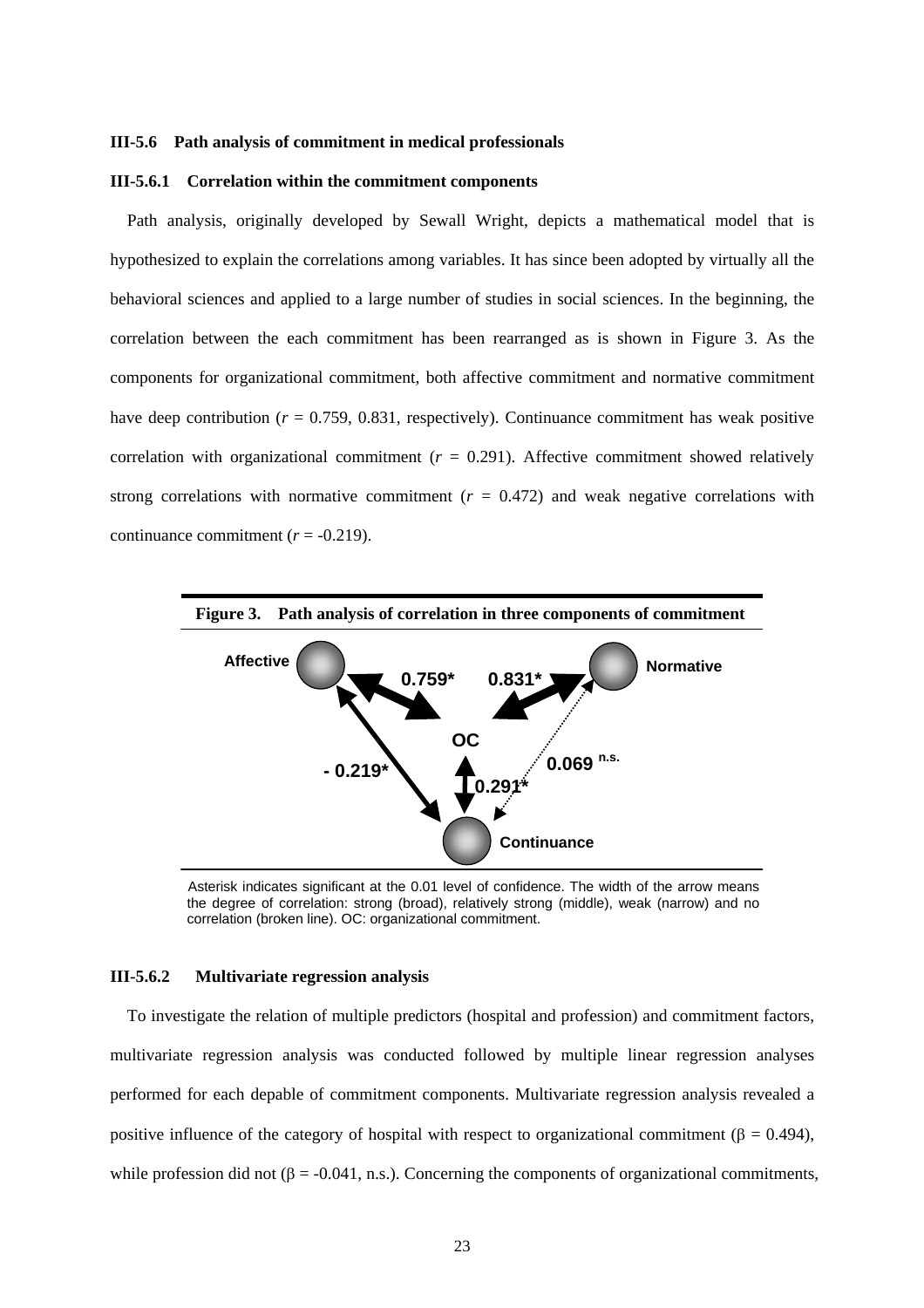### III-5.6 Path analysis of commitment in medical professionals

#### III-5.6.1 Correlation within the commitment components

Path analysis, originally developed by Sewall Wright, depicts a mathematical model that is hypothesized to explain the correlations among variables. It has since been adopted by virtually all the behavioral sciences and applied to a large number of studies in social sciences. In the beginning, the correlation between the each commitment has been rearranged as is shown in Figure 3. As the components for organizational commitment, both affective commitment and normative commitment have deep contribution ($r$ = 0.759, 0.831, respectively). Continuance commitment has weak positive correlation with organizational commitment ($r$ = 0.291). Affective commitment showed relatively strong correlations with normative commitment ($r$ = 0.472) and weak negative correlations with continuance commitment ($r$ = -0.219).

**Figure 3. Path analysis of correlation in three components of commitment**

Affective — OC: 0.759*; Normative — OC: 0.831*; OC — Continuance: 0.291*; Affective — Continuance: - 0.219*; Normative — Continuance: 0.069 n.s.

Asterisk indicates significant at the 0.01 level of confidence. The width of the arrow means the degree of correlation: strong (broad), relatively strong (middle), weak (narrow) and no correlation (broken line). OC: organizational commitment.

#### III-5.6.2 Multivariate regression analysis

To investigate the relation of multiple predictors (hospital and profession) and commitment factors, multivariate regression analysis was conducted followed by multiple linear regression analyses performed for each depable of commitment components. Multivariate regression analysis revealed a positive influence of the category of hospital with respect to organizational commitment ($\beta$ = 0.494), while profession did not ($\beta$ = -0.041, n.s.). Concerning the components of organizational commitments,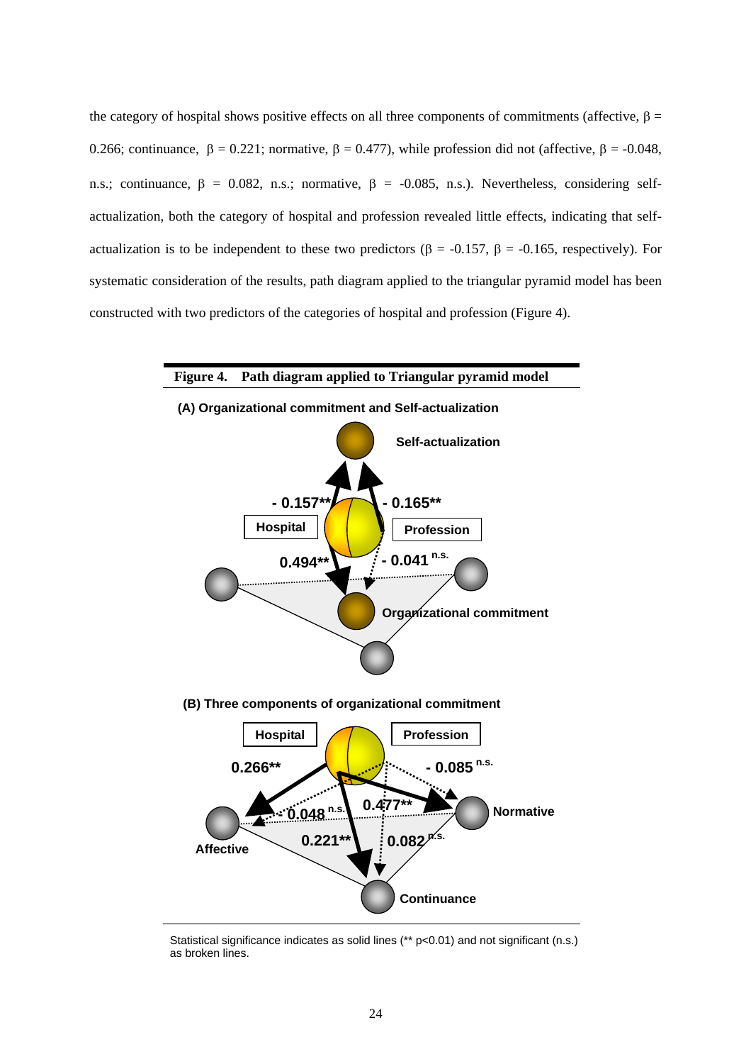the category of hospital shows positive effects on all three components of commitments (affective, $\beta$ = 0.266; continuance, $\beta$ = 0.221; normative, $\beta$ = 0.477), while profession did not (affective, $\beta$ = -0.048, n.s.; continuance, $\beta$ = 0.082, n.s.; normative, $\beta$ = -0.085, n.s.). Nevertheless, considering self-actualization, both the category of hospital and profession revealed little effects, indicating that self-actualization is to be independent to these two predictors ($\beta$ = -0.157, $\beta$ = -0.165, respectively). For systematic consideration of the results, path diagram applied to the triangular pyramid model has been constructed with two predictors of the categories of hospital and profession (Figure 4).

**Figure 4. Path diagram applied to Triangular pyramid model**

**(A) Organizational commitment and Self-actualization**

**(B) Three components of organizational commitment**

Statistical significance indicates as solid lines (** p<0.01) and not significant (n.s.) as broken lines.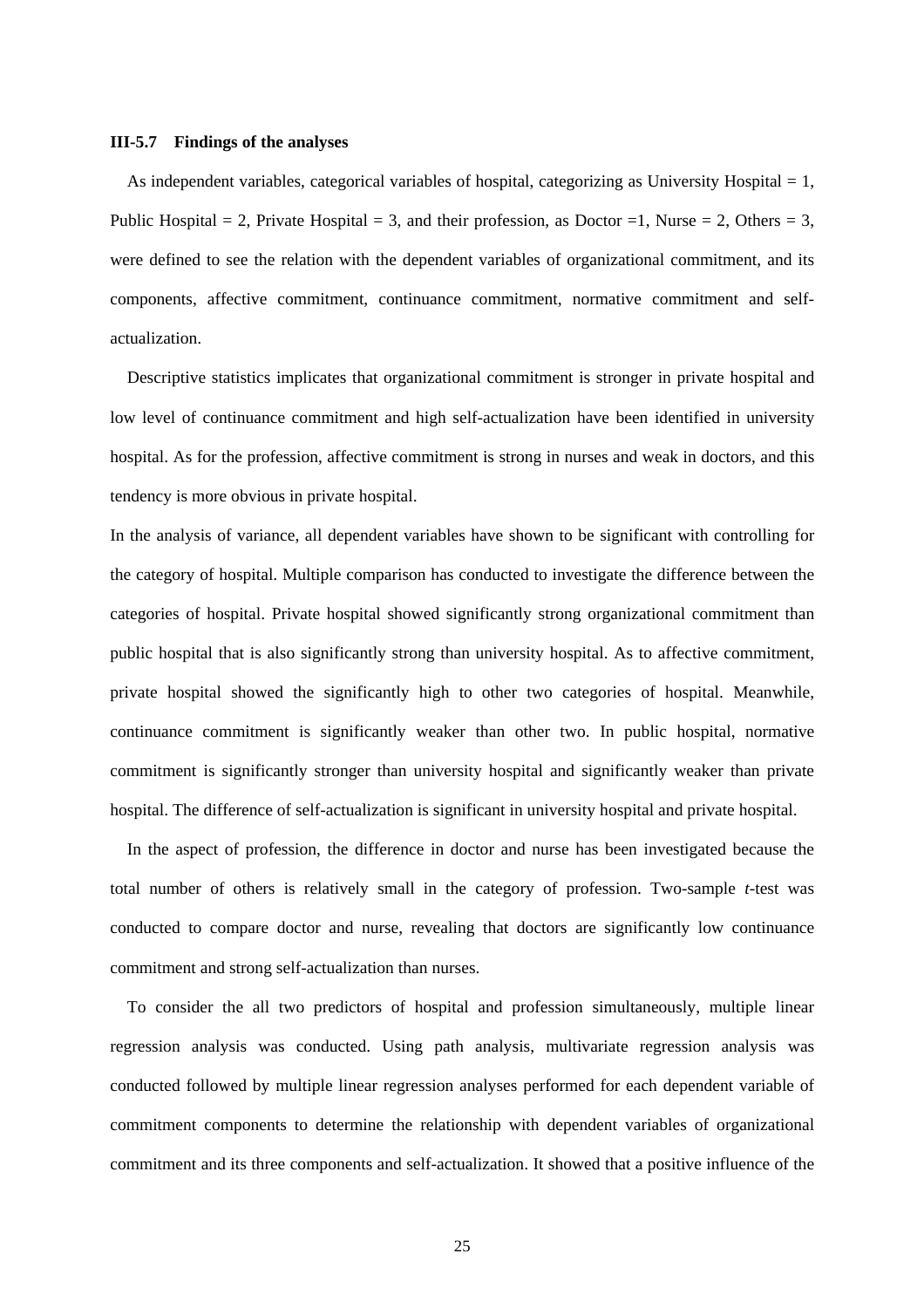### III-5.7 Findings of the analyses

As independent variables, categorical variables of hospital, categorizing as University Hospital = 1, Public Hospital = 2, Private Hospital = 3, and their profession, as Doctor =1, Nurse = 2, Others = 3, were defined to see the relation with the dependent variables of organizational commitment, and its components, affective commitment, continuance commitment, normative commitment and self-actualization.

Descriptive statistics implicates that organizational commitment is stronger in private hospital and low level of continuance commitment and high self-actualization have been identified in university hospital. As for the profession, affective commitment is strong in nurses and weak in doctors, and this tendency is more obvious in private hospital.

In the analysis of variance, all dependent variables have shown to be significant with controlling for the category of hospital. Multiple comparison has conducted to investigate the difference between the categories of hospital. Private hospital showed significantly strong organizational commitment than public hospital that is also significantly strong than university hospital. As to affective commitment, private hospital showed the significantly high to other two categories of hospital. Meanwhile, continuance commitment is significantly weaker than other two. In public hospital, normative commitment is significantly stronger than university hospital and significantly weaker than private hospital. The difference of self-actualization is significant in university hospital and private hospital.

In the aspect of profession, the difference in doctor and nurse has been investigated because the total number of others is relatively small in the category of profession. Two-sample *t*-test was conducted to compare doctor and nurse, revealing that doctors are significantly low continuance commitment and strong self-actualization than nurses.

To consider the all two predictors of hospital and profession simultaneously, multiple linear regression analysis was conducted. Using path analysis, multivariate regression analysis was conducted followed by multiple linear regression analyses performed for each dependent variable of commitment components to determine the relationship with dependent variables of organizational commitment and its three components and self-actualization. It showed that a positive influence of the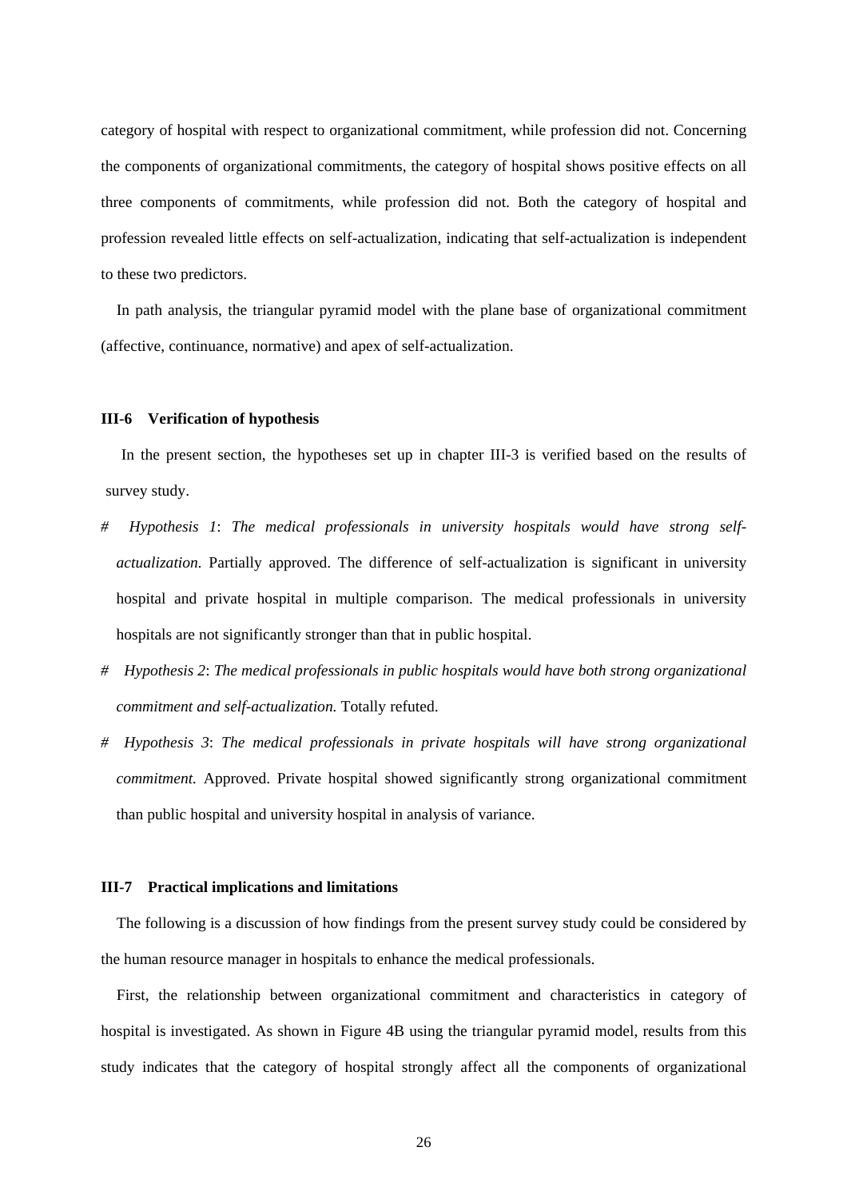category of hospital with respect to organizational commitment, while profession did not. Concerning the components of organizational commitments, the category of hospital shows positive effects on all three components of commitments, while profession did not. Both the category of hospital and profession revealed little effects on self-actualization, indicating that self-actualization is independent to these two predictors.

In path analysis, the triangular pyramid model with the plane base of organizational commitment (affective, continuance, normative) and apex of self-actualization.

### III-6 Verification of hypothesis

In the present section, the hypotheses set up in chapter III-3 is verified based on the results of survey study.

- # *Hypothesis 1*: *The medical professionals in university hospitals would have strong self-actualization.* Partially approved. The difference of self-actualization is significant in university hospital and private hospital in multiple comparison. The medical professionals in university hospitals are not significantly stronger than that in public hospital.
- # *Hypothesis 2*: *The medical professionals in public hospitals would have both strong organizational commitment and self-actualization.* Totally refuted.
- # *Hypothesis 3*: *The medical professionals in private hospitals will have strong organizational commitment.* Approved. Private hospital showed significantly strong organizational commitment than public hospital and university hospital in analysis of variance.

### III-7 Practical implications and limitations

The following is a discussion of how findings from the present survey study could be considered by the human resource manager in hospitals to enhance the medical professionals.

First, the relationship between organizational commitment and characteristics in category of hospital is investigated. As shown in Figure 4B using the triangular pyramid model, results from this study indicates that the category of hospital strongly affect all the components of organizational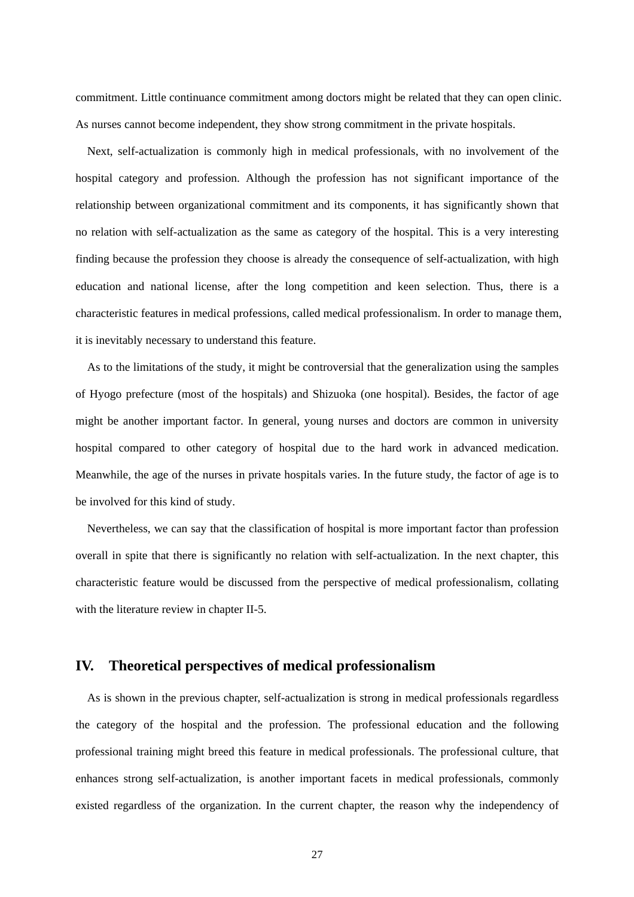commitment. Little continuance commitment among doctors might be related that they can open clinic. As nurses cannot become independent, they show strong commitment in the private hospitals.

Next, self-actualization is commonly high in medical professionals, with no involvement of the hospital category and profession. Although the profession has not significant importance of the relationship between organizational commitment and its components, it has significantly shown that no relation with self-actualization as the same as category of the hospital. This is a very interesting finding because the profession they choose is already the consequence of self-actualization, with high education and national license, after the long competition and keen selection. Thus, there is a characteristic features in medical professions, called medical professionalism. In order to manage them, it is inevitably necessary to understand this feature.

As to the limitations of the study, it might be controversial that the generalization using the samples of Hyogo prefecture (most of the hospitals) and Shizuoka (one hospital). Besides, the factor of age might be another important factor. In general, young nurses and doctors are common in university hospital compared to other category of hospital due to the hard work in advanced medication. Meanwhile, the age of the nurses in private hospitals varies. In the future study, the factor of age is to be involved for this kind of study.

Nevertheless, we can say that the classification of hospital is more important factor than profession overall in spite that there is significantly no relation with self-actualization. In the next chapter, this characteristic feature would be discussed from the perspective of medical professionalism, collating with the literature review in chapter II-5.

## IV. Theoretical perspectives of medical professionalism

As is shown in the previous chapter, self-actualization is strong in medical professionals regardless the category of the hospital and the profession. The professional education and the following professional training might breed this feature in medical professionals. The professional culture, that enhances strong self-actualization, is another important facets in medical professionals, commonly existed regardless of the organization. In the current chapter, the reason why the independency of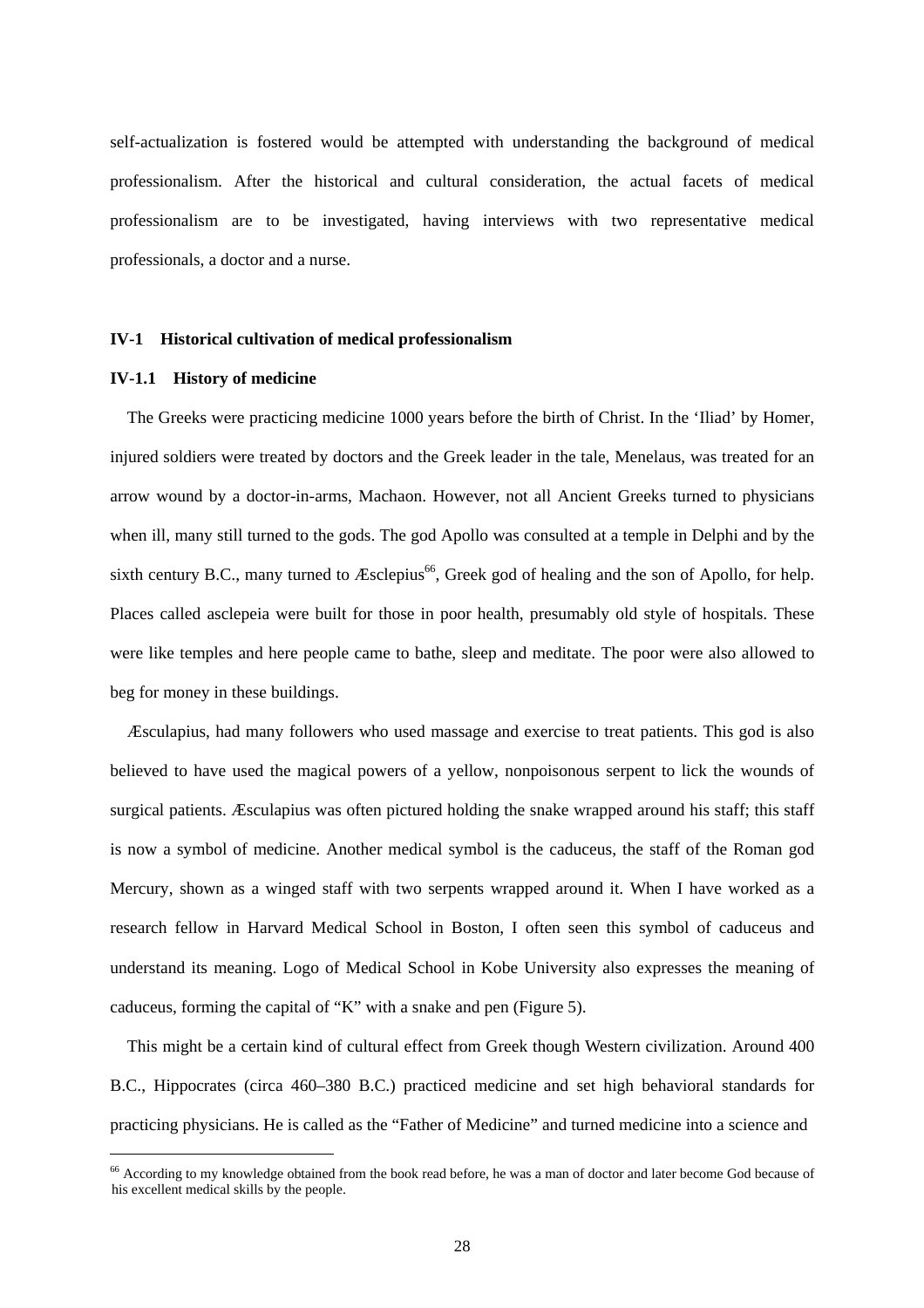self-actualization is fostered would be attempted with understanding the background of medical professionalism. After the historical and cultural consideration, the actual facets of medical professionalism are to be investigated, having interviews with two representative medical professionals, a doctor and a nurse.

### IV-1 Historical cultivation of medical professionalism

#### IV-1.1 History of medicine

The Greeks were practicing medicine 1000 years before the birth of Christ. In the 'Iliad' by Homer, injured soldiers were treated by doctors and the Greek leader in the tale, Menelaus, was treated for an arrow wound by a doctor-in-arms, Machaon. However, not all Ancient Greeks turned to physicians when ill, many still turned to the gods. The god Apollo was consulted at a temple in Delphi and by the sixth century B.C., many turned to Æsclepius[66], Greek god of healing and the son of Apollo, for help. Places called asclepeia were built for those in poor health, presumably old style of hospitals. These were like temples and here people came to bathe, sleep and meditate. The poor were also allowed to beg for money in these buildings.

Æsculapius, had many followers who used massage and exercise to treat patients. This god is also believed to have used the magical powers of a yellow, nonpoisonous serpent to lick the wounds of surgical patients. Æsculapius was often pictured holding the snake wrapped around his staff; this staff is now a symbol of medicine. Another medical symbol is the caduceus, the staff of the Roman god Mercury, shown as a winged staff with two serpents wrapped around it. When I have worked as a research fellow in Harvard Medical School in Boston, I often seen this symbol of caduceus and understand its meaning. Logo of Medical School in Kobe University also expresses the meaning of caduceus, forming the capital of "K" with a snake and pen (Figure 5).

This might be a certain kind of cultural effect from Greek though Western civilization. Around 400 B.C., Hippocrates (circa 460–380 B.C.) practiced medicine and set high behavioral standards for practicing physicians. He is called as the "Father of Medicine" and turned medicine into a science and

---

[66] According to my knowledge obtained from the book read before, he was a man of doctor and later become God because of his excellent medical skills by the people.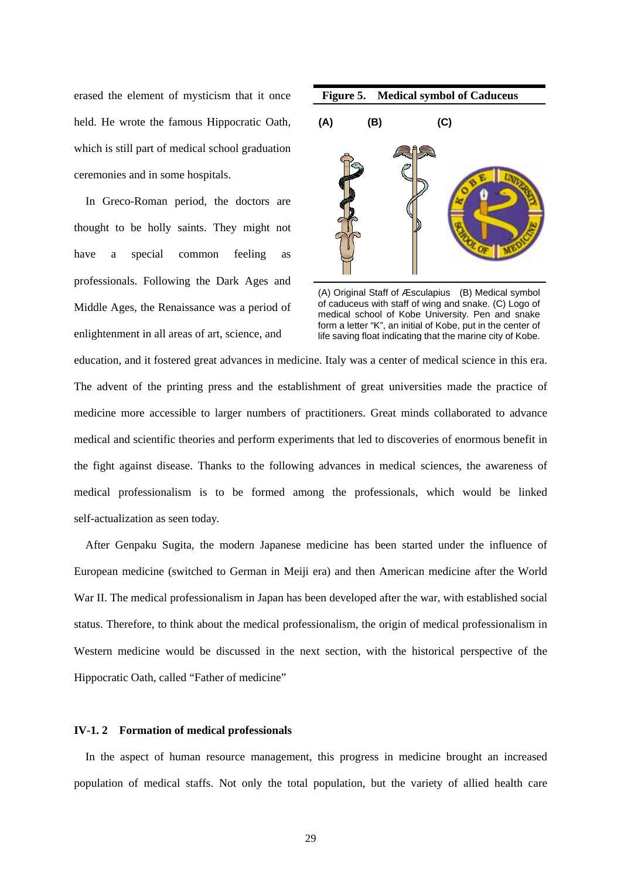erased the element of mysticism that it once held. He wrote the famous Hippocratic Oath, which is still part of medical school graduation ceremonies and in some hospitals.

In Greco-Roman period, the doctors are thought to be holly saints. They might not have a special common feeling as professionals. Following the Dark Ages and Middle Ages, the Renaissance was a period of enlightenment in all areas of art, science, and education, and it fostered great advances in medicine. Italy was a center of medical science in this era. The advent of the printing press and the establishment of great universities made the practice of medicine more accessible to larger numbers of practitioners. Great minds collaborated to advance medical and scientific theories and perform experiments that led to discoveries of enormous benefit in the fight against disease. Thanks to the following advances in medical sciences, the awareness of medical professionalism is to be formed among the professionals, which would be linked self-actualization as seen today.

**Figure 5. Medical symbol of Caduceus**

(A) (B) (C)

(A) Original Staff of Æsculapius (B) Medical symbol of caduceus with staff of wing and snake. (C) Logo of medical school of Kobe University. Pen and snake form a letter "K", an initial of Kobe, put in the center of life saving float indicating that the marine city of Kobe.

After Genpaku Sugita, the modern Japanese medicine has been started under the influence of European medicine (switched to German in Meiji era) and then American medicine after the World War II. The medical professionalism in Japan has been developed after the war, with established social status. Therefore, to think about the medical professionalism, the origin of medical professionalism in Western medicine would be discussed in the next section, with the historical perspective of the Hippocratic Oath, called "Father of medicine"

### IV-1. 2 Formation of medical professionals

In the aspect of human resource management, this progress in medicine brought an increased population of medical staffs. Not only the total population, but the variety of allied health care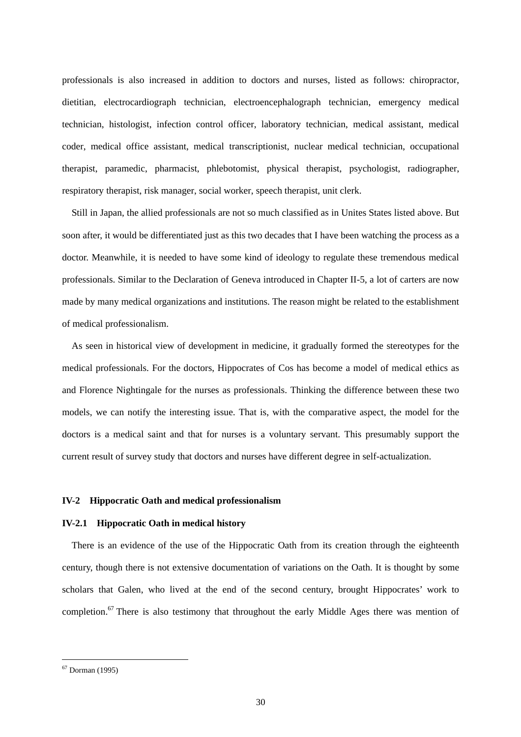professionals is also increased in addition to doctors and nurses, listed as follows: chiropractor, dietitian, electrocardiograph technician, electroencephalograph technician, emergency medical technician, histologist, infection control officer, laboratory technician, medical assistant, medical coder, medical office assistant, medical transcriptionist, nuclear medical technician, occupational therapist, paramedic, pharmacist, phlebotomist, physical therapist, psychologist, radiographer, respiratory therapist, risk manager, social worker, speech therapist, unit clerk.

Still in Japan, the allied professionals are not so much classified as in Unites States listed above. But soon after, it would be differentiated just as this two decades that I have been watching the process as a doctor. Meanwhile, it is needed to have some kind of ideology to regulate these tremendous medical professionals. Similar to the Declaration of Geneva introduced in Chapter II-5, a lot of carters are now made by many medical organizations and institutions. The reason might be related to the establishment of medical professionalism.

As seen in historical view of development in medicine, it gradually formed the stereotypes for the medical professionals. For the doctors, Hippocrates of Cos has become a model of medical ethics as and Florence Nightingale for the nurses as professionals. Thinking the difference between these two models, we can notify the interesting issue. That is, with the comparative aspect, the model for the doctors is a medical saint and that for nurses is a voluntary servant. This presumably support the current result of survey study that doctors and nurses have different degree in self-actualization.

### IV-2 Hippocratic Oath and medical professionalism

#### IV-2.1 Hippocratic Oath in medical history

There is an evidence of the use of the Hippocratic Oath from its creation through the eighteenth century, though there is not extensive documentation of variations on the Oath. It is thought by some scholars that Galen, who lived at the end of the second century, brought Hippocrates' work to completion.[67] There is also testimony that throughout the early Middle Ages there was mention of

---

[67] Dorman (1995)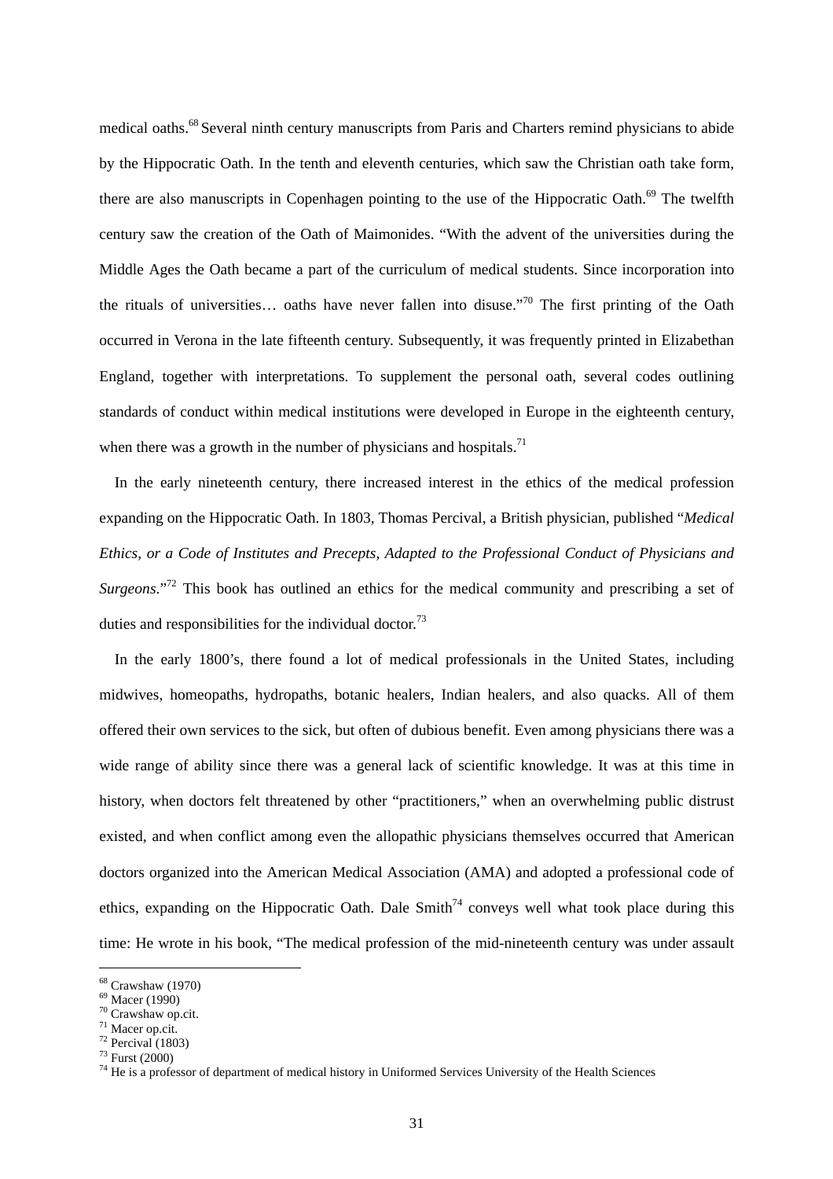medical oaths.[68] Several ninth century manuscripts from Paris and Charters remind physicians to abide by the Hippocratic Oath. In the tenth and eleventh centuries, which saw the Christian oath take form, there are also manuscripts in Copenhagen pointing to the use of the Hippocratic Oath.[69] The twelfth century saw the creation of the Oath of Maimonides. "With the advent of the universities during the Middle Ages the Oath became a part of the curriculum of medical students. Since incorporation into the rituals of universities… oaths have never fallen into disuse."[70] The first printing of the Oath occurred in Verona in the late fifteenth century. Subsequently, it was frequently printed in Elizabethan England, together with interpretations. To supplement the personal oath, several codes outlining standards of conduct within medical institutions were developed in Europe in the eighteenth century, when there was a growth in the number of physicians and hospitals.[71]

In the early nineteenth century, there increased interest in the ethics of the medical profession expanding on the Hippocratic Oath. In 1803, Thomas Percival, a British physician, published "*Medical Ethics, or a Code of Institutes and Precepts, Adapted to the Professional Conduct of Physicians and Surgeons*."[72] This book has outlined an ethics for the medical community and prescribing a set of duties and responsibilities for the individual doctor.[73]

In the early 1800's, there found a lot of medical professionals in the United States, including midwives, homeopaths, hydropaths, botanic healers, Indian healers, and also quacks. All of them offered their own services to the sick, but often of dubious benefit. Even among physicians there was a wide range of ability since there was a general lack of scientific knowledge. It was at this time in history, when doctors felt threatened by other "practitioners," when an overwhelming public distrust existed, and when conflict among even the allopathic physicians themselves occurred that American doctors organized into the American Medical Association (AMA) and adopted a professional code of ethics, expanding on the Hippocratic Oath. Dale Smith[74] conveys well what took place during this time: He wrote in his book, "The medical profession of the mid-nineteenth century was under assault

---

[68] Crawshaw (1970)
[69] Macer (1990)
[70] Crawshaw op.cit.
[71] Macer op.cit.
[72] Percival (1803)
[73] Furst (2000)
[74] He is a professor of department of medical history in Uniformed Services University of the Health Sciences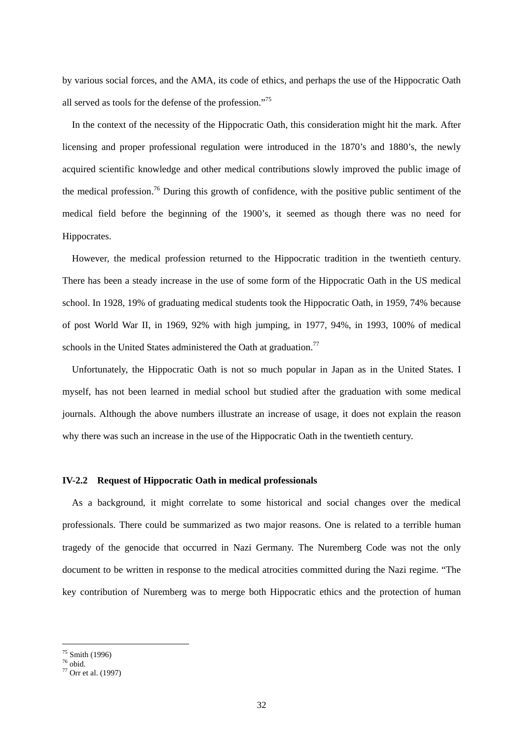by various social forces, and the AMA, its code of ethics, and perhaps the use of the Hippocratic Oath all served as tools for the defense of the profession."[75]

In the context of the necessity of the Hippocratic Oath, this consideration might hit the mark. After licensing and proper professional regulation were introduced in the 1870's and 1880's, the newly acquired scientific knowledge and other medical contributions slowly improved the public image of the medical profession.[76] During this growth of confidence, with the positive public sentiment of the medical field before the beginning of the 1900's, it seemed as though there was no need for Hippocrates.

However, the medical profession returned to the Hippocratic tradition in the twentieth century. There has been a steady increase in the use of some form of the Hippocratic Oath in the US medical school. In 1928, 19% of graduating medical students took the Hippocratic Oath, in 1959, 74% because of post World War II, in 1969, 92% with high jumping, in 1977, 94%, in 1993, 100% of medical schools in the United States administered the Oath at graduation.[77]

Unfortunately, the Hippocratic Oath is not so much popular in Japan as in the United States. I myself, has not been learned in medial school but studied after the graduation with some medical journals. Although the above numbers illustrate an increase of usage, it does not explain the reason why there was such an increase in the use of the Hippocratic Oath in the twentieth century.

### IV-2.2 Request of Hippocratic Oath in medical professionals

As a background, it might correlate to some historical and social changes over the medical professionals. There could be summarized as two major reasons. One is related to a terrible human tragedy of the genocide that occurred in Nazi Germany. The Nuremberg Code was not the only document to be written in response to the medical atrocities committed during the Nazi regime. "The key contribution of Nuremberg was to merge both Hippocratic ethics and the protection of human

---

[75] Smith (1996)

[76] obid.

[77] Orr et al. (1997)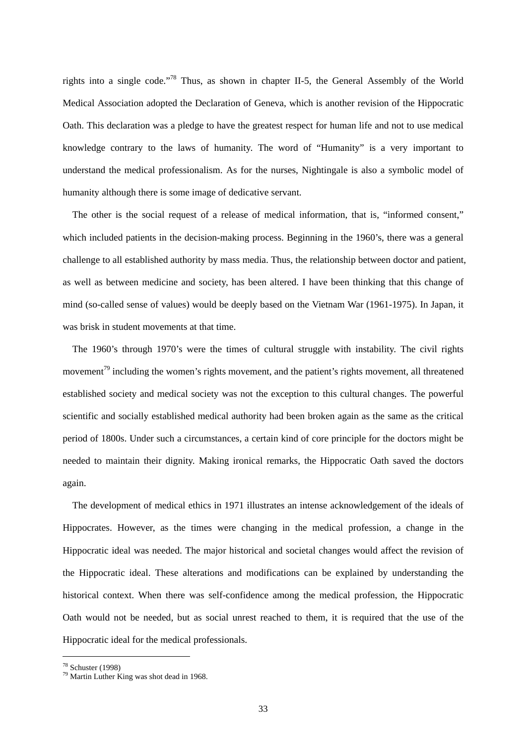rights into a single code."[78] Thus, as shown in chapter II-5, the General Assembly of the World Medical Association adopted the Declaration of Geneva, which is another revision of the Hippocratic Oath. This declaration was a pledge to have the greatest respect for human life and not to use medical knowledge contrary to the laws of humanity. The word of "Humanity" is a very important to understand the medical professionalism. As for the nurses, Nightingale is also a symbolic model of humanity although there is some image of dedicative servant.

The other is the social request of a release of medical information, that is, "informed consent," which included patients in the decision-making process. Beginning in the 1960's, there was a general challenge to all established authority by mass media. Thus, the relationship between doctor and patient, as well as between medicine and society, has been altered. I have been thinking that this change of mind (so-called sense of values) would be deeply based on the Vietnam War (1961-1975). In Japan, it was brisk in student movements at that time.

The 1960's through 1970's were the times of cultural struggle with instability. The civil rights movement[79] including the women's rights movement, and the patient's rights movement, all threatened established society and medical society was not the exception to this cultural changes. The powerful scientific and socially established medical authority had been broken again as the same as the critical period of 1800s. Under such a circumstances, a certain kind of core principle for the doctors might be needed to maintain their dignity. Making ironical remarks, the Hippocratic Oath saved the doctors again.

The development of medical ethics in 1971 illustrates an intense acknowledgement of the ideals of Hippocrates. However, as the times were changing in the medical profession, a change in the Hippocratic ideal was needed. The major historical and societal changes would affect the revision of the Hippocratic ideal. These alterations and modifications can be explained by understanding the historical context. When there was self-confidence among the medical profession, the Hippocratic Oath would not be needed, but as social unrest reached to them, it is required that the use of the Hippocratic ideal for the medical professionals.

---

[78] Schuster (1998)
[79] Martin Luther King was shot dead in 1968.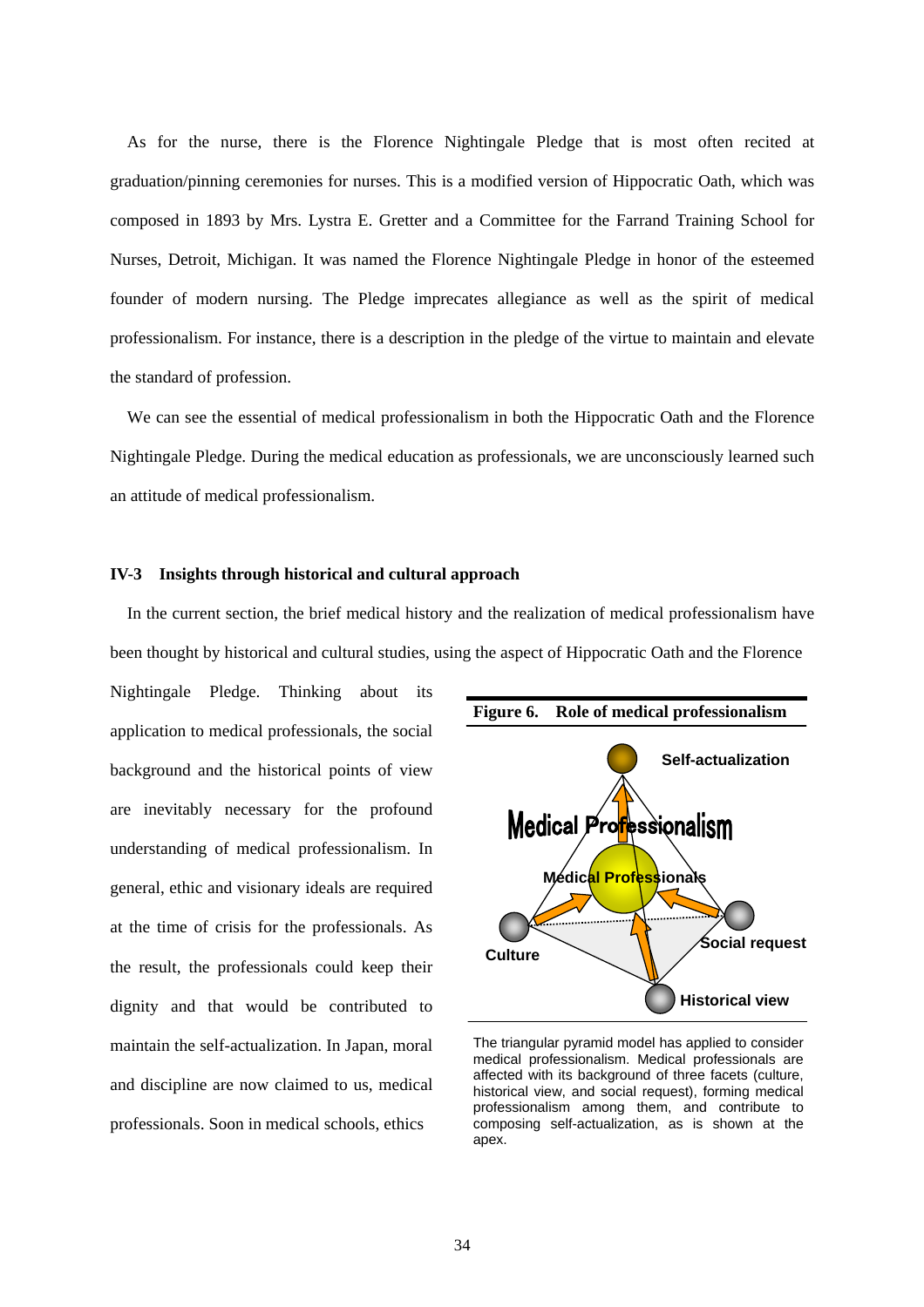As for the nurse, there is the Florence Nightingale Pledge that is most often recited at graduation/pinning ceremonies for nurses. This is a modified version of Hippocratic Oath, which was composed in 1893 by Mrs. Lystra E. Gretter and a Committee for the Farrand Training School for Nurses, Detroit, Michigan. It was named the Florence Nightingale Pledge in honor of the esteemed founder of modern nursing. The Pledge imprecates allegiance as well as the spirit of medical professionalism. For instance, there is a description in the pledge of the virtue to maintain and elevate the standard of profession.

We can see the essential of medical professionalism in both the Hippocratic Oath and the Florence Nightingale Pledge. During the medical education as professionals, we are unconsciously learned such an attitude of medical professionalism.

### IV-3 Insights through historical and cultural approach

In the current section, the brief medical history and the realization of medical professionalism have been thought by historical and cultural studies, using the aspect of Hippocratic Oath and the Florence Nightingale Pledge. Thinking about its application to medical professionals, the social background and the historical points of view are inevitably necessary for the profound understanding of medical professionalism. In general, ethic and visionary ideals are required at the time of crisis for the professionals. As the result, the professionals could keep their dignity and that would be contributed to maintain the self-actualization. In Japan, moral and discipline are now claimed to us, medical professionals. Soon in medical schools, ethics

**Figure 6. Role of medical professionalism**

Self-actualization

Medical Professionalism

Medical Professionals

Culture

Social request

Historical view

The triangular pyramid model has applied to consider medical professionalism. Medical professionals are affected with its background of three facets (culture, historical view, and social request), forming medical professionalism among them, and contribute to composing self-actualization, as is shown at the apex.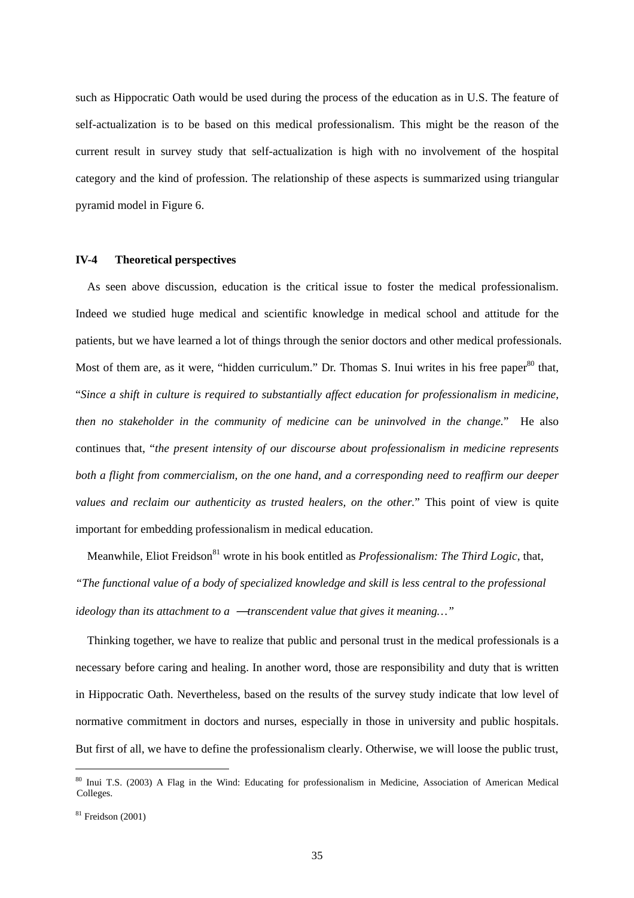such as Hippocratic Oath would be used during the process of the education as in U.S. The feature of self-actualization is to be based on this medical professionalism. This might be the reason of the current result in survey study that self-actualization is high with no involvement of the hospital category and the kind of profession. The relationship of these aspects is summarized using triangular pyramid model in Figure 6.

### IV-4 Theoretical perspectives

As seen above discussion, education is the critical issue to foster the medical professionalism. Indeed we studied huge medical and scientific knowledge in medical school and attitude for the patients, but we have learned a lot of things through the senior doctors and other medical professionals. Most of them are, as it were, "hidden curriculum." Dr. Thomas S. Inui writes in his free paper[80] that, "*Since a shift in culture is required to substantially affect education for professionalism in medicine, then no stakeholder in the community of medicine can be uninvolved in the change.*" He also continues that, "*the present intensity of our discourse about professionalism in medicine represents both a flight from commercialism, on the one hand, and a corresponding need to reaffirm our deeper values and reclaim our authenticity as trusted healers, on the other.*" This point of view is quite important for embedding professionalism in medical education.

Meanwhile, Eliot Freidson[81] wrote in his book entitled as *Professionalism: The Third Logic*, that, *"The functional value of a body of specialized knowledge and skill is less central to the professional ideology than its attachment to a —transcendent value that gives it meaning…"*

Thinking together, we have to realize that public and personal trust in the medical professionals is a necessary before caring and healing. In another word, those are responsibility and duty that is written in Hippocratic Oath. Nevertheless, based on the results of the survey study indicate that low level of normative commitment in doctors and nurses, especially in those in university and public hospitals. But first of all, we have to define the professionalism clearly. Otherwise, we will loose the public trust,

---

[80] Inui T.S. (2003) A Flag in the Wind: Educating for professionalism in Medicine, Association of American Medical Colleges.

[81] Freidson (2001)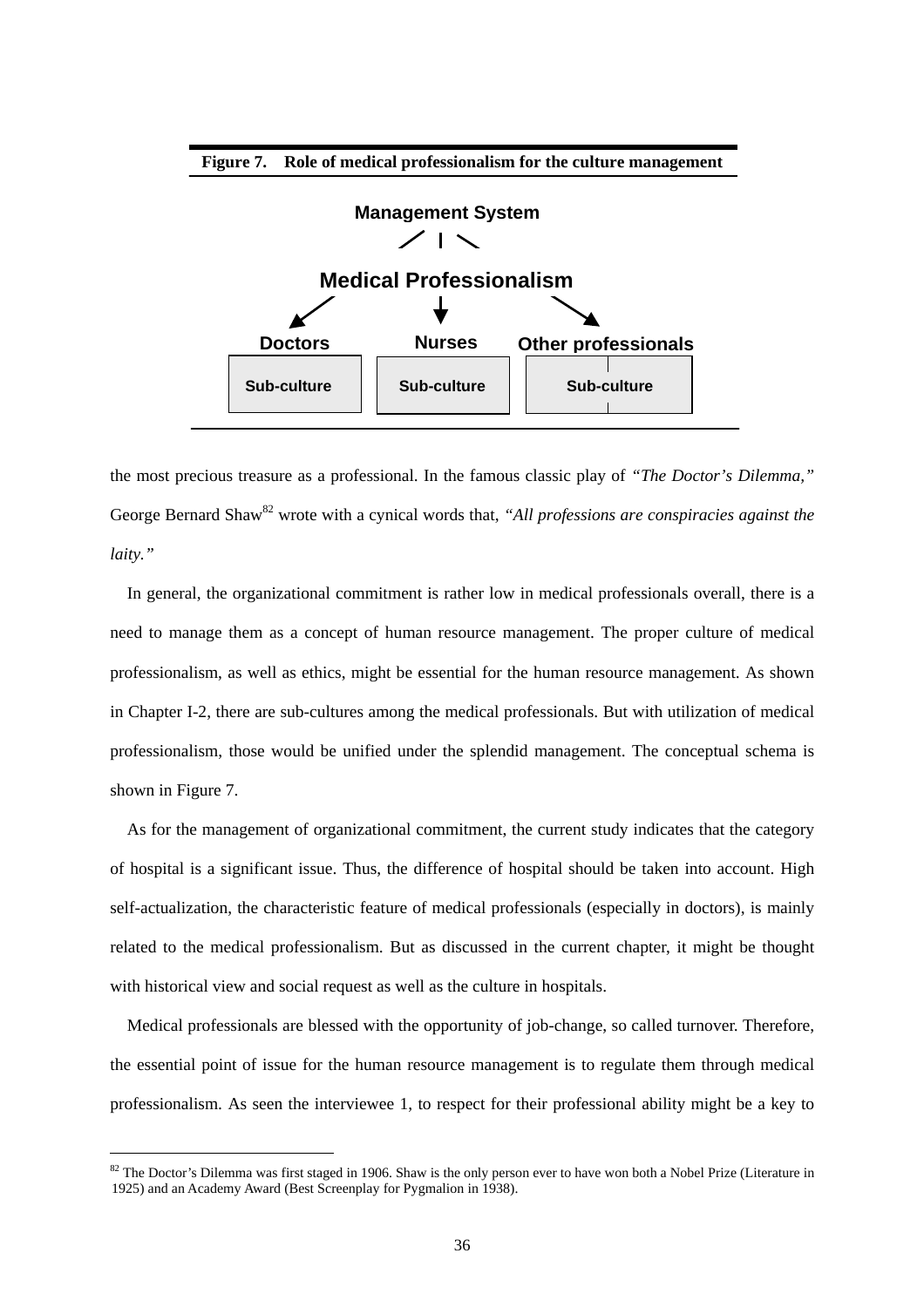**Figure 7. Role of medical professionalism for the culture management**

Management System

Medical Professionalism

| Doctors | Nurses | Other professionals |
| --- | --- | --- |
| Sub-culture | Sub-culture | Sub-culture |

the most precious treasure as a professional. In the famous classic play of *"The Doctor's Dilemma,"* George Bernard Shaw[82] wrote with a cynical words that, *"All professions are conspiracies against the laity."*

In general, the organizational commitment is rather low in medical professionals overall, there is a need to manage them as a concept of human resource management. The proper culture of medical professionalism, as well as ethics, might be essential for the human resource management. As shown in Chapter I-2, there are sub-cultures among the medical professionals. But with utilization of medical professionalism, those would be unified under the splendid management. The conceptual schema is shown in Figure 7.

As for the management of organizational commitment, the current study indicates that the category of hospital is a significant issue. Thus, the difference of hospital should be taken into account. High self-actualization, the characteristic feature of medical professionals (especially in doctors), is mainly related to the medical professionalism. But as discussed in the current chapter, it might be thought with historical view and social request as well as the culture in hospitals.

Medical professionals are blessed with the opportunity of job-change, so called turnover. Therefore, the essential point of issue for the human resource management is to regulate them through medical professionalism. As seen the interviewee 1, to respect for their professional ability might be a key to

[82] The Doctor's Dilemma was first staged in 1906. Shaw is the only person ever to have won both a Nobel Prize (Literature in 1925) and an Academy Award (Best Screenplay for Pygmalion in 1938).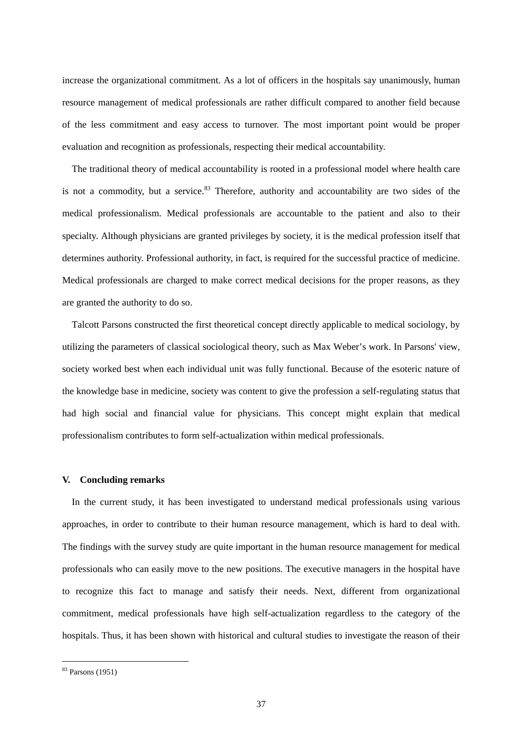increase the organizational commitment. As a lot of officers in the hospitals say unanimously, human resource management of medical professionals are rather difficult compared to another field because of the less commitment and easy access to turnover. The most important point would be proper evaluation and recognition as professionals, respecting their medical accountability.

The traditional theory of medical accountability is rooted in a professional model where health care is not a commodity, but a service.[83] Therefore, authority and accountability are two sides of the medical professionalism. Medical professionals are accountable to the patient and also to their specialty. Although physicians are granted privileges by society, it is the medical profession itself that determines authority. Professional authority, in fact, is required for the successful practice of medicine. Medical professionals are charged to make correct medical decisions for the proper reasons, as they are granted the authority to do so.

Talcott Parsons constructed the first theoretical concept directly applicable to medical sociology, by utilizing the parameters of classical sociological theory, such as Max Weber's work. In Parsons' view, society worked best when each individual unit was fully functional. Because of the esoteric nature of the knowledge base in medicine, society was content to give the profession a self-regulating status that had high social and financial value for physicians. This concept might explain that medical professionalism contributes to form self-actualization within medical professionals.

## V. Concluding remarks

In the current study, it has been investigated to understand medical professionals using various approaches, in order to contribute to their human resource management, which is hard to deal with. The findings with the survey study are quite important in the human resource management for medical professionals who can easily move to the new positions. The executive managers in the hospital have to recognize this fact to manage and satisfy their needs. Next, different from organizational commitment, medical professionals have high self-actualization regardless to the category of the hospitals. Thus, it has been shown with historical and cultural studies to investigate the reason of their

---

[83] Parsons (1951)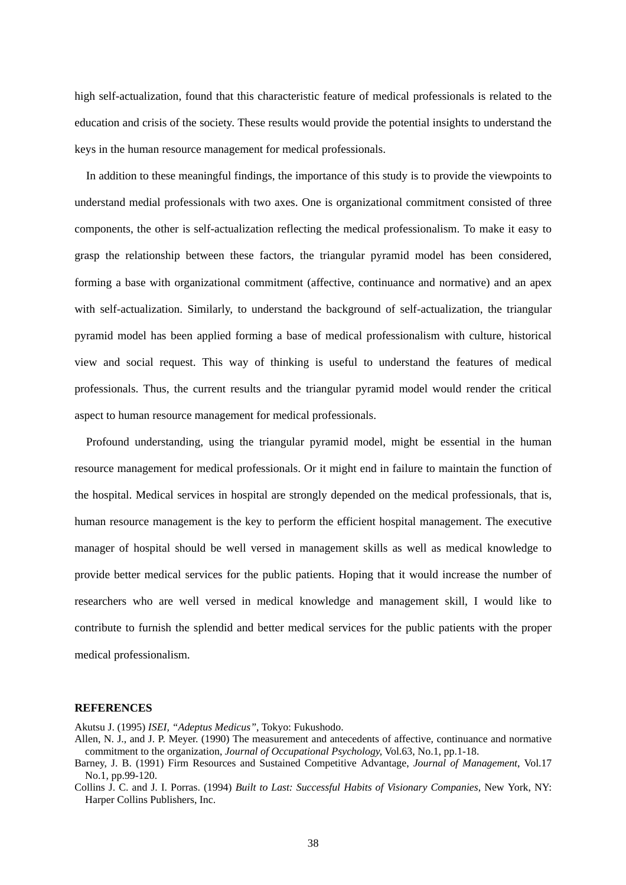high self-actualization, found that this characteristic feature of medical professionals is related to the education and crisis of the society. These results would provide the potential insights to understand the keys in the human resource management for medical professionals.

In addition to these meaningful findings, the importance of this study is to provide the viewpoints to understand medial professionals with two axes. One is organizational commitment consisted of three components, the other is self-actualization reflecting the medical professionalism. To make it easy to grasp the relationship between these factors, the triangular pyramid model has been considered, forming a base with organizational commitment (affective, continuance and normative) and an apex with self-actualization. Similarly, to understand the background of self-actualization, the triangular pyramid model has been applied forming a base of medical professionalism with culture, historical view and social request. This way of thinking is useful to understand the features of medical professionals. Thus, the current results and the triangular pyramid model would render the critical aspect to human resource management for medical professionals.

Profound understanding, using the triangular pyramid model, might be essential in the human resource management for medical professionals. Or it might end in failure to maintain the function of the hospital. Medical services in hospital are strongly depended on the medical professionals, that is, human resource management is the key to perform the efficient hospital management. The executive manager of hospital should be well versed in management skills as well as medical knowledge to provide better medical services for the public patients. Hoping that it would increase the number of researchers who are well versed in medical knowledge and management skill, I would like to contribute to furnish the splendid and better medical services for the public patients with the proper medical professionalism.

**REFERENCES**

Akutsu J. (1995) *ISEI, "Adeptus Medicus"*, Tokyo: Fukushodo.

Allen, N. J., and J. P. Meyer. (1990) The measurement and antecedents of affective, continuance and normative commitment to the organization, *Journal of Occupational Psychology*, Vol.63, No.1, pp.1-18.

Barney, J. B. (1991) Firm Resources and Sustained Competitive Advantage, *Journal of Management*, Vol.17 No.1, pp.99-120.

Collins J. C. and J. I. Porras. (1994) *Built to Last: Successful Habits of Visionary Companies*, New York, NY: Harper Collins Publishers, Inc.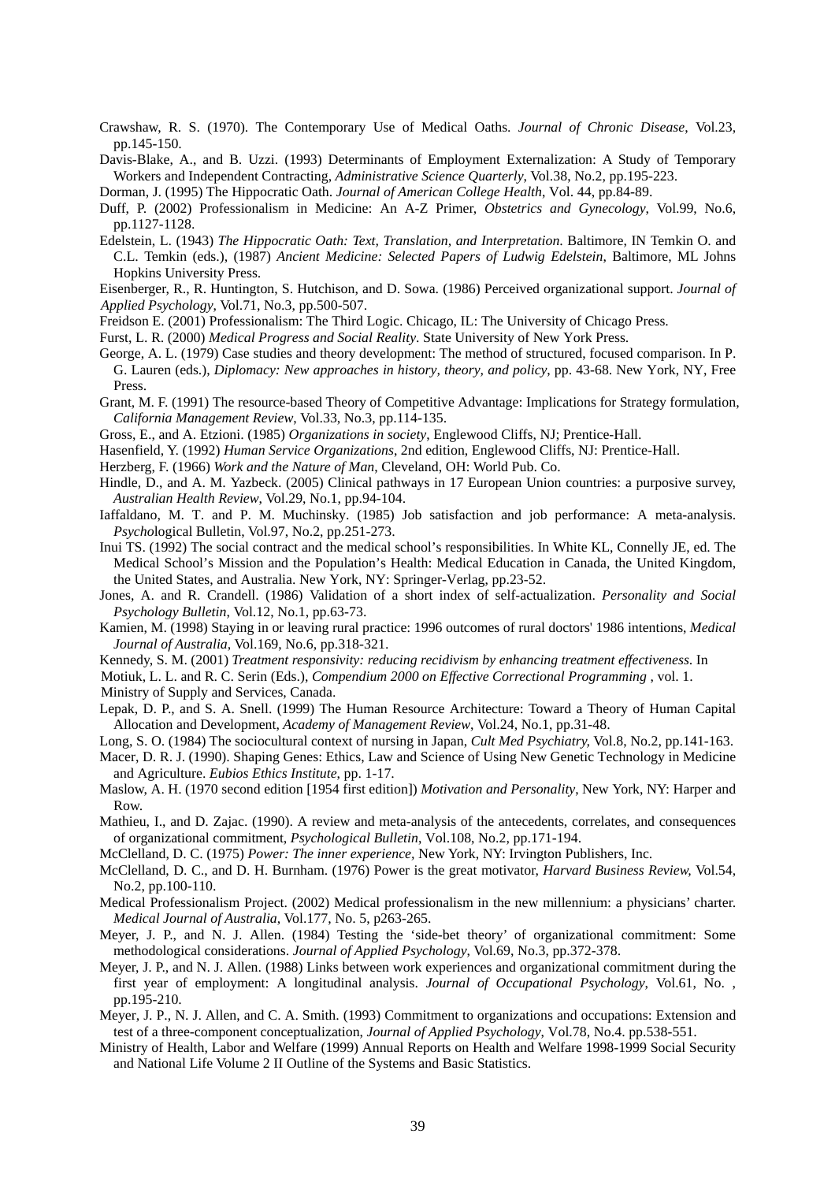Crawshaw, R. S. (1970). The Contemporary Use of Medical Oaths. *Journal of Chronic Disease*, Vol.23, pp.145-150.

Davis-Blake, A., and B. Uzzi. (1993) Determinants of Employment Externalization: A Study of Temporary Workers and Independent Contracting, *Administrative Science Quarterly*, Vol.38, No.2, pp.195-223.

Dorman, J. (1995) The Hippocratic Oath. *Journal of American College Health*, Vol. 44, pp.84-89.

Duff, P. (2002) Professionalism in Medicine: An A-Z Primer, *Obstetrics and Gynecology*, Vol.99, No.6, pp.1127-1128.

Edelstein, L. (1943) *The Hippocratic Oath: Text, Translation, and Interpretation*. Baltimore, IN Temkin O. and C.L. Temkin (eds.), (1987) *Ancient Medicine: Selected Papers of Ludwig Edelstein*, Baltimore, ML Johns Hopkins University Press.

Eisenberger, R., R. Huntington, S. Hutchison, and D. Sowa. (1986) Perceived organizational support. *Journal of Applied Psychology*, Vol.71, No.3, pp.500-507.

Freidson E. (2001) Professionalism: The Third Logic. Chicago, IL: The University of Chicago Press.

Furst, L. R. (2000) *Medical Progress and Social Reality*. State University of New York Press.

George, A. L. (1979) Case studies and theory development: The method of structured, focused comparison. In P. G. Lauren (eds.), *Diplomacy: New approaches in history, theory, and policy*, pp. 43-68. New York, NY, Free Press.

Grant, M. F. (1991) The resource-based Theory of Competitive Advantage: Implications for Strategy formulation, *California Management Review*, Vol.33, No.3, pp.114-135.

Gross, E., and A. Etzioni. (1985) *Organizations in society*, Englewood Cliffs, NJ; Prentice-Hall.

Hasenfield, Y. (1992) *Human Service Organizations*, 2nd edition, Englewood Cliffs, NJ: Prentice-Hall.

Herzberg, F. (1966) *Work and the Nature of Man*, Cleveland, OH: World Pub. Co.

Hindle, D., and A. M. Yazbeck. (2005) Clinical pathways in 17 European Union countries: a purposive survey, *Australian Health Review*, Vol.29, No.1, pp.94-104.

Iaffaldano, M. T. and P. M. Muchinsky. (1985) Job satisfaction and job performance: A meta-analysis. *Psycho*logical Bulletin, Vol.97, No.2, pp.251-273.

Inui TS. (1992) The social contract and the medical school's responsibilities. In White KL, Connelly JE, ed. The Medical School's Mission and the Population's Health: Medical Education in Canada, the United Kingdom, the United States, and Australia. New York, NY: Springer-Verlag, pp.23-52.

Jones, A. and R. Crandell. (1986) Validation of a short index of self-actualization. *Personality and Social Psychology Bulletin*, Vol.12, No.1, pp.63-73.

Kamien, M. (1998) Staying in or leaving rural practice: 1996 outcomes of rural doctors' 1986 intentions, *Medical Journal of Australia*, Vol.169, No.6, pp.318-321.

Kennedy, S. M. (2001) *Treatment responsivity: reducing recidivism by enhancing treatment effectiveness*. In Motiuk, L. L. and R. C. Serin (Eds.), *Compendium 2000 on Effective Correctional Programming* , vol. 1. Ministry of Supply and Services, Canada.

Lepak, D. P., and S. A. Snell. (1999) The Human Resource Architecture: Toward a Theory of Human Capital Allocation and Development, *Academy of Management Review*, Vol.24, No.1, pp.31-48.

Long, S. O. (1984) The sociocultural context of nursing in Japan, *Cult Med Psychiatry*, Vol.8, No.2, pp.141-163.

Macer, D. R. J. (1990). Shaping Genes: Ethics, Law and Science of Using New Genetic Technology in Medicine and Agriculture. *Eubios Ethics Institute*, pp. 1-17.

Maslow, A. H. (1970 second edition [1954 first edition]) *Motivation and Personality*, New York, NY: Harper and Row.

Mathieu, I., and D. Zajac. (1990). A review and meta-analysis of the antecedents, correlates, and consequences of organizational commitment, *Psychological Bulletin*, Vol.108, No.2, pp.171-194.

McClelland, D. C. (1975) *Power: The inner experience*, New York, NY: Irvington Publishers, Inc.

McClelland, D. C., and D. H. Burnham. (1976) Power is the great motivator, *Harvard Business Review*, Vol.54, No.2, pp.100-110.

Medical Professionalism Project. (2002) Medical professionalism in the new millennium: a physicians' charter. *Medical Journal of Australia*, Vol.177, No. 5, p263-265.

Meyer, J. P., and N. J. Allen. (1984) Testing the 'side-bet theory' of organizational commitment: Some methodological considerations. *Journal of Applied Psychology*, Vol.69, No.3, pp.372-378.

Meyer, J. P., and N. J. Allen. (1988) Links between work experiences and organizational commitment during the first year of employment: A longitudinal analysis. *Journal of Occupational Psychology*, Vol.61, No. , pp.195-210.

Meyer, J. P., N. J. Allen, and C. A. Smith. (1993) Commitment to organizations and occupations: Extension and test of a three-component conceptualization, *Journal of Applied Psychology*, Vol.78, No.4. pp.538-551.

Ministry of Health, Labor and Welfare (1999) Annual Reports on Health and Welfare 1998-1999 Social Security and National Life Volume 2 II Outline of the Systems and Basic Statistics.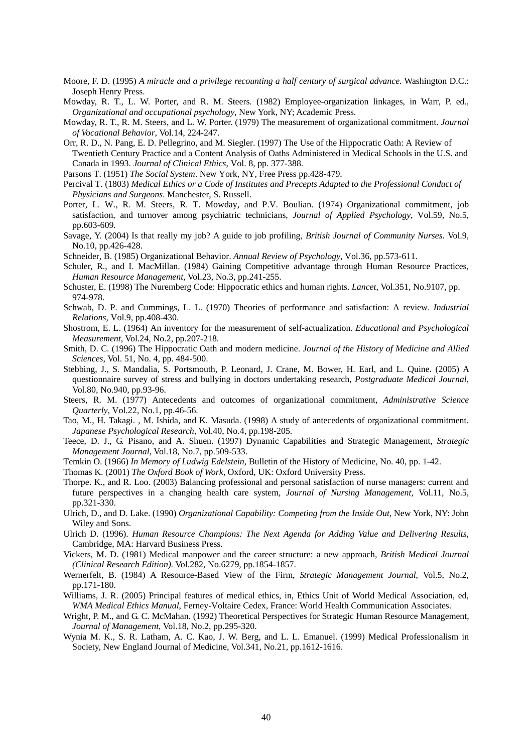Moore, F. D. (1995) *A miracle and a privilege recounting a half century of surgical advance.* Washington D.C.: Joseph Henry Press.

Mowday, R. T., L. W. Porter, and R. M. Steers. (1982) Employee-organization linkages, in Warr, P. ed., *Organizational and occupational psychology*, New York, NY; Academic Press.

Mowday, R. T., R. M. Steers, and L. W. Porter. (1979) The measurement of organizational commitment. *Journal of Vocational Behavior*, Vol.14, 224-247.

Orr, R. D., N. Pang, E. D. Pellegrino, and M. Siegler. (1997) The Use of the Hippocratic Oath: A Review of Twentieth Century Practice and a Content Analysis of Oaths Administered in Medical Schools in the U.S. and Canada in 1993. *Journal of Clinical Ethics*, Vol. 8, pp. 377-388.

Parsons T. (1951) *The Social System*. New York, NY, Free Press pp.428-479.

Percival T. (1803) *Medical Ethics or a Code of Institutes and Precepts Adapted to the Professional Conduct of Physicians and Surgeons*. Manchester, S. Russell.

Porter, L. W., R. M. Steers, R. T. Mowday, and P.V. Boulian. (1974) Organizational commitment, job satisfaction, and turnover among psychiatric technicians, *Journal of Applied Psychology*, Vol.59, No.5, pp.603-609.

Savage, Y. (2004) Is that really my job? A guide to job profiling, *British Journal of Community Nurses*. Vol.9, No.10, pp.426-428.

Schneider, B. (1985) Organizational Behavior. *Annual Review of Psychology*, Vol.36, pp.573-611.

Schuler, R., and I. MacMillan. (1984) Gaining Competitive advantage through Human Resource Practices, *Human Resource Management*, Vol.23, No.3, pp.241-255.

Schuster, E. (1998) The Nuremberg Code: Hippocratic ethics and human rights. *Lancet*, Vol.351, No.9107, pp. 974-978.

Schwab, D. P. and Cummings, L. L. (1970) Theories of performance and satisfaction: A review. *Industrial Relations*, Vol.9, pp.408-430.

Shostrom, E. L. (1964) An inventory for the measurement of self-actualization. *Educational and Psychological Measurement*, Vol.24, No.2, pp.207-218.

Smith, D. C. (1996) The Hippocratic Oath and modern medicine. *Journal of the History of Medicine and Allied Sciences*, Vol. 51, No. 4, pp. 484-500.

Stebbing, J., S. Mandalia, S. Portsmouth, P. Leonard, J. Crane, M. Bower, H. Earl, and L. Quine. (2005) A questionnaire survey of stress and bullying in doctors undertaking research, *Postgraduate Medical Journal*, Vol.80, No.940, pp.93-96.

Steers, R. M. (1977) Antecedents and outcomes of organizational commitment, *Administrative Science Quarterly*, Vol.22, No.1, pp.46-56.

Tao, M., H. Takagi. , M. Ishida, and K. Masuda. (1998) A study of antecedents of organizational commitment. *Japanese Psychological Research*, Vol.40, No.4, pp.198-205.

Teece, D. J., G. Pisano, and A. Shuen. (1997) Dynamic Capabilities and Strategic Management, *Strategic Management Journal*, Vol.18, No.7, pp.509-533.

Temkin O. (1966) *In Memory of Ludwig Edelstein*, Bulletin of the History of Medicine, No. 40, pp. 1-42.

Thomas K. (2001) *The Oxford Book of Work*, Oxford, UK: Oxford University Press.

Thorpe. K., and R. Loo. (2003) Balancing professional and personal satisfaction of nurse managers: current and future perspectives in a changing health care system, *Journal of Nursing Management*, Vol.11, No.5, pp.321-330.

Ulrich, D., and D. Lake. (1990) *Organizational Capability: Competing from the Inside Out*, New York, NY: John Wiley and Sons.

Ulrich D. (1996). *Human Resource Champions: The Next Agenda for Adding Value and Delivering Results*, Cambridge, MA: Harvard Business Press.

Vickers, M. D. (1981) Medical manpower and the career structure: a new approach, *British Medical Journal (Clinical Research Edition)*. Vol.282, No.6279, pp.1854-1857.

Wernerfelt, B. (1984) A Resource-Based View of the Firm, *Strategic Management Journal*, Vol.5, No.2, pp.171-180.

Williams, J. R. (2005) Principal features of medical ethics, in, Ethics Unit of World Medical Association, ed, *WMA Medical Ethics Manual*, Ferney-Voltaire Cedex, France: World Health Communication Associates.

Wright, P. M., and G. C. McMahan. (1992) Theoretical Perspectives for Strategic Human Resource Management, *Journal of Management*, Vol.18, No.2, pp.295-320.

Wynia M. K., S. R. Latham, A. C. Kao, J. W. Berg, and L. L. Emanuel. (1999) Medical Professionalism in Society, New England Journal of Medicine, Vol.341, No.21, pp.1612-1616.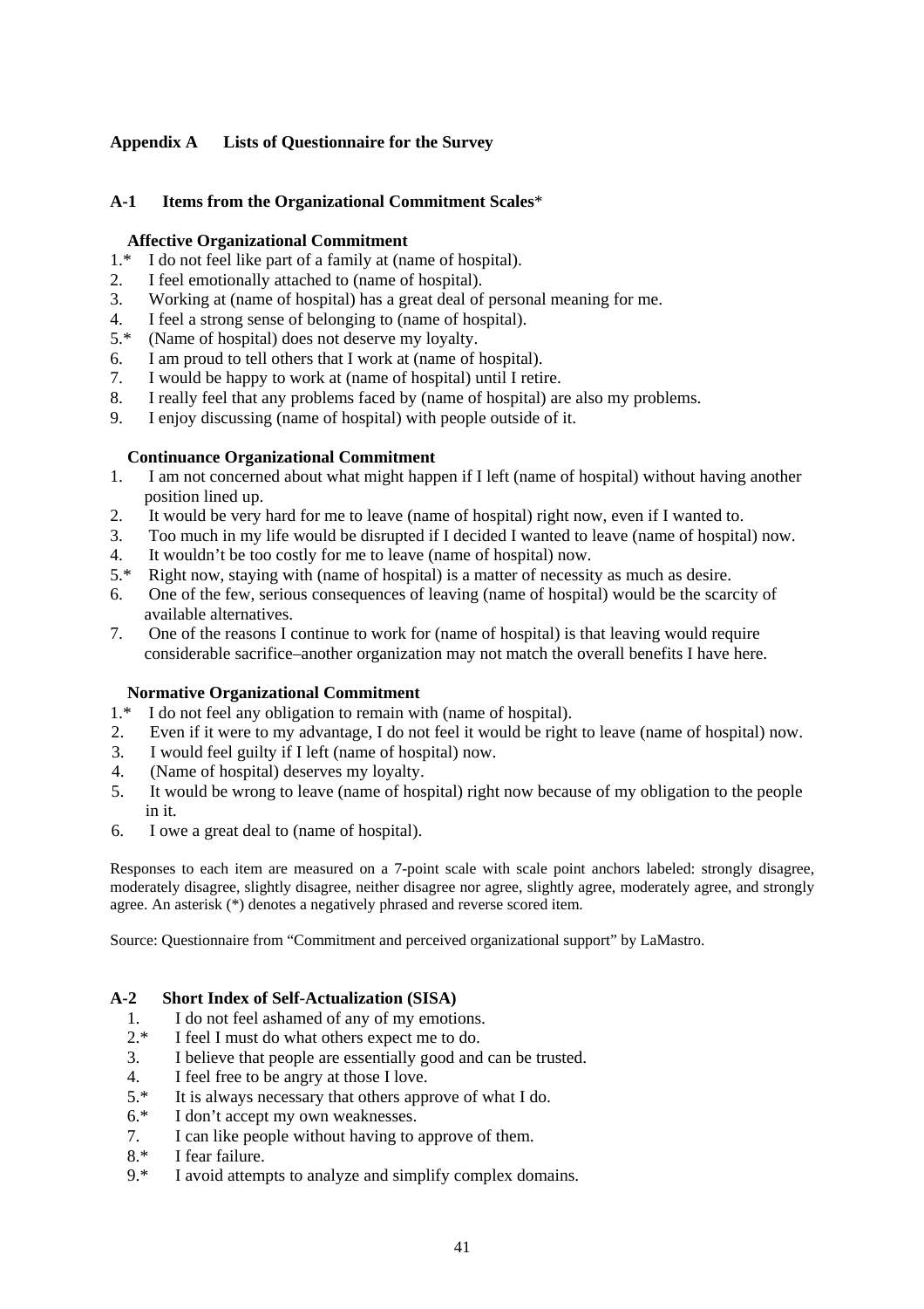## Appendix A Lists of Questionnaire for the Survey

### A-1 Items from the Organizational Commitment Scales*

**Affective Organizational Commitment**

1.* I do not feel like part of a family at (name of hospital).
2. I feel emotionally attached to (name of hospital).
3. Working at (name of hospital) has a great deal of personal meaning for me.
4. I feel a strong sense of belonging to (name of hospital).
5.* (Name of hospital) does not deserve my loyalty.
6. I am proud to tell others that I work at (name of hospital).
7. I would be happy to work at (name of hospital) until I retire.
8. I really feel that any problems faced by (name of hospital) are also my problems.
9. I enjoy discussing (name of hospital) with people outside of it.

**Continuance Organizational Commitment**

1. I am not concerned about what might happen if I left (name of hospital) without having another position lined up.
2. It would be very hard for me to leave (name of hospital) right now, even if I wanted to.
3. Too much in my life would be disrupted if I decided I wanted to leave (name of hospital) now.
4. It wouldn't be too costly for me to leave (name of hospital) now.
5.* Right now, staying with (name of hospital) is a matter of necessity as much as desire.
6. One of the few, serious consequences of leaving (name of hospital) would be the scarcity of available alternatives.
7. One of the reasons I continue to work for (name of hospital) is that leaving would require considerable sacrifice–another organization may not match the overall benefits I have here.

**Normative Organizational Commitment**

1.* I do not feel any obligation to remain with (name of hospital).
2. Even if it were to my advantage, I do not feel it would be right to leave (name of hospital) now.
3. I would feel guilty if I left (name of hospital) now.
4. (Name of hospital) deserves my loyalty.
5. It would be wrong to leave (name of hospital) right now because of my obligation to the people in it.
6. I owe a great deal to (name of hospital).

Responses to each item are measured on a 7-point scale with scale point anchors labeled: strongly disagree, moderately disagree, slightly disagree, neither disagree nor agree, slightly agree, moderately agree, and strongly agree. An asterisk (*) denotes a negatively phrased and reverse scored item.

Source: Questionnaire from "Commitment and perceived organizational support" by LaMastro.

### A-2 Short Index of Self-Actualization (SISA)

1. I do not feel ashamed of any of my emotions.
2.* I feel I must do what others expect me to do.
3. I believe that people are essentially good and can be trusted.
4. I feel free to be angry at those I love.
5.* It is always necessary that others approve of what I do.
6.* I don't accept my own weaknesses.
7. I can like people without having to approve of them.
8.* I fear failure.
9.* I avoid attempts to analyze and simplify complex domains.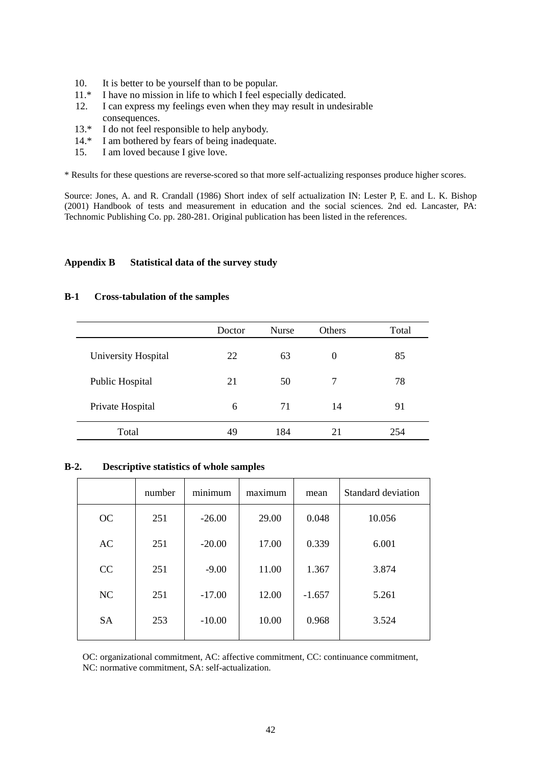10. It is better to be yourself than to be popular.
11.* I have no mission in life to which I feel especially dedicated.
12. I can express my feelings even when they may result in undesirable consequences.
13.* I do not feel responsible to help anybody.
14.* I am bothered by fears of being inadequate.
15. I am loved because I give love.

* Results for these questions are reverse-scored so that more self-actualizing responses produce higher scores.

Source: Jones, A. and R. Crandall (1986) Short index of self actualization IN: Lester P, E. and L. K. Bishop (2001) Handbook of tests and measurement in education and the social sciences. 2nd ed. Lancaster, PA: Technomic Publishing Co. pp. 280-281. Original publication has been listed in the references.

## Appendix B Statistical data of the survey study

### B-1 Cross-tabulation of the samples

| | Doctor | Nurse | Others | Total |
|---|---|---|---|---|
| University Hospital | 22 | 63 | 0 | 85 |
| Public Hospital | 21 | 50 | 7 | 78 |
| Private Hospital | 6 | 71 | 14 | 91 |
| Total | 49 | 184 | 21 | 254 |

### B-2. Descriptive statistics of whole samples

| | number | minimum | maximum | mean | Standard deviation |
|---|---|---|---|---|---|
| OC | 251 | -26.00 | 29.00 | 0.048 | 10.056 |
| AC | 251 | -20.00 | 17.00 | 0.339 | 6.001 |
| CC | 251 | -9.00 | 11.00 | 1.367 | 3.874 |
| NC | 251 | -17.00 | 12.00 | -1.657 | 5.261 |
| SA | 253 | -10.00 | 10.00 | 0.968 | 3.524 |

OC: organizational commitment, AC: affective commitment, CC: continuance commitment, NC: normative commitment, SA: self-actualization.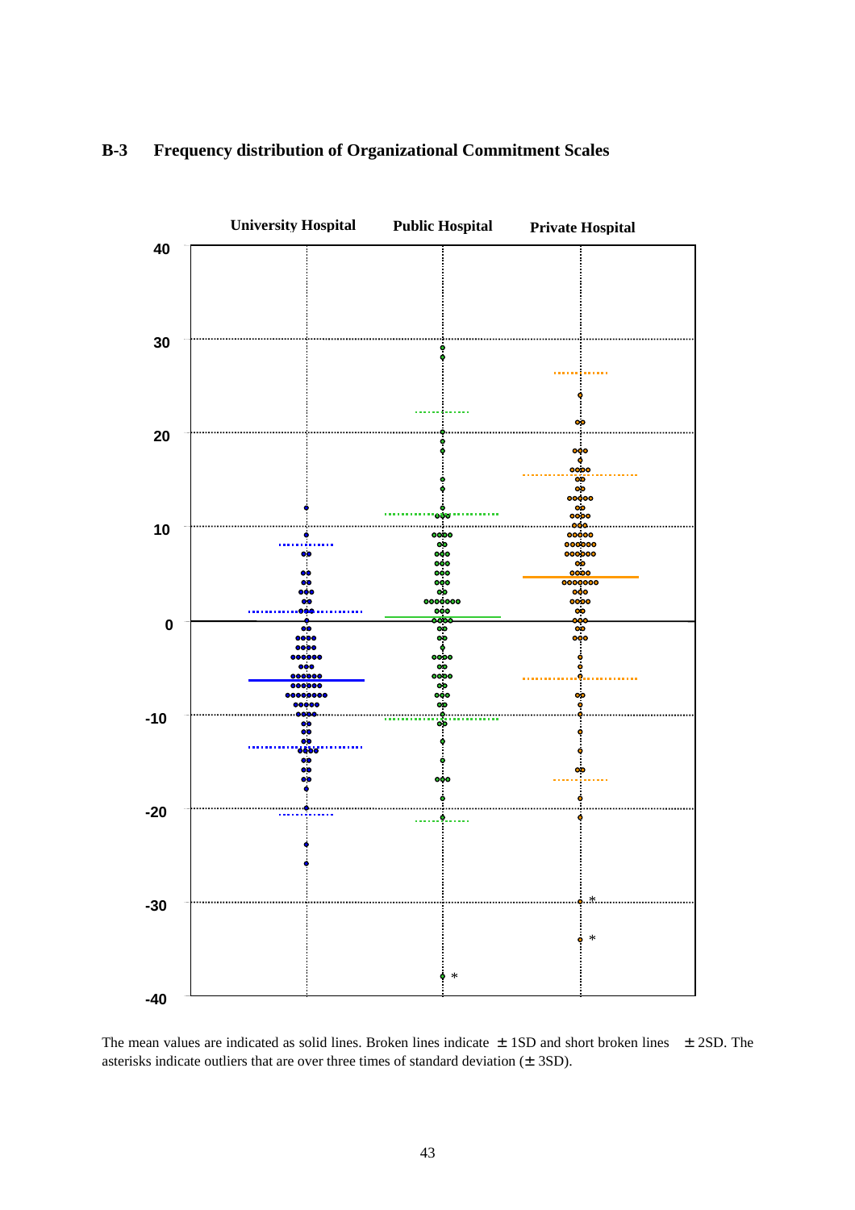## B-3 Frequency distribution of Organizational Commitment Scales

University Hospital Public Hospital Private Hospital

40

30

20

10

0

-10

-20

-30

-40

The mean values are indicated as solid lines. Broken lines indicate ±1SD and short broken lines ±2SD. The asterisks indicate outliers that are over three times of standard deviation (±3SD).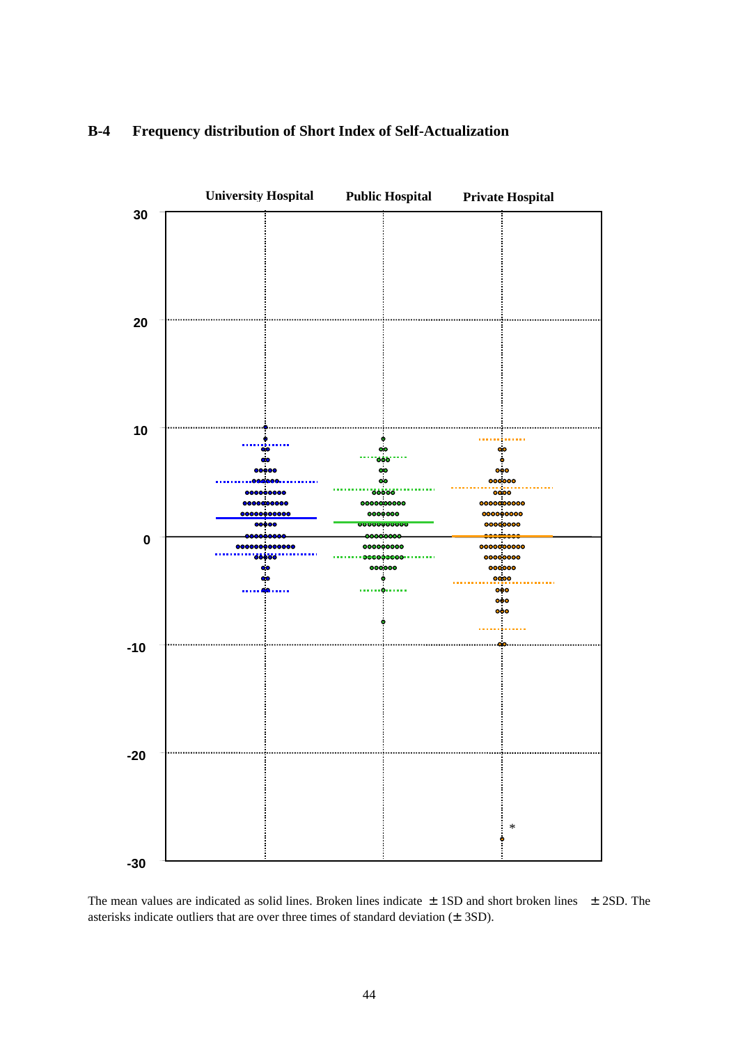**B-4 Frequency distribution of Short Index of Self-Actualization**

University Hospital | Public Hospital | Private Hospital

30

20

10

0

-10

-20

-30

*

The mean values are indicated as solid lines. Broken lines indicate ± 1SD and short broken lines ± 2SD. The asterisks indicate outliers that are over three times of standard deviation (± 3SD).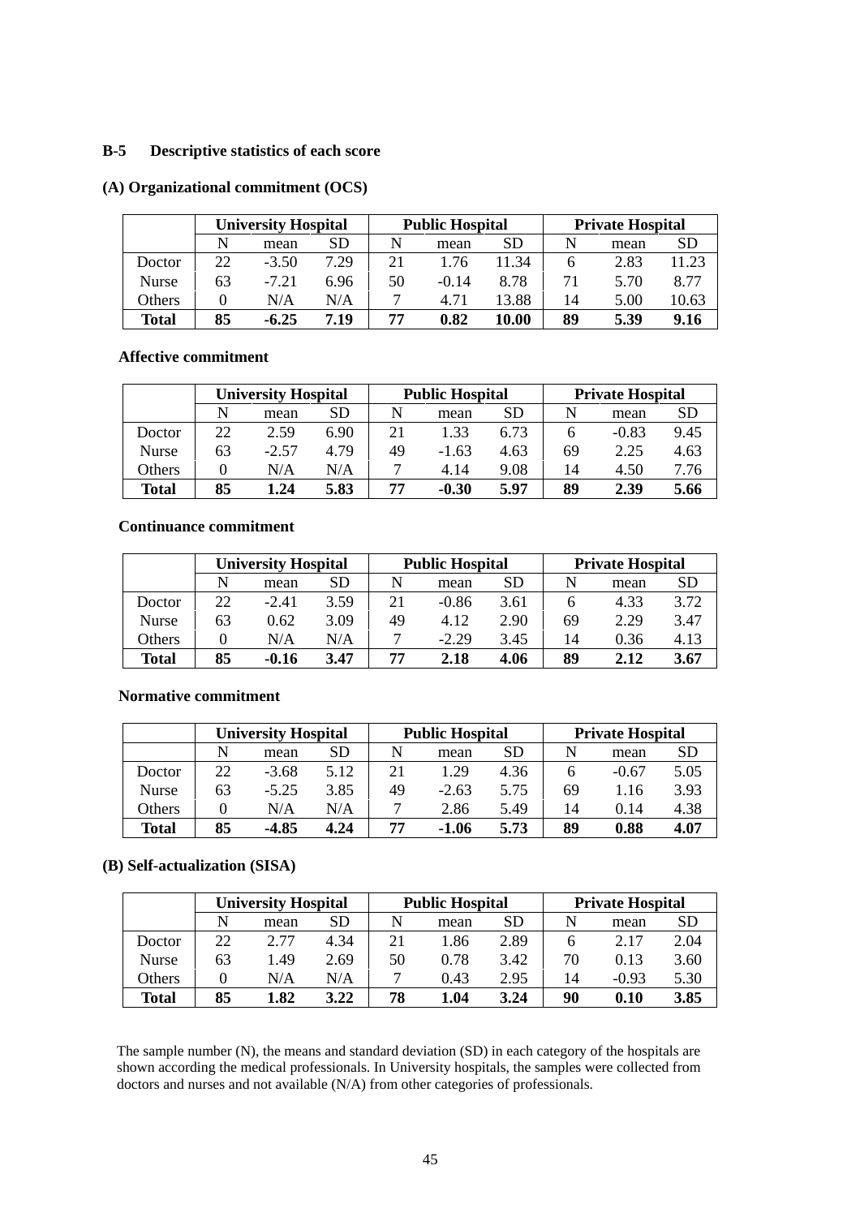### B-5 Descriptive statistics of each score

#### (A) Organizational commitment (OCS)

| | University Hospital | | | Public Hospital | | | Private Hospital | | |
|---|---|---|---|---|---|---|---|---|---|
| | N | mean | SD | N | mean | SD | N | mean | SD |
| Doctor | 22 | -3.50 | 7.29 | 21 | 1.76 | 11.34 | 6 | 2.83 | 11.23 |
| Nurse | 63 | -7.21 | 6.96 | 50 | -0.14 | 8.78 | 71 | 5.70 | 8.77 |
| Others | 0 | N/A | N/A | 7 | 4.71 | 13.88 | 14 | 5.00 | 10.63 |
| **Total** | **85** | **-6.25** | **7.19** | **77** | **0.82** | **10.00** | **89** | **5.39** | **9.16** |

**Affective commitment**

| | University Hospital | | | Public Hospital | | | Private Hospital | | |
|---|---|---|---|---|---|---|---|---|---|
| | N | mean | SD | N | mean | SD | N | mean | SD |
| Doctor | 22 | 2.59 | 6.90 | 21 | 1.33 | 6.73 | 6 | -0.83 | 9.45 |
| Nurse | 63 | -2.57 | 4.79 | 49 | -1.63 | 4.63 | 69 | 2.25 | 4.63 |
| Others | 0 | N/A | N/A | 7 | 4.14 | 9.08 | 14 | 4.50 | 7.76 |
| **Total** | **85** | **1.24** | **5.83** | **77** | **-0.30** | **5.97** | **89** | **2.39** | **5.66** |

**Continuance commitment**

| | University Hospital | | | Public Hospital | | | Private Hospital | | |
|---|---|---|---|---|---|---|---|---|---|
| | N | mean | SD | N | mean | SD | N | mean | SD |
| Doctor | 22 | -2.41 | 3.59 | 21 | -0.86 | 3.61 | 6 | 4.33 | 3.72 |
| Nurse | 63 | 0.62 | 3.09 | 49 | 4.12 | 2.90 | 69 | 2.29 | 3.47 |
| Others | 0 | N/A | N/A | 7 | -2.29 | 3.45 | 14 | 0.36 | 4.13 |
| **Total** | **85** | **-0.16** | **3.47** | **77** | **2.18** | **4.06** | **89** | **2.12** | **3.67** |

**Normative commitment**

| | University Hospital | | | Public Hospital | | | Private Hospital | | |
|---|---|---|---|---|---|---|---|---|---|
| | N | mean | SD | N | mean | SD | N | mean | SD |
| Doctor | 22 | -3.68 | 5.12 | 21 | 1.29 | 4.36 | 6 | -0.67 | 5.05 |
| Nurse | 63 | -5.25 | 3.85 | 49 | -2.63 | 5.75 | 69 | 1.16 | 3.93 |
| Others | 0 | N/A | N/A | 7 | 2.86 | 5.49 | 14 | 0.14 | 4.38 |
| **Total** | **85** | **-4.85** | **4.24** | **77** | **-1.06** | **5.73** | **89** | **0.88** | **4.07** |

#### (B) Self-actualization (SISA)

| | University Hospital | | | Public Hospital | | | Private Hospital | | |
|---|---|---|---|---|---|---|---|---|---|
| | N | mean | SD | N | mean | SD | N | mean | SD |
| Doctor | 22 | 2.77 | 4.34 | 21 | 1.86 | 2.89 | 6 | 2.17 | 2.04 |
| Nurse | 63 | 1.49 | 2.69 | 50 | 0.78 | 3.42 | 70 | 0.13 | 3.60 |
| Others | 0 | N/A | N/A | 7 | 0.43 | 2.95 | 14 | -0.93 | 5.30 |
| **Total** | **85** | **1.82** | **3.22** | **78** | **1.04** | **3.24** | **90** | **0.10** | **3.85** |

The sample number (N), the means and standard deviation (SD) in each category of the hospitals are shown according the medical professionals. In University hospitals, the samples were collected from doctors and nurses and not available (N/A) from other categories of professionals.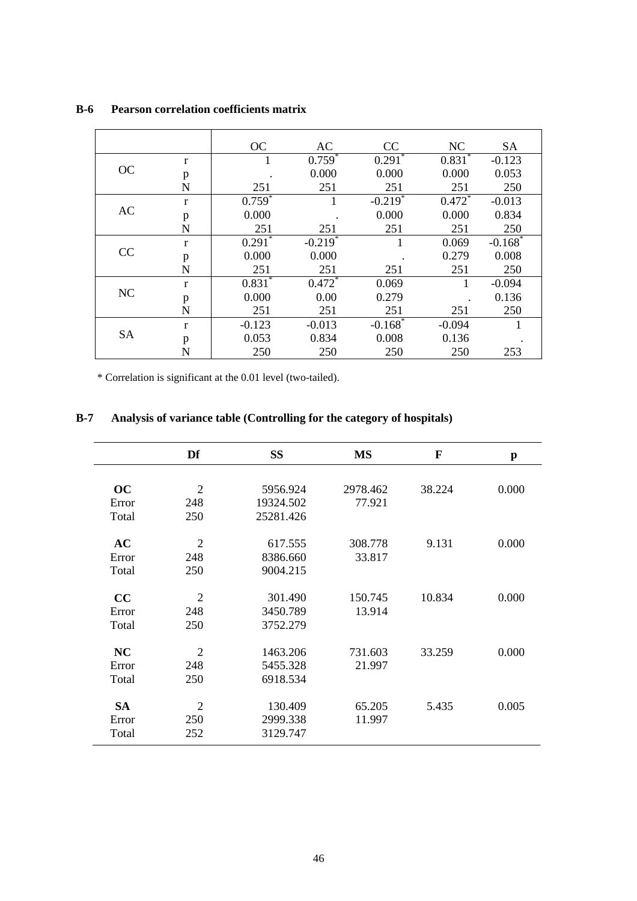## B-6 Pearson correlation coefficients matrix

| | | OC | AC | CC | NC | SA |
|---|---|---|---|---|---|---|
| OC | r | 1 | 0.759* | 0.291* | 0.831* | -0.123 |
| | p | . | 0.000 | 0.000 | 0.000 | 0.053 |
| | N | 251 | 251 | 251 | 251 | 250 |
| AC | r | 0.759* | 1 | -0.219* | 0.472* | -0.013 |
| | p | 0.000 | . | 0.000 | 0.000 | 0.834 |
| | N | 251 | 251 | 251 | 251 | 250 |
| CC | r | 0.291* | -0.219* | 1 | 0.069 | -0.168* |
| | p | 0.000 | 0.000 | . | 0.279 | 0.008 |
| | N | 251 | 251 | 251 | 251 | 250 |
| NC | r | 0.831* | 0.472* | 0.069 | 1 | -0.094 |
| | p | 0.000 | 0.00 | 0.279 | . | 0.136 |
| | N | 251 | 251 | 251 | 251 | 250 |
| SA | r | -0.123 | -0.013 | -0.168* | -0.094 | 1 |
| | p | 0.053 | 0.834 | 0.008 | 0.136 | . |
| | N | 250 | 250 | 250 | 250 | 253 |

* Correlation is significant at the 0.01 level (two-tailed).

## B-7 Analysis of variance table (Controlling for the category of hospitals)

| | Df | SS | MS | F | p |
|---|---|---|---|---|---|
| **OC** | 2 | 5956.924 | 2978.462 | 38.224 | 0.000 |
| Error | 248 | 19324.502 | 77.921 | | |
| Total | 250 | 25281.426 | | | |
| **AC** | 2 | 617.555 | 308.778 | 9.131 | 0.000 |
| Error | 248 | 8386.660 | 33.817 | | |
| Total | 250 | 9004.215 | | | |
| **CC** | 2 | 301.490 | 150.745 | 10.834 | 0.000 |
| Error | 248 | 3450.789 | 13.914 | | |
| Total | 250 | 3752.279 | | | |
| **NC** | 2 | 1463.206 | 731.603 | 33.259 | 0.000 |
| Error | 248 | 5455.328 | 21.997 | | |
| Total | 250 | 6918.534 | | | |
| **SA** | 2 | 130.409 | 65.205 | 5.435 | 0.005 |
| Error | 250 | 2999.338 | 11.997 | | |
| Total | 252 | 3129.747 | | | |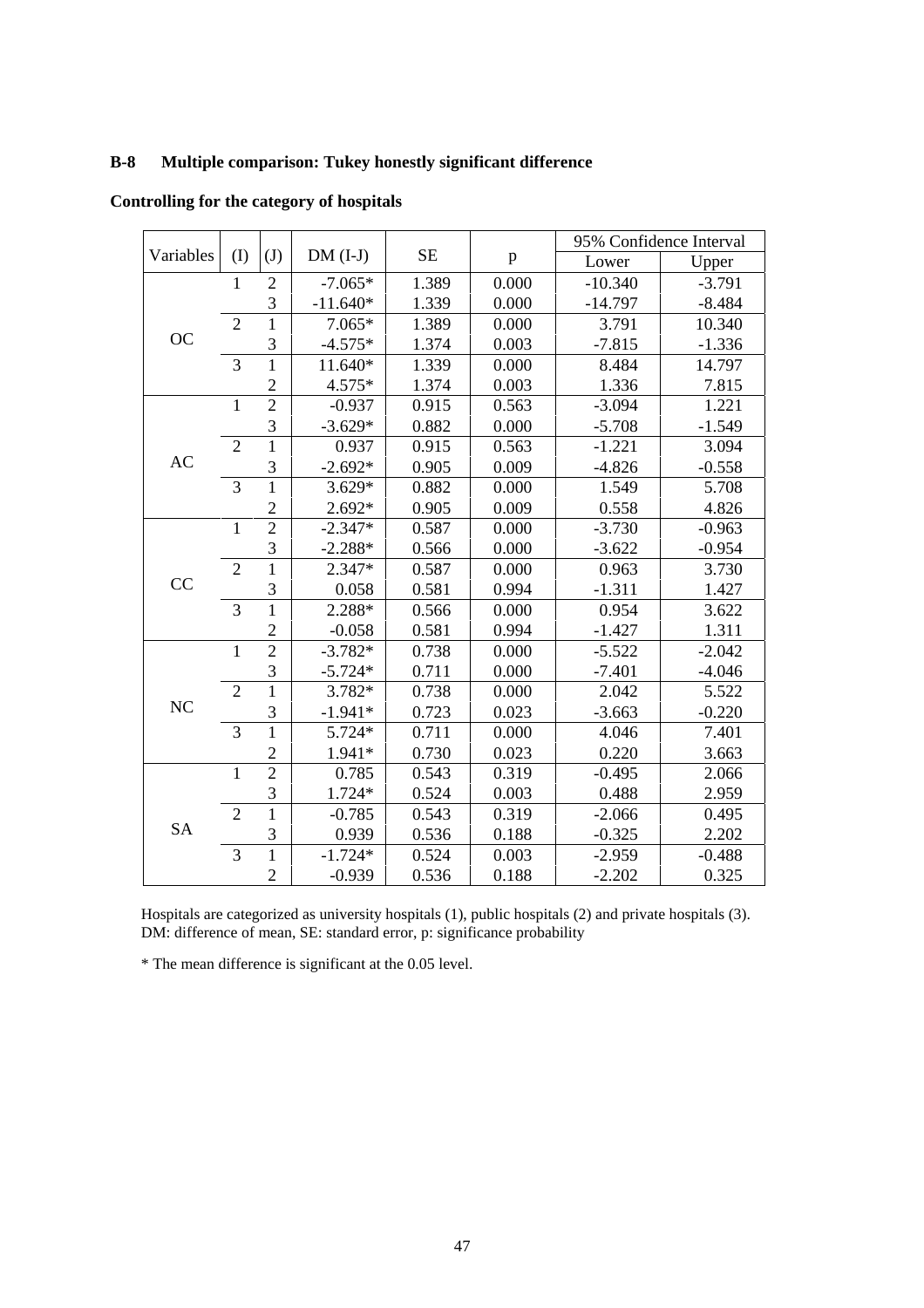## B-8 Multiple comparison: Tukey honestly significant difference

**Controlling for the category of hospitals**

| Variables | (I) | (J) | DM (I-J) | SE | p | 95% Confidence Interval | |
|---|---|---|---|---|---|---|---|
| | | | | | | Lower | Upper |
| OC | 1 | 2 | -7.065* | 1.389 | 0.000 | -10.340 | -3.791 |
| | | 3 | -11.640* | 1.339 | 0.000 | -14.797 | -8.484 |
| | 2 | 1 | 7.065* | 1.389 | 0.000 | 3.791 | 10.340 |
| | | 3 | -4.575* | 1.374 | 0.003 | -7.815 | -1.336 |
| | 3 | 1 | 11.640* | 1.339 | 0.000 | 8.484 | 14.797 |
| | | 2 | 4.575* | 1.374 | 0.003 | 1.336 | 7.815 |
| AC | 1 | 2 | -0.937 | 0.915 | 0.563 | -3.094 | 1.221 |
| | | 3 | -3.629* | 0.882 | 0.000 | -5.708 | -1.549 |
| | 2 | 1 | 0.937 | 0.915 | 0.563 | -1.221 | 3.094 |
| | | 3 | -2.692* | 0.905 | 0.009 | -4.826 | -0.558 |
| | 3 | 1 | 3.629* | 0.882 | 0.000 | 1.549 | 5.708 |
| | | 2 | 2.692* | 0.905 | 0.009 | 0.558 | 4.826 |
| CC | 1 | 2 | -2.347* | 0.587 | 0.000 | -3.730 | -0.963 |
| | | 3 | -2.288* | 0.566 | 0.000 | -3.622 | -0.954 |
| | 2 | 1 | 2.347* | 0.587 | 0.000 | 0.963 | 3.730 |
| | | 3 | 0.058 | 0.581 | 0.994 | -1.311 | 1.427 |
| | 3 | 1 | 2.288* | 0.566 | 0.000 | 0.954 | 3.622 |
| | | 2 | -0.058 | 0.581 | 0.994 | -1.427 | 1.311 |
| NC | 1 | 2 | -3.782* | 0.738 | 0.000 | -5.522 | -2.042 |
| | | 3 | -5.724* | 0.711 | 0.000 | -7.401 | -4.046 |
| | 2 | 1 | 3.782* | 0.738 | 0.000 | 2.042 | 5.522 |
| | | 3 | -1.941* | 0.723 | 0.023 | -3.663 | -0.220 |
| | 3 | 1 | 5.724* | 0.711 | 0.000 | 4.046 | 7.401 |
| | | 2 | 1.941* | 0.730 | 0.023 | 0.220 | 3.663 |
| SA | 1 | 2 | 0.785 | 0.543 | 0.319 | -0.495 | 2.066 |
| | | 3 | 1.724* | 0.524 | 0.003 | 0.488 | 2.959 |
| | 2 | 1 | -0.785 | 0.543 | 0.319 | -2.066 | 0.495 |
| | | 3 | 0.939 | 0.536 | 0.188 | -0.325 | 2.202 |
| | 3 | 1 | -1.724* | 0.524 | 0.003 | -2.959 | -0.488 |
| | | 2 | -0.939 | 0.536 | 0.188 | -2.202 | 0.325 |

Hospitals are categorized as university hospitals (1), public hospitals (2) and private hospitals (3).
DM: difference of mean, SE: standard error, p: significance probability

* The mean difference is significant at the 0.05 level.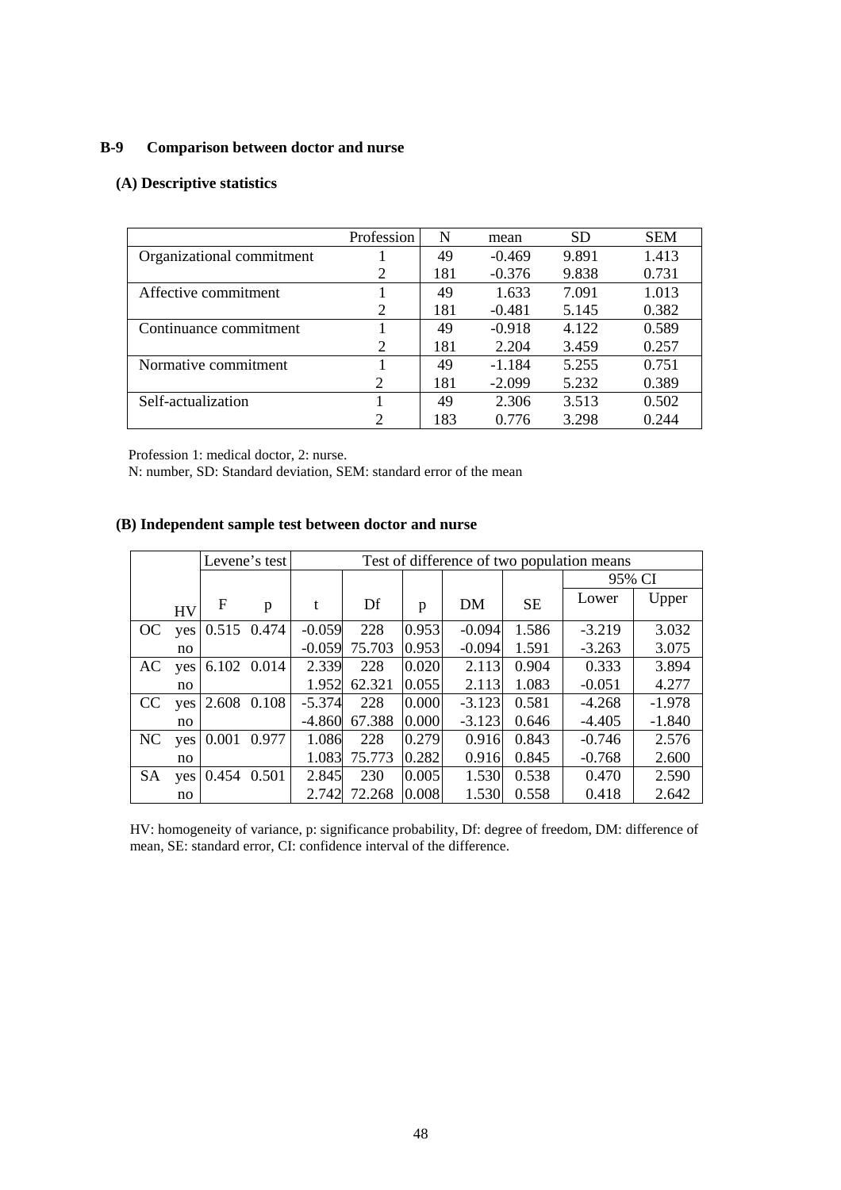### B-9 Comparison between doctor and nurse

#### (A) Descriptive statistics

| | Profession | N | mean | SD | SEM |
|---|---|---|---|---|---|
| Organizational commitment | 1 | 49 | -0.469 | 9.891 | 1.413 |
| | 2 | 181 | -0.376 | 9.838 | 0.731 |
| Affective commitment | 1 | 49 | 1.633 | 7.091 | 1.013 |
| | 2 | 181 | -0.481 | 5.145 | 0.382 |
| Continuance commitment | 1 | 49 | -0.918 | 4.122 | 0.589 |
| | 2 | 181 | 2.204 | 3.459 | 0.257 |
| Normative commitment | 1 | 49 | -1.184 | 5.255 | 0.751 |
| | 2 | 181 | -2.099 | 5.232 | 0.389 |
| Self-actualization | 1 | 49 | 2.306 | 3.513 | 0.502 |
| | 2 | 183 | 0.776 | 3.298 | 0.244 |

Profession 1: medical doctor, 2: nurse.
N: number, SD: Standard deviation, SEM: standard error of the mean

#### (B) Independent sample test between doctor and nurse

| | | Levene's test | | Test of difference of two population means | | | | | | |
|---|---|---|---|---|---|---|---|---|---|---|
| | | | | | | | | | 95% CI | |
| | HV | F | p | t | Df | p | DM | SE | Lower | Upper |
| OC | yes | 0.515 | 0.474 | -0.059 | 228 | 0.953 | -0.094 | 1.586 | -3.219 | 3.032 |
| | no | | | -0.059 | 75.703 | 0.953 | -0.094 | 1.591 | -3.263 | 3.075 |
| AC | yes | 6.102 | 0.014 | 2.339 | 228 | 0.020 | 2.113 | 0.904 | 0.333 | 3.894 |
| | no | | | 1.952 | 62.321 | 0.055 | 2.113 | 1.083 | -0.051 | 4.277 |
| CC | yes | 2.608 | 0.108 | -5.374 | 228 | 0.000 | -3.123 | 0.581 | -4.268 | -1.978 |
| | no | | | -4.860 | 67.388 | 0.000 | -3.123 | 0.646 | -4.405 | -1.840 |
| NC | yes | 0.001 | 0.977 | 1.086 | 228 | 0.279 | 0.916 | 0.843 | -0.746 | 2.576 |
| | no | | | 1.083 | 75.773 | 0.282 | 0.916 | 0.845 | -0.768 | 2.600 |
| SA | yes | 0.454 | 0.501 | 2.845 | 230 | 0.005 | 1.530 | 0.538 | 0.470 | 2.590 |
| | no | | | 2.742 | 72.268 | 0.008 | 1.530 | 0.558 | 0.418 | 2.642 |

HV: homogeneity of variance, p: significance probability, Df: degree of freedom, DM: difference of mean, SE: standard error, CI: confidence interval of the difference.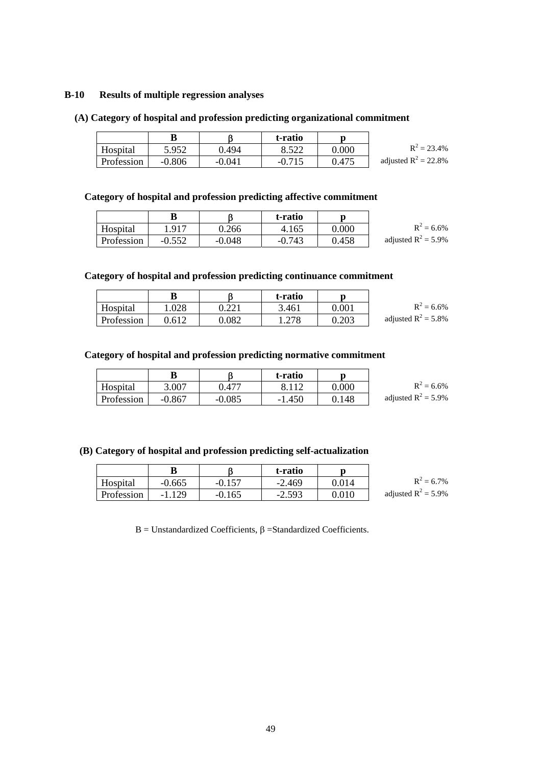## B-10 Results of multiple regression analyses

### (A) Category of hospital and profession predicting organizational commitment

| | B | β | t-ratio | p |
|---|---|---|---|---|
| Hospital | 5.952 | 0.494 | 8.522 | 0.000 |
| Profession | -0.806 | -0.041 | -0.715 | 0.475 |

$R^2$ = 23.4%
adjusted $R^2$ = 22.8%

### Category of hospital and profession predicting affective commitment

| | B | β | t-ratio | p |
|---|---|---|---|---|
| Hospital | 1.917 | 0.266 | 4.165 | 0.000 |
| Profession | -0.552 | -0.048 | -0.743 | 0.458 |

$R^2$ = 6.6%
adjusted $R^2$ = 5.9%

### Category of hospital and profession predicting continuance commitment

| | B | β | t-ratio | p |
|---|---|---|---|---|
| Hospital | 1.028 | 0.221 | 3.461 | 0.001 |
| Profession | 0.612 | 0.082 | 1.278 | 0.203 |

$R^2$ = 6.6%
adjusted $R^2$ = 5.8%

### Category of hospital and profession predicting normative commitment

| | B | β | t-ratio | p |
|---|---|---|---|---|
| Hospital | 3.007 | 0.477 | 8.112 | 0.000 |
| Profession | -0.867 | -0.085 | -1.450 | 0.148 |

$R^2$ = 6.6%
adjusted $R^2$ = 5.9%

### (B) Category of hospital and profession predicting self-actualization

| | B | β | t-ratio | p |
|---|---|---|---|---|
| Hospital | -0.665 | -0.157 | -2.469 | 0.014 |
| Profession | -1.129 | -0.165 | -2.593 | 0.010 |

$R^2$ = 6.7%
adjusted $R^2$ = 5.9%

B = Unstandardized Coefficients, β =Standardized Coefficients.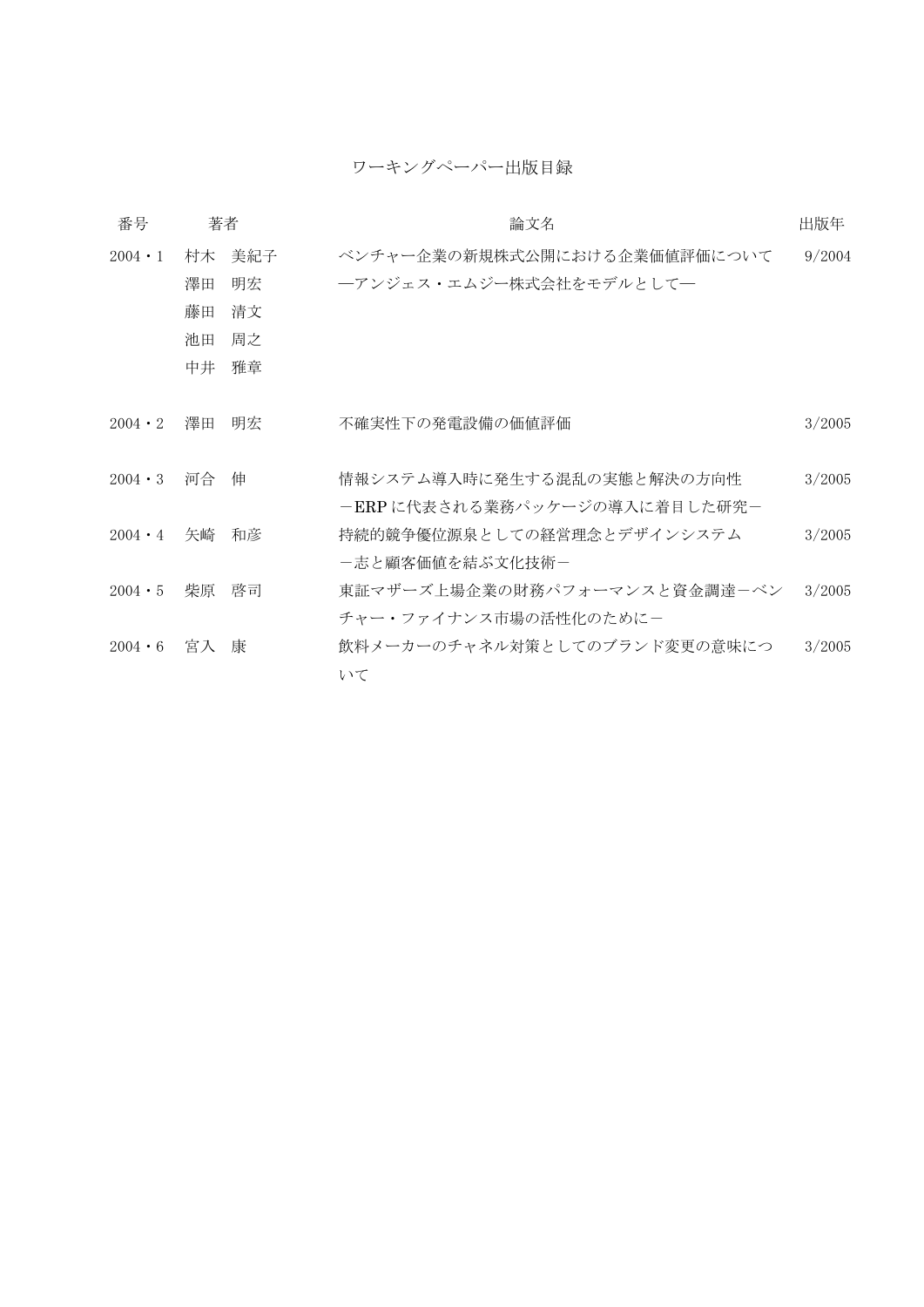# ワーキングペーパー出版目録

| 番号 | 著者 | 論文名 | 出版年 |
| --- | --- | --- | --- |
| 2004・1 | 村木　美紀子<br>澤田　明宏<br>藤田　清文<br>池田　周之<br>中井　雅章 | ベンチャー企業の新規株式公開における企業価値評価について<br>―アンジェス・エムジー株式会社をモデルとして― | 9/2004 |
| 2004・2 | 澤田　明宏 | 不確実性下の発電設備の価値評価 | 3/2005 |
| 2004・3 | 河合　伸 | 情報システム導入時に発生する混乱の実態と解決の方向性<br>－ERP に代表される業務パッケージの導入に着目した研究－ | 3/2005 |
| 2004・4 | 矢崎　和彦 | 持続的競争優位源泉としての経営理念とデザインシステム<br>－志と顧客価値を結ぶ文化技術－ | 3/2005 |
| 2004・5 | 柴原　啓司 | 東証マザーズ上場企業の財務パフォーマンスと資金調達－ベンチャー・ファイナンス市場の活性化のために－ | 3/2005 |
| 2004・6 | 宮入　康 | 飲料メーカーのチャネル対策としてのブランド変更の意味について | 3/2005 |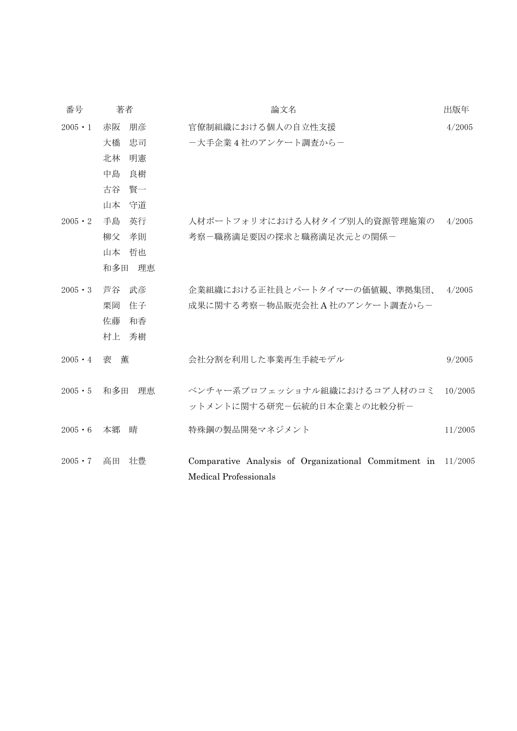| 番号 | 著者 | 論文名 | 出版年 |
| --- | --- | --- | --- |
| 2005・1 | 赤阪　朋彦<br>大橋　忠司<br>北林　明憲<br>中島　良樹<br>古谷　賢一<br>山本　守道 | 官僚制組織における個人の自立性支援<br>－大手企業 4 社のアンケート調査から－ | 4/2005 |
| 2005・2 | 手島　英行<br>柳父　孝則<br>山本　哲也<br>和多田　理恵 | 人材ポートフォリオにおける人材タイプ別人的資源管理施策の考察－職務満足要因の探求と職務満足次元との関係－ | 4/2005 |
| 2005・3 | 芦谷　武彦<br>栗岡　住子<br>佐藤　和香<br>村上　秀樹 | 企業組織における正社員とパートタイマーの価値観、準拠集団、成果に関する考察－物品販売会社 A 社のアンケート調査から－ | 4/2005 |
| 2005・4 | 裵　薫 | 会社分割を利用した事業再生手続モデル | 9/2005 |
| 2005・5 | 和多田　理恵 | ベンチャー系プロフェッショナル組織におけるコア人材のコミットメントに関する研究－伝統的日本企業との比較分析－ | 10/2005 |
| 2005・6 | 本郷　晴 | 特殊鋼の製品開発マネジメント | 11/2005 |
| 2005・7 | 高田　壮豊 | Comparative Analysis of Organizational Commitment in Medical Professionals | 11/2005 |